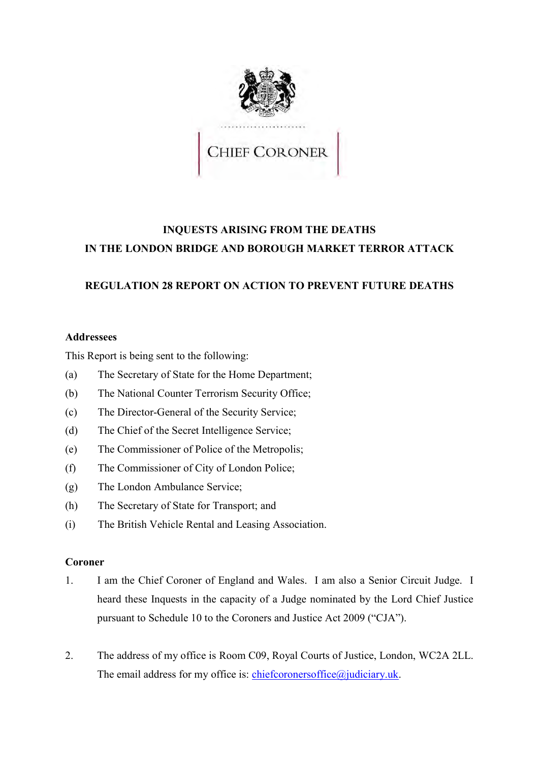CHIEF CORONER

**INQUESTS ARISING FROM THE DEATHS**
**IN THE LONDON BRIDGE AND BOROUGH MARKET TERROR ATTACK**

**REGULATION 28 REPORT ON ACTION TO PREVENT FUTURE DEATHS**

**Addressees**

This Report is being sent to the following:

(a) The Secretary of State for the Home Department;

(b) The National Counter Terrorism Security Office;

(c) The Director-General of the Security Service;

(d) The Chief of the Secret Intelligence Service;

(e) The Commissioner of Police of the Metropolis;

(f) The Commissioner of City of London Police;

(g) The London Ambulance Service;

(h) The Secretary of State for Transport; and

(i) The British Vehicle Rental and Leasing Association.

**Coroner**

1. I am the Chief Coroner of England and Wales. I am also a Senior Circuit Judge. I heard these Inquests in the capacity of a Judge nominated by the Lord Chief Justice pursuant to Schedule 10 to the Coroners and Justice Act 2009 ("CJA").

2. The address of my office is Room C09, Royal Courts of Justice, London, WC2A 2LL. The email address for my office is: chiefcoronersoffice@judiciary.uk.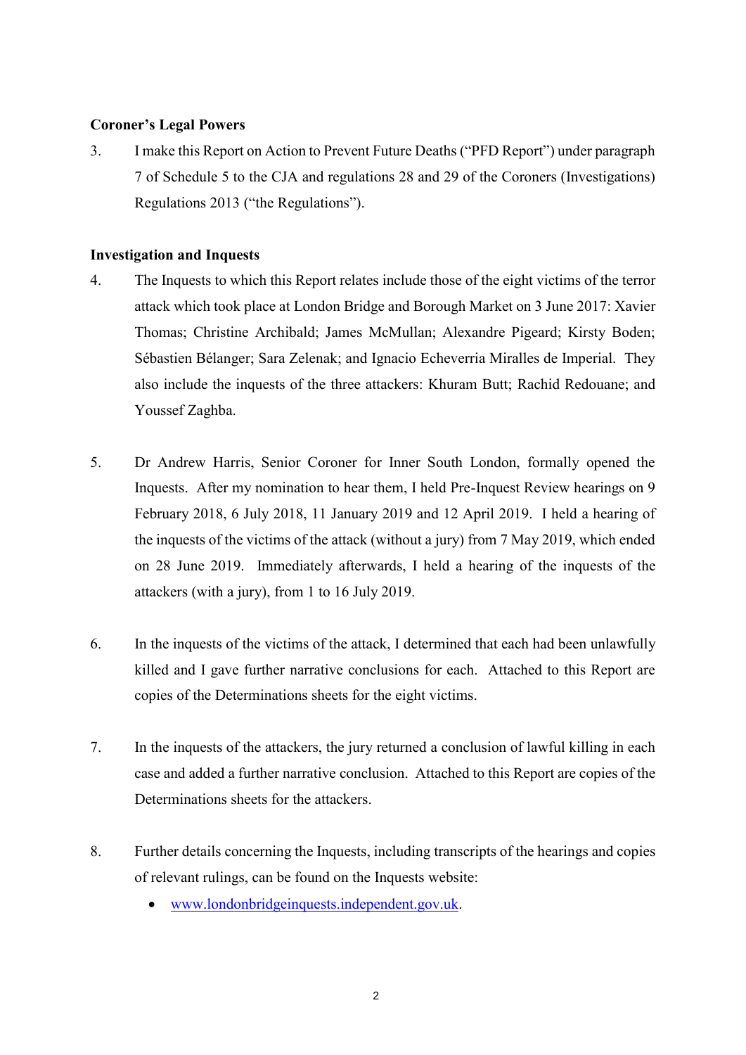**Coroner's Legal Powers**

3. I make this Report on Action to Prevent Future Deaths ("PFD Report") under paragraph 7 of Schedule 5 to the CJA and regulations 28 and 29 of the Coroners (Investigations) Regulations 2013 ("the Regulations").

**Investigation and Inquests**

4. The Inquests to which this Report relates include those of the eight victims of the terror attack which took place at London Bridge and Borough Market on 3 June 2017: Xavier Thomas; Christine Archibald; James McMullan; Alexandre Pigeard; Kirsty Boden; Sébastien Bélanger; Sara Zelenak; and Ignacio Echeverria Miralles de Imperial. They also include the inquests of the three attackers: Khuram Butt; Rachid Redouane; and Youssef Zaghba.

5. Dr Andrew Harris, Senior Coroner for Inner South London, formally opened the Inquests. After my nomination to hear them, I held Pre-Inquest Review hearings on 9 February 2018, 6 July 2018, 11 January 2019 and 12 April 2019. I held a hearing of the inquests of the victims of the attack (without a jury) from 7 May 2019, which ended on 28 June 2019. Immediately afterwards, I held a hearing of the inquests of the attackers (with a jury), from 1 to 16 July 2019.

6. In the inquests of the victims of the attack, I determined that each had been unlawfully killed and I gave further narrative conclusions for each. Attached to this Report are copies of the Determinations sheets for the eight victims.

7. In the inquests of the attackers, the jury returned a conclusion of lawful killing in each case and added a further narrative conclusion. Attached to this Report are copies of the Determinations sheets for the attackers.

8. Further details concerning the Inquests, including transcripts of the hearings and copies of relevant rulings, can be found on the Inquests website:
   - www.londonbridgeinquests.independent.gov.uk.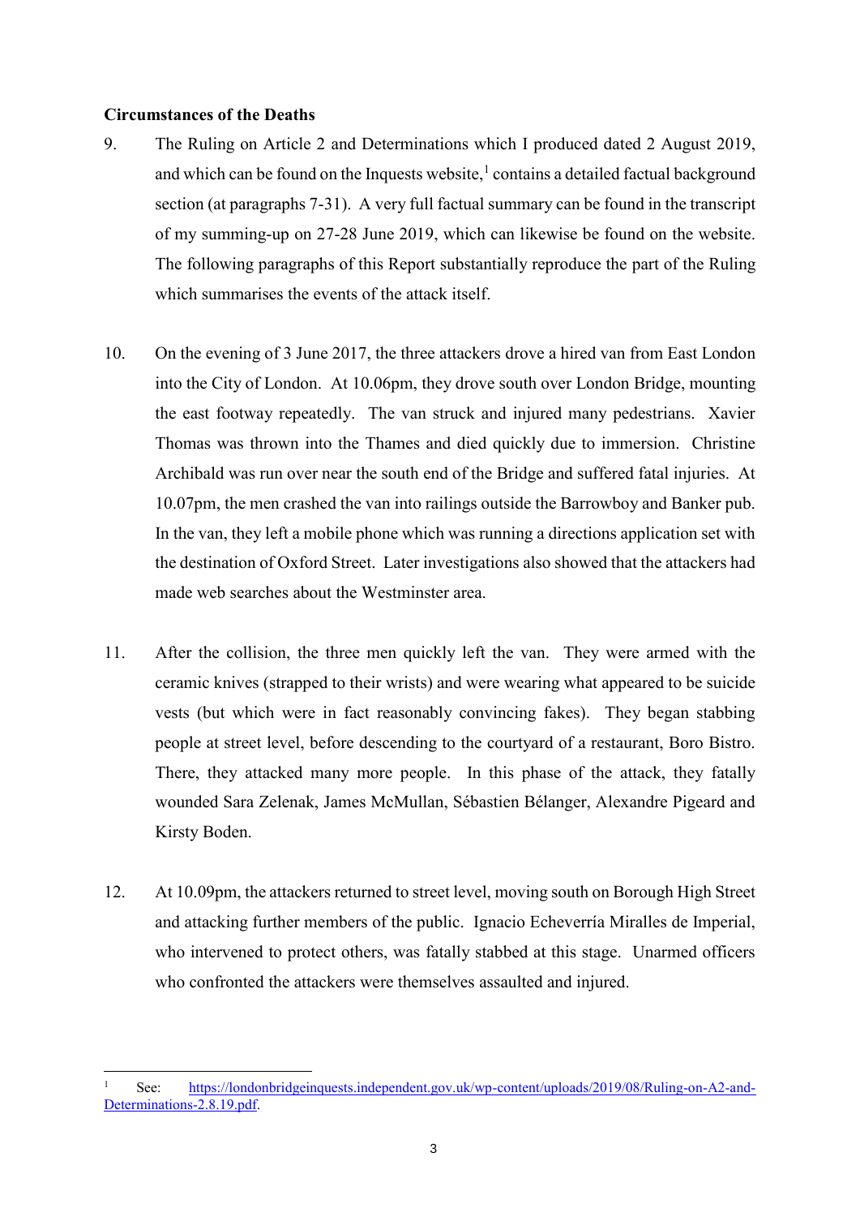**Circumstances of the Deaths**

9. The Ruling on Article 2 and Determinations which I produced dated 2 August 2019, and which can be found on the Inquests website,[1] contains a detailed factual background section (at paragraphs 7-31). A very full factual summary can be found in the transcript of my summing-up on 27-28 June 2019, which can likewise be found on the website. The following paragraphs of this Report substantially reproduce the part of the Ruling which summarises the events of the attack itself.

10. On the evening of 3 June 2017, the three attackers drove a hired van from East London into the City of London. At 10.06pm, they drove south over London Bridge, mounting the east footway repeatedly. The van struck and injured many pedestrians. Xavier Thomas was thrown into the Thames and died quickly due to immersion. Christine Archibald was run over near the south end of the Bridge and suffered fatal injuries. At 10.07pm, the men crashed the van into railings outside the Barrowboy and Banker pub. In the van, they left a mobile phone which was running a directions application set with the destination of Oxford Street. Later investigations also showed that the attackers had made web searches about the Westminster area.

11. After the collision, the three men quickly left the van. They were armed with the ceramic knives (strapped to their wrists) and were wearing what appeared to be suicide vests (but which were in fact reasonably convincing fakes). They began stabbing people at street level, before descending to the courtyard of a restaurant, Boro Bistro. There, they attacked many more people. In this phase of the attack, they fatally wounded Sara Zelenak, James McMullan, Sébastien Bélanger, Alexandre Pigeard and Kirsty Boden.

12. At 10.09pm, the attackers returned to street level, moving south on Borough High Street and attacking further members of the public. Ignacio Echeverría Miralles de Imperial, who intervened to protect others, was fatally stabbed at this stage. Unarmed officers who confronted the attackers were themselves assaulted and injured.

[1] See: https://londonbridgeinquests.independent.gov.uk/wp-content/uploads/2019/08/Ruling-on-A2-and-Determinations-2.8.19.pdf.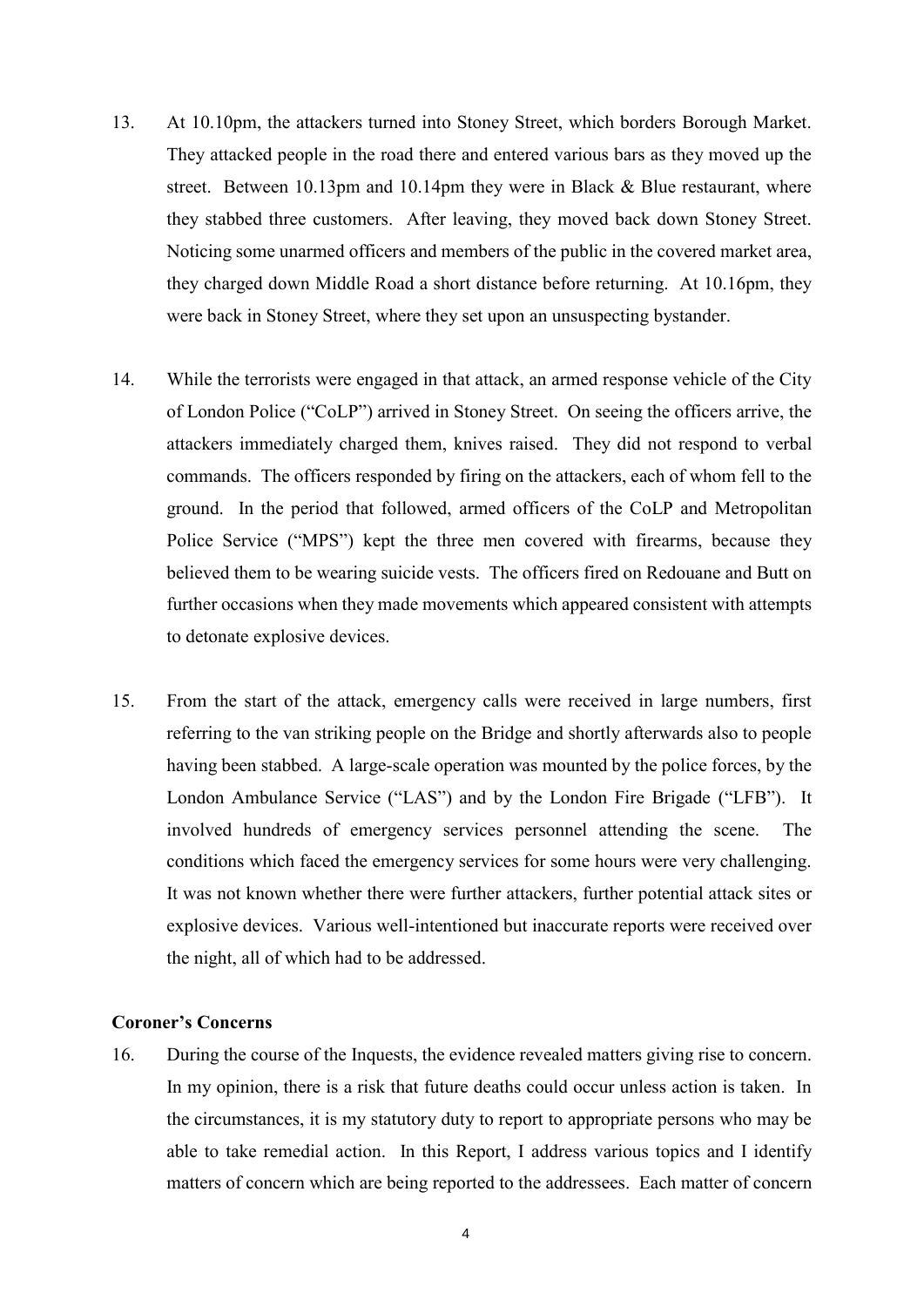13. At 10.10pm, the attackers turned into Stoney Street, which borders Borough Market. They attacked people in the road there and entered various bars as they moved up the street. Between 10.13pm and 10.14pm they were in Black & Blue restaurant, where they stabbed three customers. After leaving, they moved back down Stoney Street. Noticing some unarmed officers and members of the public in the covered market area, they charged down Middle Road a short distance before returning. At 10.16pm, they were back in Stoney Street, where they set upon an unsuspecting bystander.

14. While the terrorists were engaged in that attack, an armed response vehicle of the City of London Police ("CoLP") arrived in Stoney Street. On seeing the officers arrive, the attackers immediately charged them, knives raised. They did not respond to verbal commands. The officers responded by firing on the attackers, each of whom fell to the ground. In the period that followed, armed officers of the CoLP and Metropolitan Police Service ("MPS") kept the three men covered with firearms, because they believed them to be wearing suicide vests. The officers fired on Redouane and Butt on further occasions when they made movements which appeared consistent with attempts to detonate explosive devices.

15. From the start of the attack, emergency calls were received in large numbers, first referring to the van striking people on the Bridge and shortly afterwards also to people having been stabbed. A large-scale operation was mounted by the police forces, by the London Ambulance Service ("LAS") and by the London Fire Brigade ("LFB"). It involved hundreds of emergency services personnel attending the scene. The conditions which faced the emergency services for some hours were very challenging. It was not known whether there were further attackers, further potential attack sites or explosive devices. Various well-intentioned but inaccurate reports were received over the night, all of which had to be addressed.

**Coroner's Concerns**

16. During the course of the Inquests, the evidence revealed matters giving rise to concern. In my opinion, there is a risk that future deaths could occur unless action is taken. In the circumstances, it is my statutory duty to report to appropriate persons who may be able to take remedial action. In this Report, I address various topics and I identify matters of concern which are being reported to the addressees. Each matter of concern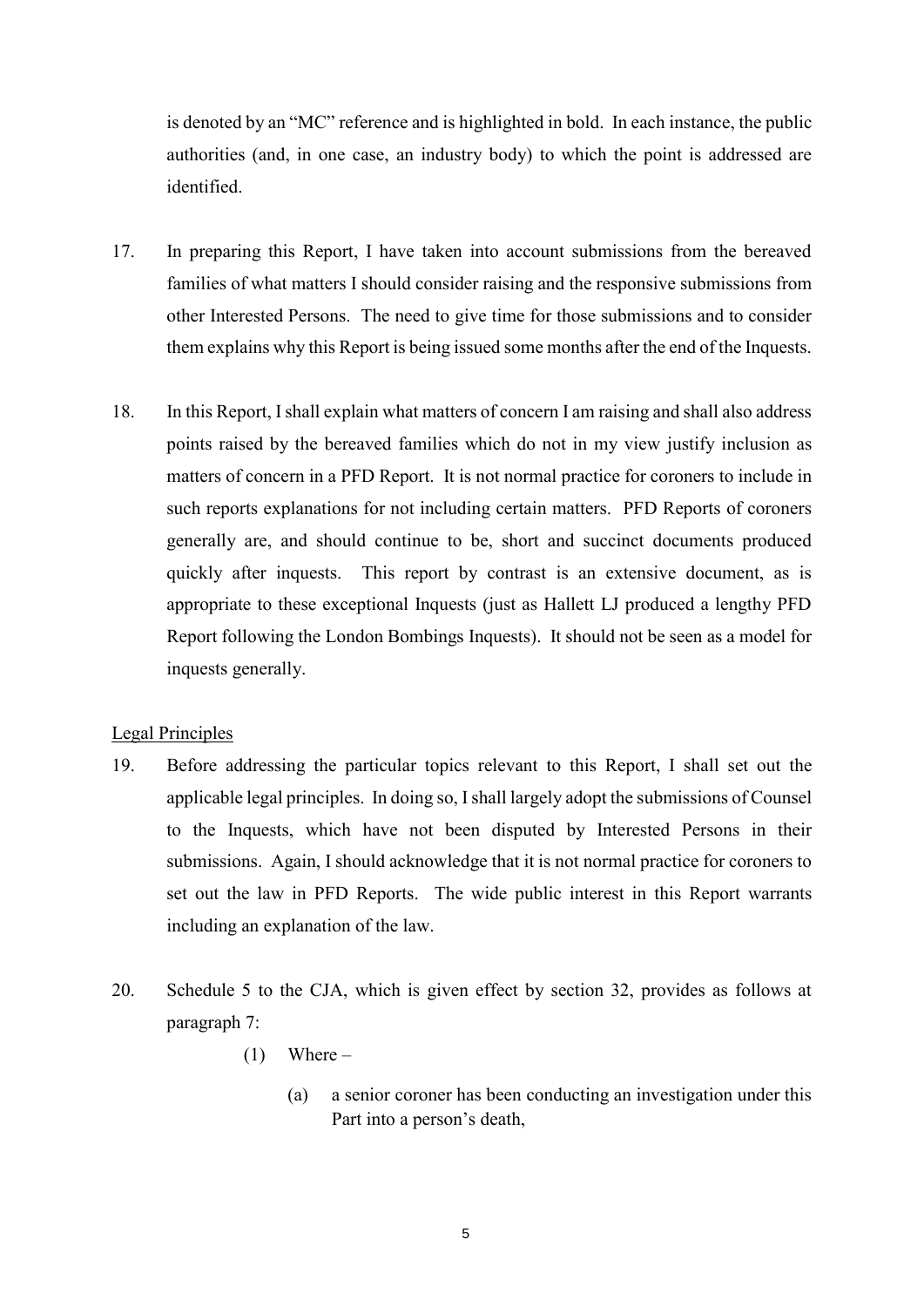is denoted by an "MC" reference and is highlighted in bold. In each instance, the public authorities (and, in one case, an industry body) to which the point is addressed are identified.

17. In preparing this Report, I have taken into account submissions from the bereaved families of what matters I should consider raising and the responsive submissions from other Interested Persons. The need to give time for those submissions and to consider them explains why this Report is being issued some months after the end of the Inquests.

18. In this Report, I shall explain what matters of concern I am raising and shall also address points raised by the bereaved families which do not in my view justify inclusion as matters of concern in a PFD Report. It is not normal practice for coroners to include in such reports explanations for not including certain matters. PFD Reports of coroners generally are, and should continue to be, short and succinct documents produced quickly after inquests. This report by contrast is an extensive document, as is appropriate to these exceptional Inquests (just as Hallett LJ produced a lengthy PFD Report following the London Bombings Inquests). It should not be seen as a model for inquests generally.

## Legal Principles

19. Before addressing the particular topics relevant to this Report, I shall set out the applicable legal principles. In doing so, I shall largely adopt the submissions of Counsel to the Inquests, which have not been disputed by Interested Persons in their submissions. Again, I should acknowledge that it is not normal practice for coroners to set out the law in PFD Reports. The wide public interest in this Report warrants including an explanation of the law.

20. Schedule 5 to the CJA, which is given effect by section 32, provides as follows at paragraph 7:

    (1) Where –

    (a) a senior coroner has been conducting an investigation under this Part into a person's death,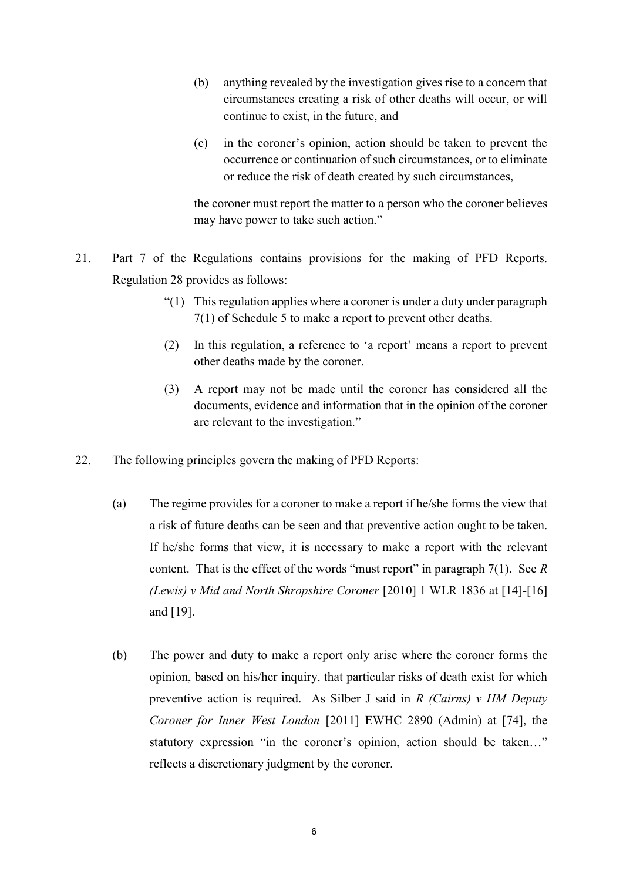> (b) anything revealed by the investigation gives rise to a concern that circumstances creating a risk of other deaths will occur, or will continue to exist, in the future, and
>
> (c) in the coroner's opinion, action should be taken to prevent the occurrence or continuation of such circumstances, or to eliminate or reduce the risk of death created by such circumstances,
>
> the coroner must report the matter to a person who the coroner believes may have power to take such action."

21. Part 7 of the Regulations contains provisions for the making of PFD Reports. Regulation 28 provides as follows:

> "(1) This regulation applies where a coroner is under a duty under paragraph 7(1) of Schedule 5 to make a report to prevent other deaths.
>
> (2) In this regulation, a reference to 'a report' means a report to prevent other deaths made by the coroner.
>
> (3) A report may not be made until the coroner has considered all the documents, evidence and information that in the opinion of the coroner are relevant to the investigation."

22. The following principles govern the making of PFD Reports:

(a) The regime provides for a coroner to make a report if he/she forms the view that a risk of future deaths can be seen and that preventive action ought to be taken. If he/she forms that view, it is necessary to make a report with the relevant content. That is the effect of the words "must report" in paragraph 7(1). See *R (Lewis) v Mid and North Shropshire Coroner* [2010] 1 WLR 1836 at [14]-[16] and [19].

(b) The power and duty to make a report only arise where the coroner forms the opinion, based on his/her inquiry, that particular risks of death exist for which preventive action is required. As Silber J said in *R (Cairns) v HM Deputy Coroner for Inner West London* [2011] EWHC 2890 (Admin) at [74], the statutory expression "in the coroner's opinion, action should be taken…" reflects a discretionary judgment by the coroner.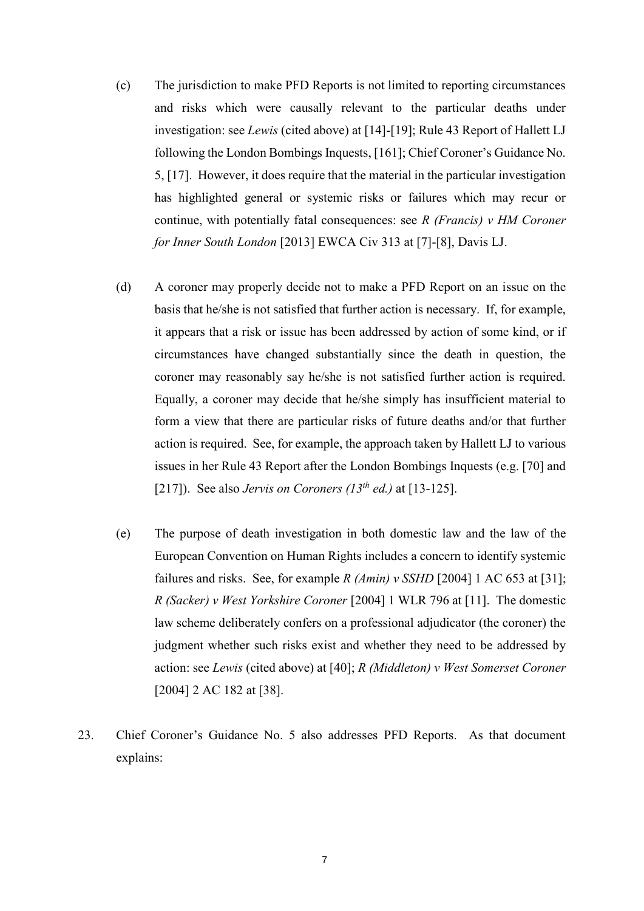(c) The jurisdiction to make PFD Reports is not limited to reporting circumstances and risks which were causally relevant to the particular deaths under investigation: see *Lewis* (cited above) at [14]-[19]; Rule 43 Report of Hallett LJ following the London Bombings Inquests, [161]; Chief Coroner's Guidance No. 5, [17]. However, it does require that the material in the particular investigation has highlighted general or systemic risks or failures which may recur or continue, with potentially fatal consequences: see *R (Francis) v HM Coroner for Inner South London* [2013] EWCA Civ 313 at [7]-[8], Davis LJ.

(d) A coroner may properly decide not to make a PFD Report on an issue on the basis that he/she is not satisfied that further action is necessary. If, for example, it appears that a risk or issue has been addressed by action of some kind, or if circumstances have changed substantially since the death in question, the coroner may reasonably say he/she is not satisfied further action is required. Equally, a coroner may decide that he/she simply has insufficient material to form a view that there are particular risks of future deaths and/or that further action is required. See, for example, the approach taken by Hallett LJ to various issues in her Rule 43 Report after the London Bombings Inquests (e.g. [70] and [217]). See also *Jervis on Coroners (13th ed.)* at [13-125].

(e) The purpose of death investigation in both domestic law and the law of the European Convention on Human Rights includes a concern to identify systemic failures and risks. See, for example *R (Amin) v SSHD* [2004] 1 AC 653 at [31]; *R (Sacker) v West Yorkshire Coroner* [2004] 1 WLR 796 at [11]. The domestic law scheme deliberately confers on a professional adjudicator (the coroner) the judgment whether such risks exist and whether they need to be addressed by action: see *Lewis* (cited above) at [40]; *R (Middleton) v West Somerset Coroner* [2004] 2 AC 182 at [38].

23. Chief Coroner's Guidance No. 5 also addresses PFD Reports. As that document explains: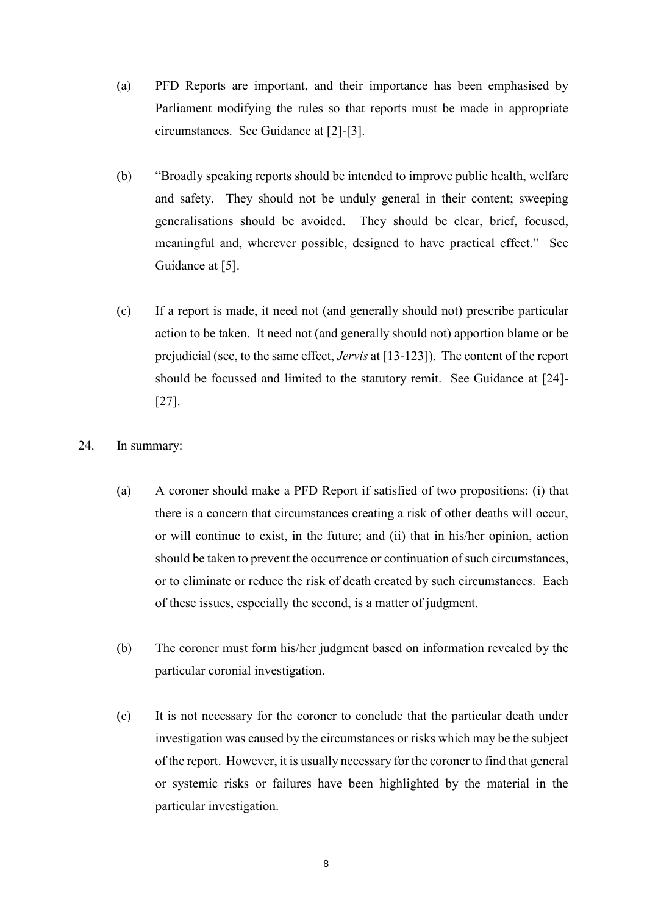(a) PFD Reports are important, and their importance has been emphasised by Parliament modifying the rules so that reports must be made in appropriate circumstances. See Guidance at [2]-[3].

(b) "Broadly speaking reports should be intended to improve public health, welfare and safety. They should not be unduly general in their content; sweeping generalisations should be avoided. They should be clear, brief, focused, meaningful and, wherever possible, designed to have practical effect." See Guidance at [5].

(c) If a report is made, it need not (and generally should not) prescribe particular action to be taken. It need not (and generally should not) apportion blame or be prejudicial (see, to the same effect, *Jervis* at [13-123]). The content of the report should be focussed and limited to the statutory remit. See Guidance at [24]-[27].

24. In summary:

(a) A coroner should make a PFD Report if satisfied of two propositions: (i) that there is a concern that circumstances creating a risk of other deaths will occur, or will continue to exist, in the future; and (ii) that in his/her opinion, action should be taken to prevent the occurrence or continuation of such circumstances, or to eliminate or reduce the risk of death created by such circumstances. Each of these issues, especially the second, is a matter of judgment.

(b) The coroner must form his/her judgment based on information revealed by the particular coronial investigation.

(c) It is not necessary for the coroner to conclude that the particular death under investigation was caused by the circumstances or risks which may be the subject of the report. However, it is usually necessary for the coroner to find that general or systemic risks or failures have been highlighted by the material in the particular investigation.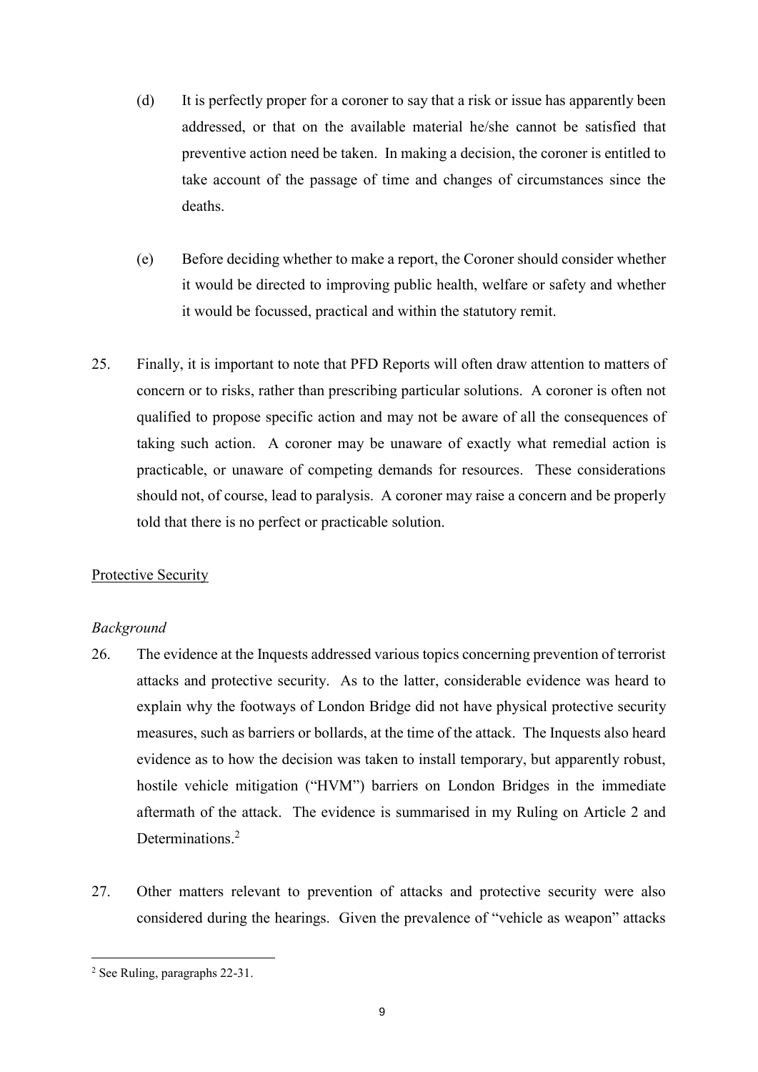(d) It is perfectly proper for a coroner to say that a risk or issue has apparently been addressed, or that on the available material he/she cannot be satisfied that preventive action need be taken. In making a decision, the coroner is entitled to take account of the passage of time and changes of circumstances since the deaths.

(e) Before deciding whether to make a report, the Coroner should consider whether it would be directed to improving public health, welfare or safety and whether it would be focussed, practical and within the statutory remit.

25. Finally, it is important to note that PFD Reports will often draw attention to matters of concern or to risks, rather than prescribing particular solutions. A coroner is often not qualified to propose specific action and may not be aware of all the consequences of taking such action. A coroner may be unaware of exactly what remedial action is practicable, or unaware of competing demands for resources. These considerations should not, of course, lead to paralysis. A coroner may raise a concern and be properly told that there is no perfect or practicable solution.

<u>Protective Security</u>

*Background*

26. The evidence at the Inquests addressed various topics concerning prevention of terrorist attacks and protective security. As to the latter, considerable evidence was heard to explain why the footways of London Bridge did not have physical protective security measures, such as barriers or bollards, at the time of the attack. The Inquests also heard evidence as to how the decision was taken to install temporary, but apparently robust, hostile vehicle mitigation ("HVM") barriers on London Bridges in the immediate aftermath of the attack. The evidence is summarised in my Ruling on Article 2 and Determinations.[2]

27. Other matters relevant to prevention of attacks and protective security were also considered during the hearings. Given the prevalence of "vehicle as weapon" attacks

[2] See Ruling, paragraphs 22-31.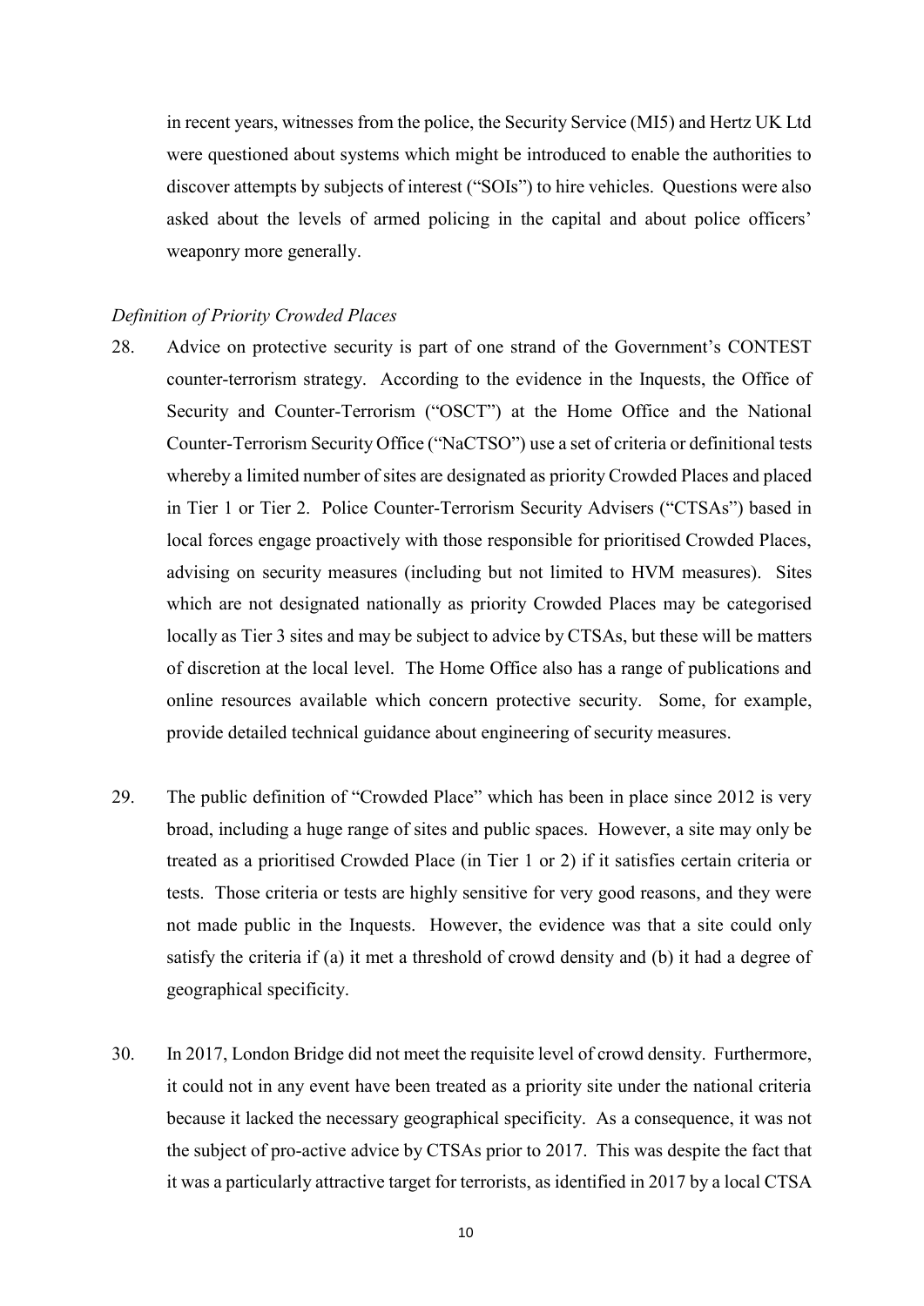in recent years, witnesses from the police, the Security Service (MI5) and Hertz UK Ltd were questioned about systems which might be introduced to enable the authorities to discover attempts by subjects of interest ("SOIs") to hire vehicles. Questions were also asked about the levels of armed policing in the capital and about police officers' weaponry more generally.

*Definition of Priority Crowded Places*

28. Advice on protective security is part of one strand of the Government's CONTEST counter-terrorism strategy. According to the evidence in the Inquests, the Office of Security and Counter-Terrorism ("OSCT") at the Home Office and the National Counter-Terrorism Security Office ("NaCTSO") use a set of criteria or definitional tests whereby a limited number of sites are designated as priority Crowded Places and placed in Tier 1 or Tier 2. Police Counter-Terrorism Security Advisers ("CTSAs") based in local forces engage proactively with those responsible for prioritised Crowded Places, advising on security measures (including but not limited to HVM measures). Sites which are not designated nationally as priority Crowded Places may be categorised locally as Tier 3 sites and may be subject to advice by CTSAs, but these will be matters of discretion at the local level. The Home Office also has a range of publications and online resources available which concern protective security. Some, for example, provide detailed technical guidance about engineering of security measures.

29. The public definition of "Crowded Place" which has been in place since 2012 is very broad, including a huge range of sites and public spaces. However, a site may only be treated as a prioritised Crowded Place (in Tier 1 or 2) if it satisfies certain criteria or tests. Those criteria or tests are highly sensitive for very good reasons, and they were not made public in the Inquests. However, the evidence was that a site could only satisfy the criteria if (a) it met a threshold of crowd density and (b) it had a degree of geographical specificity.

30. In 2017, London Bridge did not meet the requisite level of crowd density. Furthermore, it could not in any event have been treated as a priority site under the national criteria because it lacked the necessary geographical specificity. As a consequence, it was not the subject of pro-active advice by CTSAs prior to 2017. This was despite the fact that it was a particularly attractive target for terrorists, as identified in 2017 by a local CTSA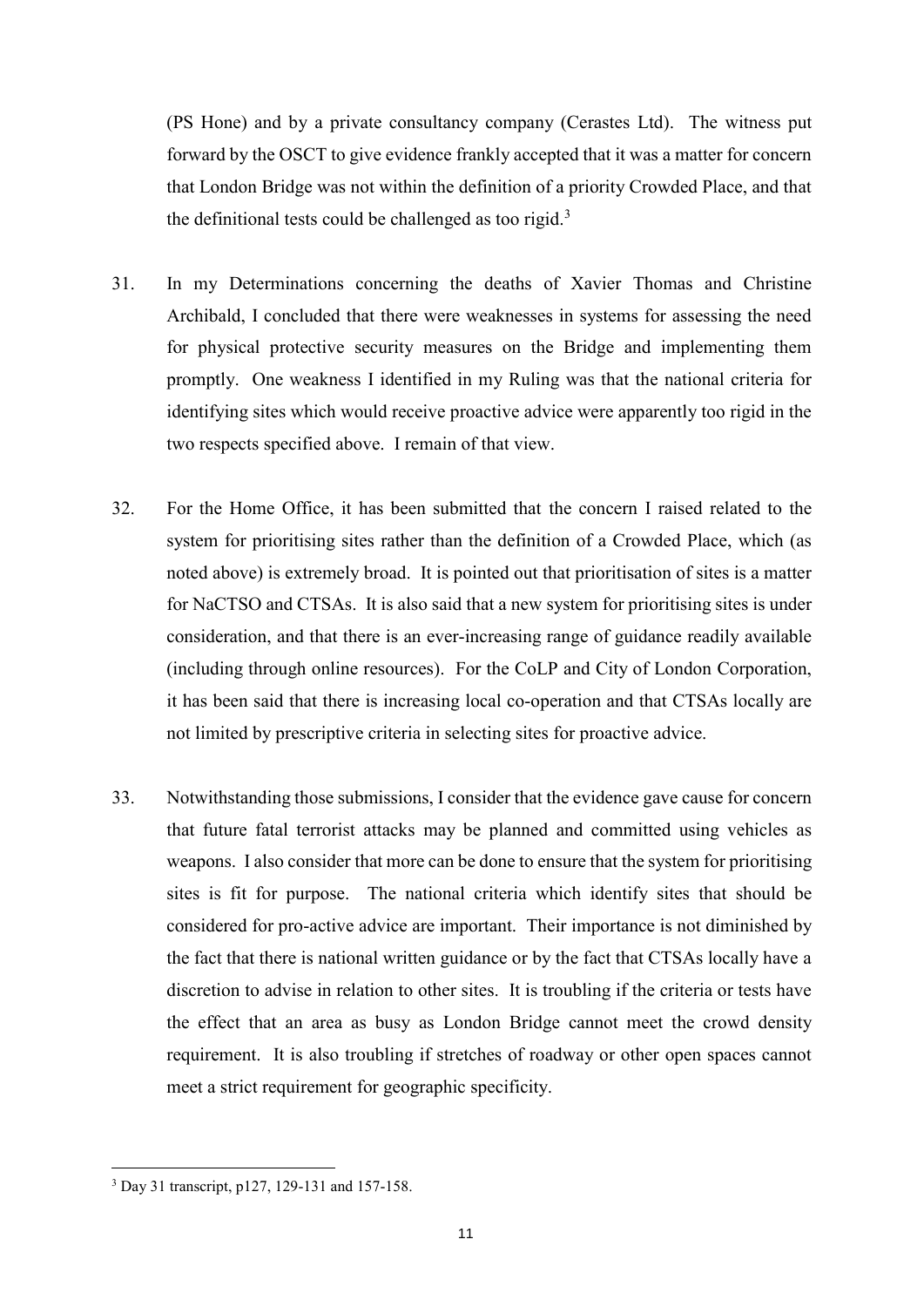(PS Hone) and by a private consultancy company (Cerastes Ltd). The witness put forward by the OSCT to give evidence frankly accepted that it was a matter for concern that London Bridge was not within the definition of a priority Crowded Place, and that the definitional tests could be challenged as too rigid.[3]

31. In my Determinations concerning the deaths of Xavier Thomas and Christine Archibald, I concluded that there were weaknesses in systems for assessing the need for physical protective security measures on the Bridge and implementing them promptly. One weakness I identified in my Ruling was that the national criteria for identifying sites which would receive proactive advice were apparently too rigid in the two respects specified above. I remain of that view.

32. For the Home Office, it has been submitted that the concern I raised related to the system for prioritising sites rather than the definition of a Crowded Place, which (as noted above) is extremely broad. It is pointed out that prioritisation of sites is a matter for NaCTSO and CTSAs. It is also said that a new system for prioritising sites is under consideration, and that there is an ever-increasing range of guidance readily available (including through online resources). For the CoLP and City of London Corporation, it has been said that there is increasing local co-operation and that CTSAs locally are not limited by prescriptive criteria in selecting sites for proactive advice.

33. Notwithstanding those submissions, I consider that the evidence gave cause for concern that future fatal terrorist attacks may be planned and committed using vehicles as weapons. I also consider that more can be done to ensure that the system for prioritising sites is fit for purpose. The national criteria which identify sites that should be considered for pro-active advice are important. Their importance is not diminished by the fact that there is national written guidance or by the fact that CTSAs locally have a discretion to advise in relation to other sites. It is troubling if the criteria or tests have the effect that an area as busy as London Bridge cannot meet the crowd density requirement. It is also troubling if stretches of roadway or other open spaces cannot meet a strict requirement for geographic specificity.

[3] Day 31 transcript, p127, 129-131 and 157-158.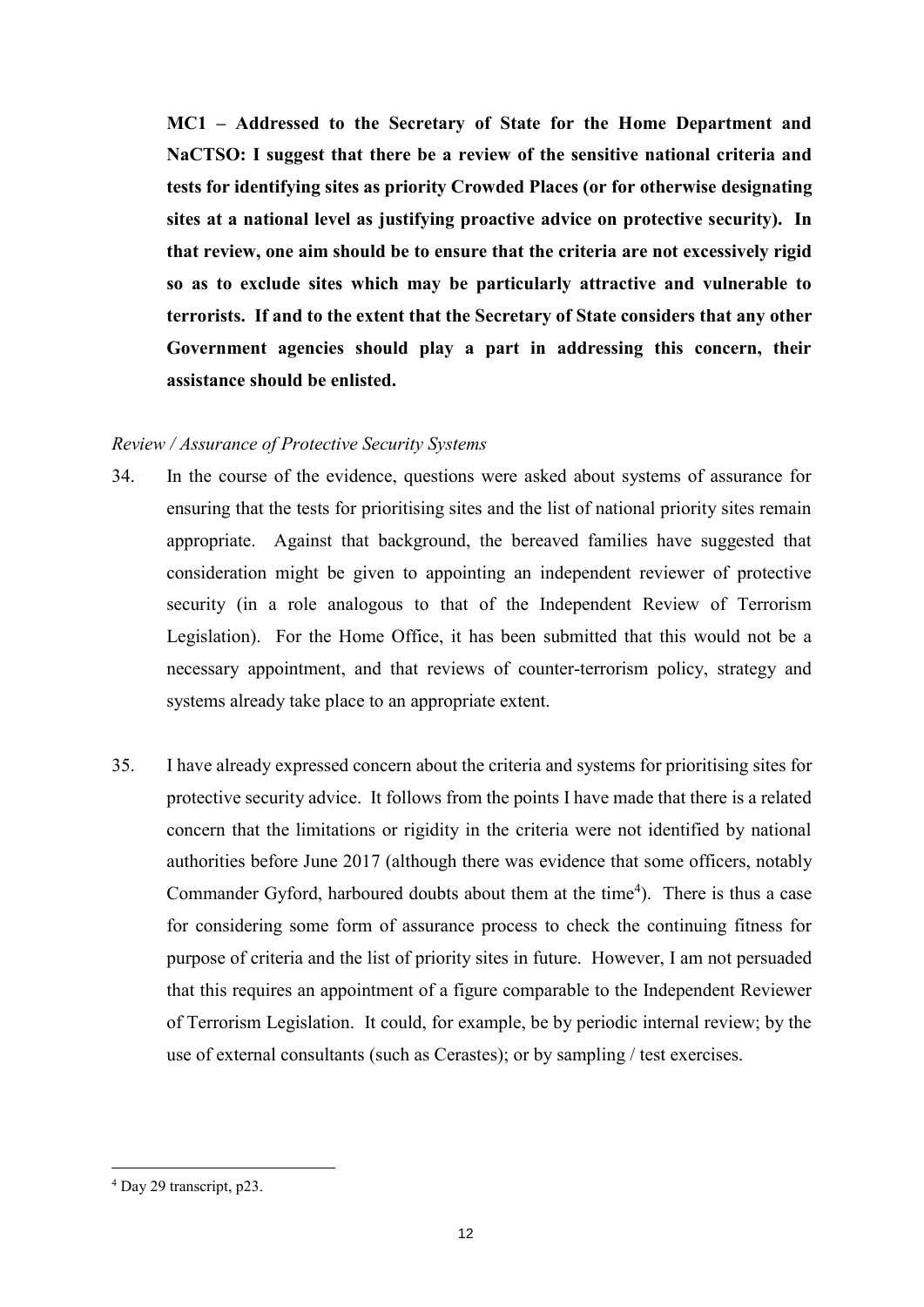**MC1 – Addressed to the Secretary of State for the Home Department and NaCTSO: I suggest that there be a review of the sensitive national criteria and tests for identifying sites as priority Crowded Places (or for otherwise designating sites at a national level as justifying proactive advice on protective security). In that review, one aim should be to ensure that the criteria are not excessively rigid so as to exclude sites which may be particularly attractive and vulnerable to terrorists. If and to the extent that the Secretary of State considers that any other Government agencies should play a part in addressing this concern, their assistance should be enlisted.**

*Review / Assurance of Protective Security Systems*

34. In the course of the evidence, questions were asked about systems of assurance for ensuring that the tests for prioritising sites and the list of national priority sites remain appropriate. Against that background, the bereaved families have suggested that consideration might be given to appointing an independent reviewer of protective security (in a role analogous to that of the Independent Review of Terrorism Legislation). For the Home Office, it has been submitted that this would not be a necessary appointment, and that reviews of counter-terrorism policy, strategy and systems already take place to an appropriate extent.

35. I have already expressed concern about the criteria and systems for prioritising sites for protective security advice. It follows from the points I have made that there is a related concern that the limitations or rigidity in the criteria were not identified by national authorities before June 2017 (although there was evidence that some officers, notably Commander Gyford, harboured doubts about them at the time[4]). There is thus a case for considering some form of assurance process to check the continuing fitness for purpose of criteria and the list of priority sites in future. However, I am not persuaded that this requires an appointment of a figure comparable to the Independent Reviewer of Terrorism Legislation. It could, for example, be by periodic internal review; by the use of external consultants (such as Cerastes); or by sampling / test exercises.

[4] Day 29 transcript, p23.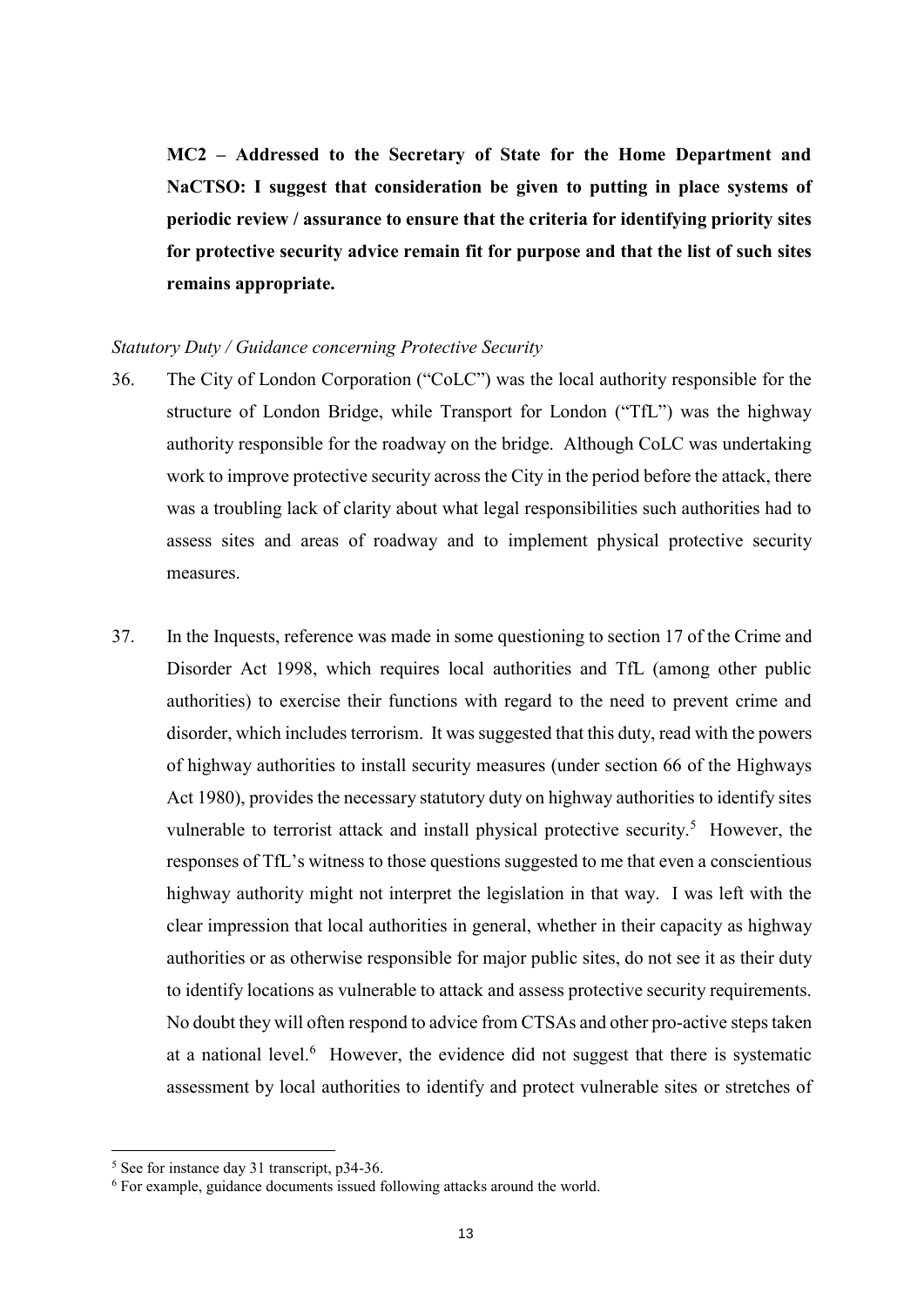**MC2 – Addressed to the Secretary of State for the Home Department and NaCTSO: I suggest that consideration be given to putting in place systems of periodic review / assurance to ensure that the criteria for identifying priority sites for protective security advice remain fit for purpose and that the list of such sites remains appropriate.**

*Statutory Duty / Guidance concerning Protective Security*

36. The City of London Corporation ("CoLC") was the local authority responsible for the structure of London Bridge, while Transport for London ("TfL") was the highway authority responsible for the roadway on the bridge. Although CoLC was undertaking work to improve protective security across the City in the period before the attack, there was a troubling lack of clarity about what legal responsibilities such authorities had to assess sites and areas of roadway and to implement physical protective security measures.

37. In the Inquests, reference was made in some questioning to section 17 of the Crime and Disorder Act 1998, which requires local authorities and TfL (among other public authorities) to exercise their functions with regard to the need to prevent crime and disorder, which includes terrorism. It was suggested that this duty, read with the powers of highway authorities to install security measures (under section 66 of the Highways Act 1980), provides the necessary statutory duty on highway authorities to identify sites vulnerable to terrorist attack and install physical protective security.[5] However, the responses of TfL's witness to those questions suggested to me that even a conscientious highway authority might not interpret the legislation in that way. I was left with the clear impression that local authorities in general, whether in their capacity as highway authorities or as otherwise responsible for major public sites, do not see it as their duty to identify locations as vulnerable to attack and assess protective security requirements. No doubt they will often respond to advice from CTSAs and other pro-active steps taken at a national level.[6] However, the evidence did not suggest that there is systematic assessment by local authorities to identify and protect vulnerable sites or stretches of

[5] See for instance day 31 transcript, p34-36.

[6] For example, guidance documents issued following attacks around the world.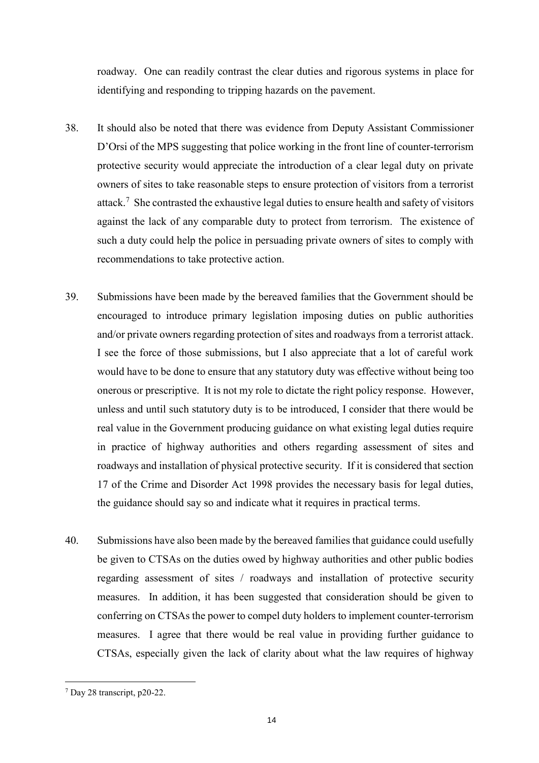roadway. One can readily contrast the clear duties and rigorous systems in place for identifying and responding to tripping hazards on the pavement.

38. It should also be noted that there was evidence from Deputy Assistant Commissioner D'Orsi of the MPS suggesting that police working in the front line of counter-terrorism protective security would appreciate the introduction of a clear legal duty on private owners of sites to take reasonable steps to ensure protection of visitors from a terrorist attack.[7] She contrasted the exhaustive legal duties to ensure health and safety of visitors against the lack of any comparable duty to protect from terrorism. The existence of such a duty could help the police in persuading private owners of sites to comply with recommendations to take protective action.

39. Submissions have been made by the bereaved families that the Government should be encouraged to introduce primary legislation imposing duties on public authorities and/or private owners regarding protection of sites and roadways from a terrorist attack. I see the force of those submissions, but I also appreciate that a lot of careful work would have to be done to ensure that any statutory duty was effective without being too onerous or prescriptive. It is not my role to dictate the right policy response. However, unless and until such statutory duty is to be introduced, I consider that there would be real value in the Government producing guidance on what existing legal duties require in practice of highway authorities and others regarding assessment of sites and roadways and installation of physical protective security. If it is considered that section 17 of the Crime and Disorder Act 1998 provides the necessary basis for legal duties, the guidance should say so and indicate what it requires in practical terms.

40. Submissions have also been made by the bereaved families that guidance could usefully be given to CTSAs on the duties owed by highway authorities and other public bodies regarding assessment of sites / roadways and installation of protective security measures. In addition, it has been suggested that consideration should be given to conferring on CTSAs the power to compel duty holders to implement counter-terrorism measures. I agree that there would be real value in providing further guidance to CTSAs, especially given the lack of clarity about what the law requires of highway

---

[7] Day 28 transcript, p20-22.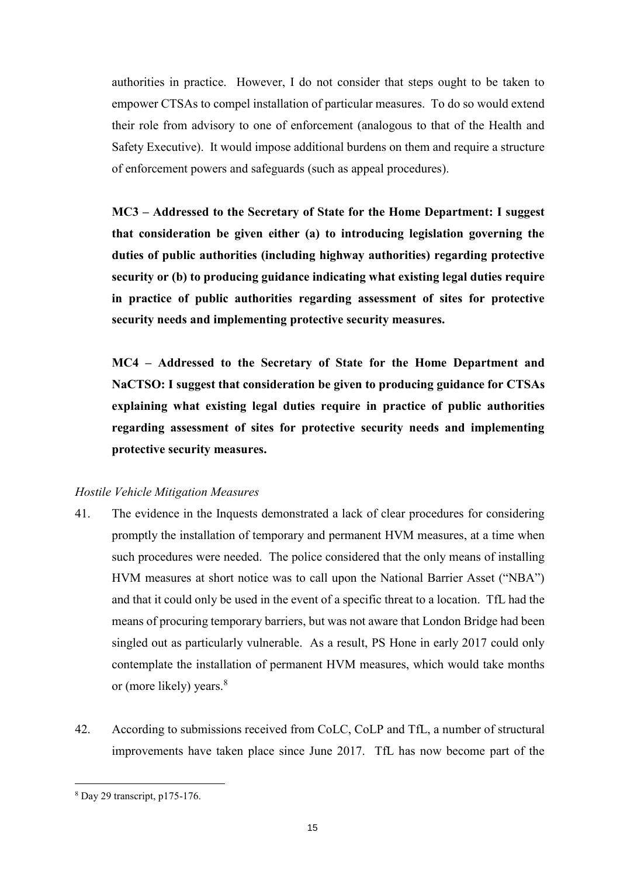authorities in practice. However, I do not consider that steps ought to be taken to empower CTSAs to compel installation of particular measures. To do so would extend their role from advisory to one of enforcement (analogous to that of the Health and Safety Executive). It would impose additional burdens on them and require a structure of enforcement powers and safeguards (such as appeal procedures).

**MC3 – Addressed to the Secretary of State for the Home Department: I suggest that consideration be given either (a) to introducing legislation governing the duties of public authorities (including highway authorities) regarding protective security or (b) to producing guidance indicating what existing legal duties require in practice of public authorities regarding assessment of sites for protective security needs and implementing protective security measures.**

**MC4 – Addressed to the Secretary of State for the Home Department and NaCTSO: I suggest that consideration be given to producing guidance for CTSAs explaining what existing legal duties require in practice of public authorities regarding assessment of sites for protective security needs and implementing protective security measures.**

*Hostile Vehicle Mitigation Measures*

41. The evidence in the Inquests demonstrated a lack of clear procedures for considering promptly the installation of temporary and permanent HVM measures, at a time when such procedures were needed. The police considered that the only means of installing HVM measures at short notice was to call upon the National Barrier Asset ("NBA") and that it could only be used in the event of a specific threat to a location. TfL had the means of procuring temporary barriers, but was not aware that London Bridge had been singled out as particularly vulnerable. As a result, PS Hone in early 2017 could only contemplate the installation of permanent HVM measures, which would take months or (more likely) years.[8]

42. According to submissions received from CoLC, CoLP and TfL, a number of structural improvements have taken place since June 2017. TfL has now become part of the

[8] Day 29 transcript, p175-176.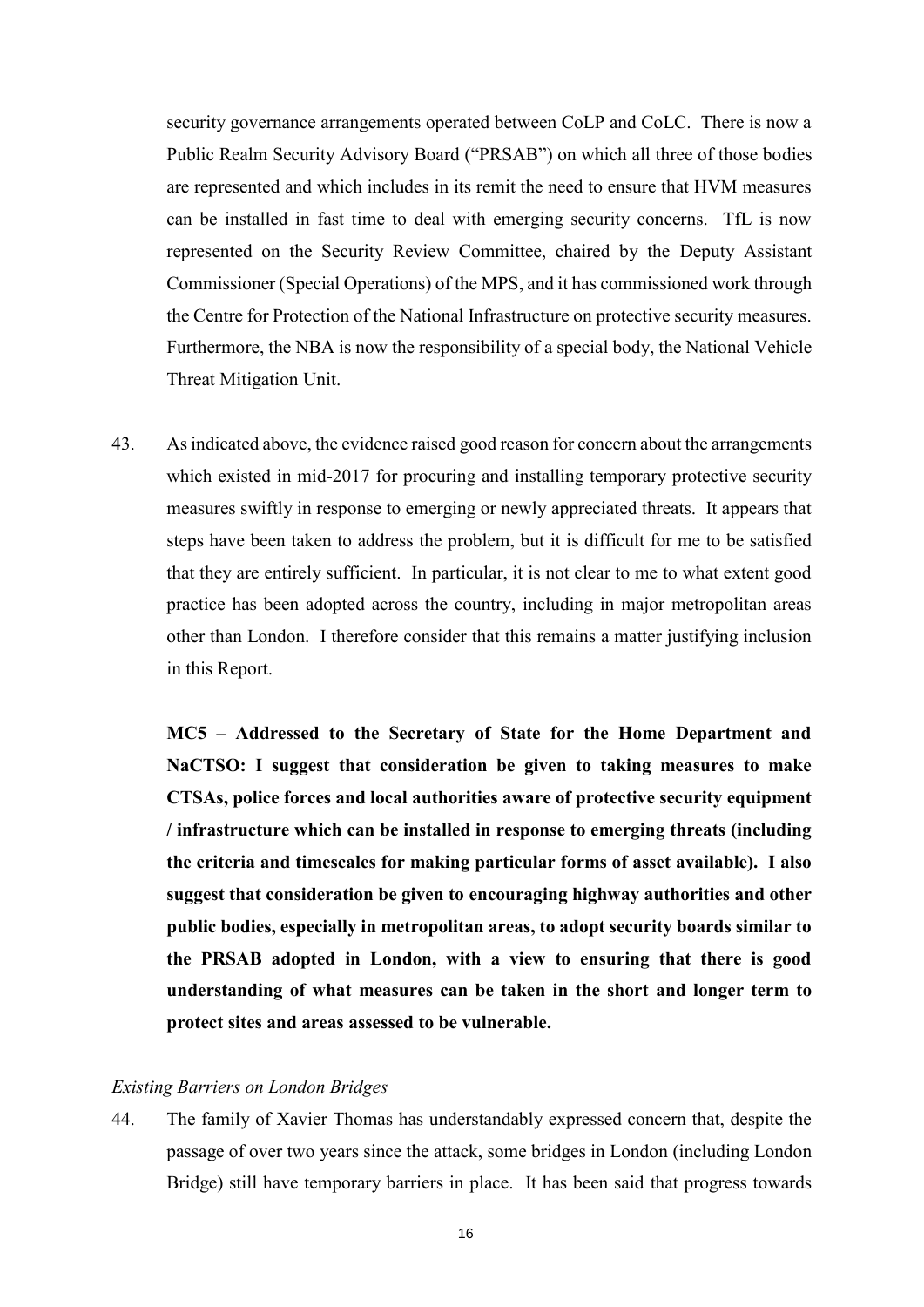security governance arrangements operated between CoLP and CoLC. There is now a Public Realm Security Advisory Board ("PRSAB") on which all three of those bodies are represented and which includes in its remit the need to ensure that HVM measures can be installed in fast time to deal with emerging security concerns. TfL is now represented on the Security Review Committee, chaired by the Deputy Assistant Commissioner (Special Operations) of the MPS, and it has commissioned work through the Centre for Protection of the National Infrastructure on protective security measures. Furthermore, the NBA is now the responsibility of a special body, the National Vehicle Threat Mitigation Unit.

43. As indicated above, the evidence raised good reason for concern about the arrangements which existed in mid-2017 for procuring and installing temporary protective security measures swiftly in response to emerging or newly appreciated threats. It appears that steps have been taken to address the problem, but it is difficult for me to be satisfied that they are entirely sufficient. In particular, it is not clear to me to what extent good practice has been adopted across the country, including in major metropolitan areas other than London. I therefore consider that this remains a matter justifying inclusion in this Report.

**MC5 – Addressed to the Secretary of State for the Home Department and NaCTSO: I suggest that consideration be given to taking measures to make CTSAs, police forces and local authorities aware of protective security equipment / infrastructure which can be installed in response to emerging threats (including the criteria and timescales for making particular forms of asset available). I also suggest that consideration be given to encouraging highway authorities and other public bodies, especially in metropolitan areas, to adopt security boards similar to the PRSAB adopted in London, with a view to ensuring that there is good understanding of what measures can be taken in the short and longer term to protect sites and areas assessed to be vulnerable.**

*Existing Barriers on London Bridges*

44. The family of Xavier Thomas has understandably expressed concern that, despite the passage of over two years since the attack, some bridges in London (including London Bridge) still have temporary barriers in place. It has been said that progress towards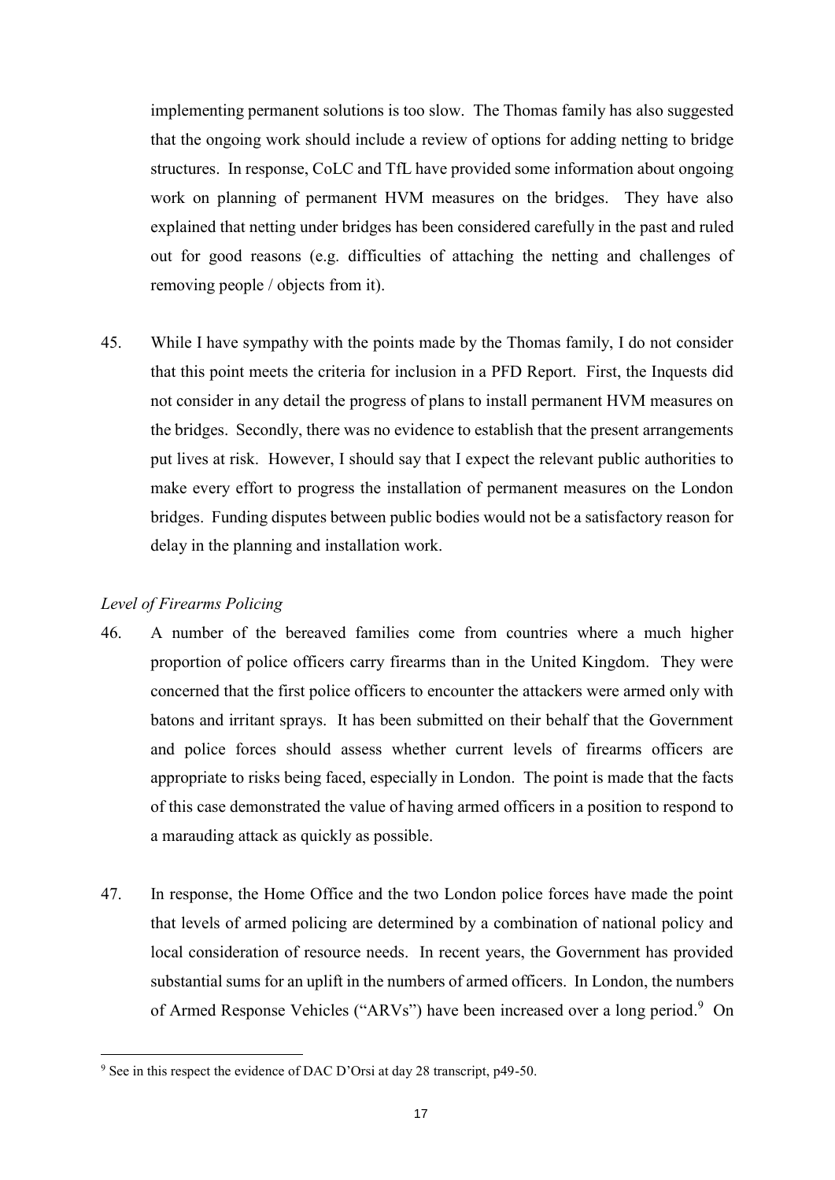implementing permanent solutions is too slow. The Thomas family has also suggested that the ongoing work should include a review of options for adding netting to bridge structures. In response, CoLC and TfL have provided some information about ongoing work on planning of permanent HVM measures on the bridges. They have also explained that netting under bridges has been considered carefully in the past and ruled out for good reasons (e.g. difficulties of attaching the netting and challenges of removing people / objects from it).

45. While I have sympathy with the points made by the Thomas family, I do not consider that this point meets the criteria for inclusion in a PFD Report. First, the Inquests did not consider in any detail the progress of plans to install permanent HVM measures on the bridges. Secondly, there was no evidence to establish that the present arrangements put lives at risk. However, I should say that I expect the relevant public authorities to make every effort to progress the installation of permanent measures on the London bridges. Funding disputes between public bodies would not be a satisfactory reason for delay in the planning and installation work.

*Level of Firearms Policing*

46. A number of the bereaved families come from countries where a much higher proportion of police officers carry firearms than in the United Kingdom. They were concerned that the first police officers to encounter the attackers were armed only with batons and irritant sprays. It has been submitted on their behalf that the Government and police forces should assess whether current levels of firearms officers are appropriate to risks being faced, especially in London. The point is made that the facts of this case demonstrated the value of having armed officers in a position to respond to a marauding attack as quickly as possible.

47. In response, the Home Office and the two London police forces have made the point that levels of armed policing are determined by a combination of national policy and local consideration of resource needs. In recent years, the Government has provided substantial sums for an uplift in the numbers of armed officers. In London, the numbers of Armed Response Vehicles ("ARVs") have been increased over a long period.[9] On

[9] See in this respect the evidence of DAC D'Orsi at day 28 transcript, p49-50.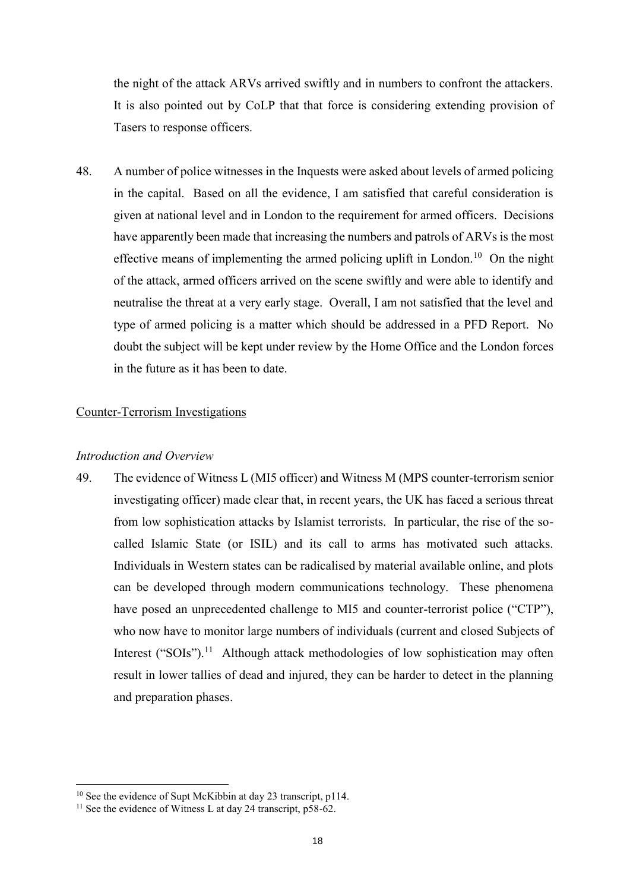the night of the attack ARVs arrived swiftly and in numbers to confront the attackers. It is also pointed out by CoLP that that force is considering extending provision of Tasers to response officers.

48. A number of police witnesses in the Inquests were asked about levels of armed policing in the capital. Based on all the evidence, I am satisfied that careful consideration is given at national level and in London to the requirement for armed officers. Decisions have apparently been made that increasing the numbers and patrols of ARVs is the most effective means of implementing the armed policing uplift in London.[10] On the night of the attack, armed officers arrived on the scene swiftly and were able to identify and neutralise the threat at a very early stage. Overall, I am not satisfied that the level and type of armed policing is a matter which should be addressed in a PFD Report. No doubt the subject will be kept under review by the Home Office and the London forces in the future as it has been to date.

## Counter-Terrorism Investigations

### *Introduction and Overview*

49. The evidence of Witness L (MI5 officer) and Witness M (MPS counter-terrorism senior investigating officer) made clear that, in recent years, the UK has faced a serious threat from low sophistication attacks by Islamist terrorists. In particular, the rise of the so-called Islamic State (or ISIL) and its call to arms has motivated such attacks. Individuals in Western states can be radicalised by material available online, and plots can be developed through modern communications technology. These phenomena have posed an unprecedented challenge to MI5 and counter-terrorist police ("CTP"), who now have to monitor large numbers of individuals (current and closed Subjects of Interest ("SOIs").[11] Although attack methodologies of low sophistication may often result in lower tallies of dead and injured, they can be harder to detect in the planning and preparation phases.

[10] See the evidence of Supt McKibbin at day 23 transcript, p114.

[11] See the evidence of Witness L at day 24 transcript, p58-62.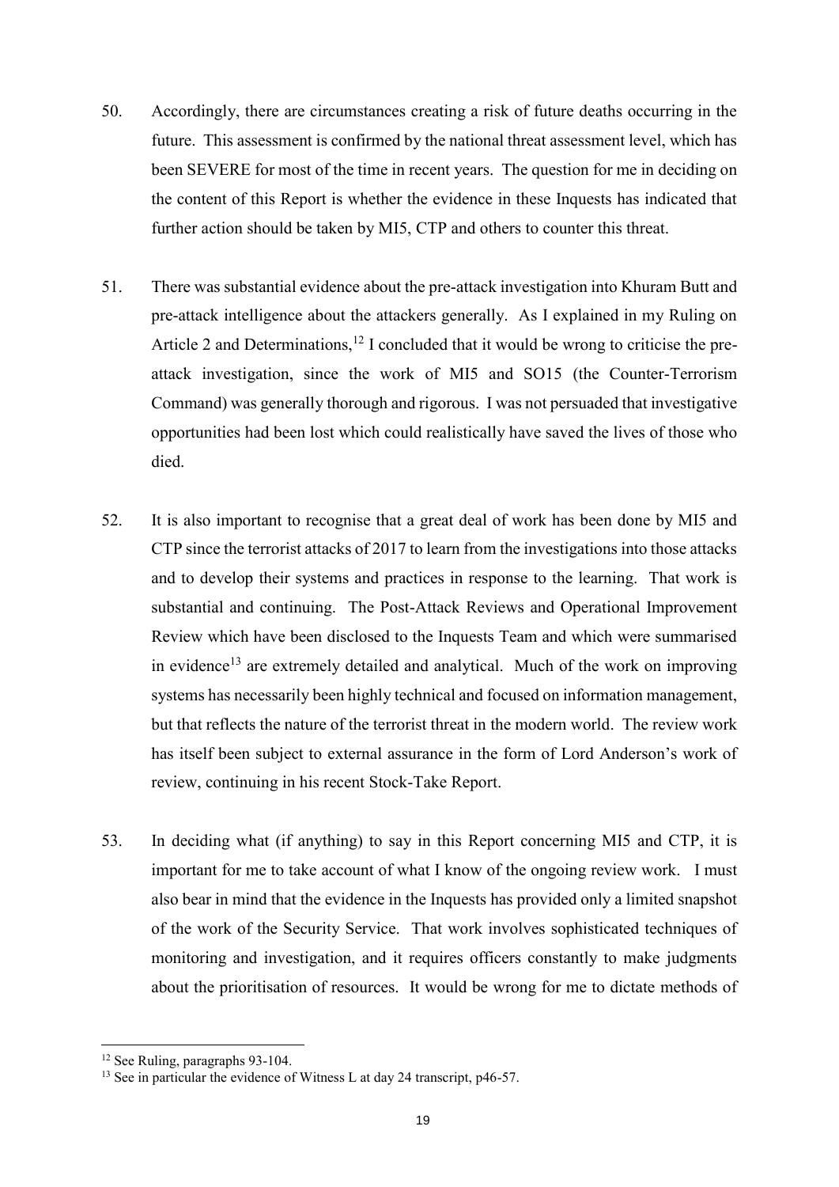50. Accordingly, there are circumstances creating a risk of future deaths occurring in the future. This assessment is confirmed by the national threat assessment level, which has been SEVERE for most of the time in recent years. The question for me in deciding on the content of this Report is whether the evidence in these Inquests has indicated that further action should be taken by MI5, CTP and others to counter this threat.

51. There was substantial evidence about the pre-attack investigation into Khuram Butt and pre-attack intelligence about the attackers generally. As I explained in my Ruling on Article 2 and Determinations,[12] I concluded that it would be wrong to criticise the pre-attack investigation, since the work of MI5 and SO15 (the Counter-Terrorism Command) was generally thorough and rigorous. I was not persuaded that investigative opportunities had been lost which could realistically have saved the lives of those who died.

52. It is also important to recognise that a great deal of work has been done by MI5 and CTP since the terrorist attacks of 2017 to learn from the investigations into those attacks and to develop their systems and practices in response to the learning. That work is substantial and continuing. The Post-Attack Reviews and Operational Improvement Review which have been disclosed to the Inquests Team and which were summarised in evidence[13] are extremely detailed and analytical. Much of the work on improving systems has necessarily been highly technical and focused on information management, but that reflects the nature of the terrorist threat in the modern world. The review work has itself been subject to external assurance in the form of Lord Anderson's work of review, continuing in his recent Stock-Take Report.

53. In deciding what (if anything) to say in this Report concerning MI5 and CTP, it is important for me to take account of what I know of the ongoing review work. I must also bear in mind that the evidence in the Inquests has provided only a limited snapshot of the work of the Security Service. That work involves sophisticated techniques of monitoring and investigation, and it requires officers constantly to make judgments about the prioritisation of resources. It would be wrong for me to dictate methods of

[12] See Ruling, paragraphs 93-104.

[13] See in particular the evidence of Witness L at day 24 transcript, p46-57.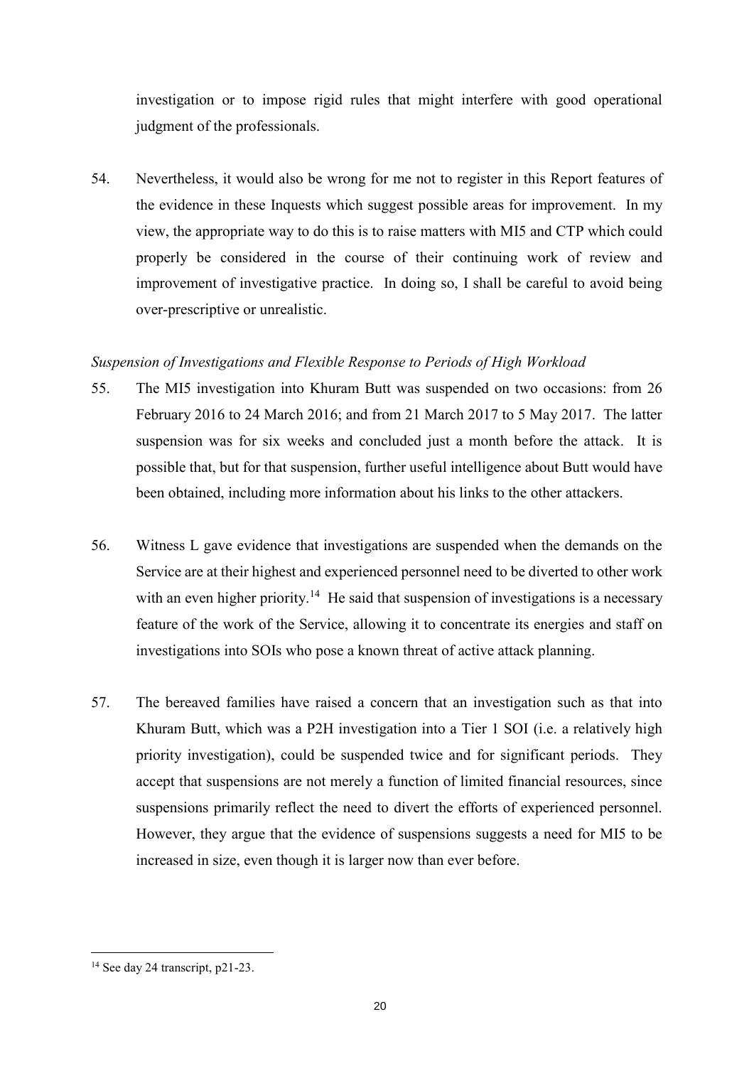investigation or to impose rigid rules that might interfere with good operational judgment of the professionals.

54. Nevertheless, it would also be wrong for me not to register in this Report features of the evidence in these Inquests which suggest possible areas for improvement. In my view, the appropriate way to do this is to raise matters with MI5 and CTP which could properly be considered in the course of their continuing work of review and improvement of investigative practice. In doing so, I shall be careful to avoid being over-prescriptive or unrealistic.

*Suspension of Investigations and Flexible Response to Periods of High Workload*

55. The MI5 investigation into Khuram Butt was suspended on two occasions: from 26 February 2016 to 24 March 2016; and from 21 March 2017 to 5 May 2017. The latter suspension was for six weeks and concluded just a month before the attack. It is possible that, but for that suspension, further useful intelligence about Butt would have been obtained, including more information about his links to the other attackers.

56. Witness L gave evidence that investigations are suspended when the demands on the Service are at their highest and experienced personnel need to be diverted to other work with an even higher priority.[14] He said that suspension of investigations is a necessary feature of the work of the Service, allowing it to concentrate its energies and staff on investigations into SOIs who pose a known threat of active attack planning.

57. The bereaved families have raised a concern that an investigation such as that into Khuram Butt, which was a P2H investigation into a Tier 1 SOI (i.e. a relatively high priority investigation), could be suspended twice and for significant periods. They accept that suspensions are not merely a function of limited financial resources, since suspensions primarily reflect the need to divert the efforts of experienced personnel. However, they argue that the evidence of suspensions suggests a need for MI5 to be increased in size, even though it is larger now than ever before.

[14] See day 24 transcript, p21-23.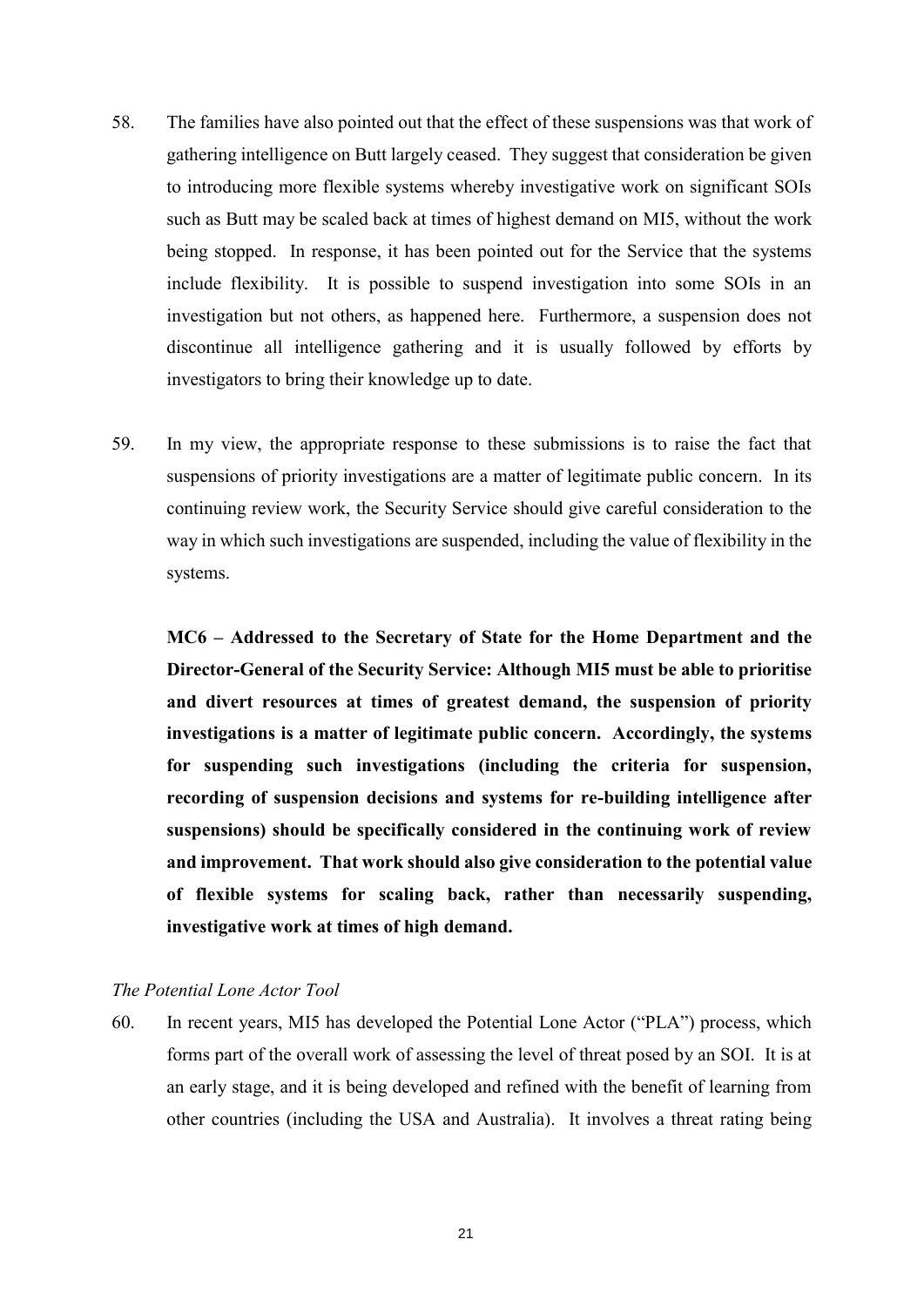58. The families have also pointed out that the effect of these suspensions was that work of gathering intelligence on Butt largely ceased. They suggest that consideration be given to introducing more flexible systems whereby investigative work on significant SOIs such as Butt may be scaled back at times of highest demand on MI5, without the work being stopped. In response, it has been pointed out for the Service that the systems include flexibility. It is possible to suspend investigation into some SOIs in an investigation but not others, as happened here. Furthermore, a suspension does not discontinue all intelligence gathering and it is usually followed by efforts by investigators to bring their knowledge up to date.

59. In my view, the appropriate response to these submissions is to raise the fact that suspensions of priority investigations are a matter of legitimate public concern. In its continuing review work, the Security Service should give careful consideration to the way in which such investigations are suspended, including the value of flexibility in the systems.

**MC6 – Addressed to the Secretary of State for the Home Department and the Director-General of the Security Service: Although MI5 must be able to prioritise and divert resources at times of greatest demand, the suspension of priority investigations is a matter of legitimate public concern. Accordingly, the systems for suspending such investigations (including the criteria for suspension, recording of suspension decisions and systems for re-building intelligence after suspensions) should be specifically considered in the continuing work of review and improvement. That work should also give consideration to the potential value of flexible systems for scaling back, rather than necessarily suspending, investigative work at times of high demand.**

*The Potential Lone Actor Tool*

60. In recent years, MI5 has developed the Potential Lone Actor ("PLA") process, which forms part of the overall work of assessing the level of threat posed by an SOI. It is at an early stage, and it is being developed and refined with the benefit of learning from other countries (including the USA and Australia). It involves a threat rating being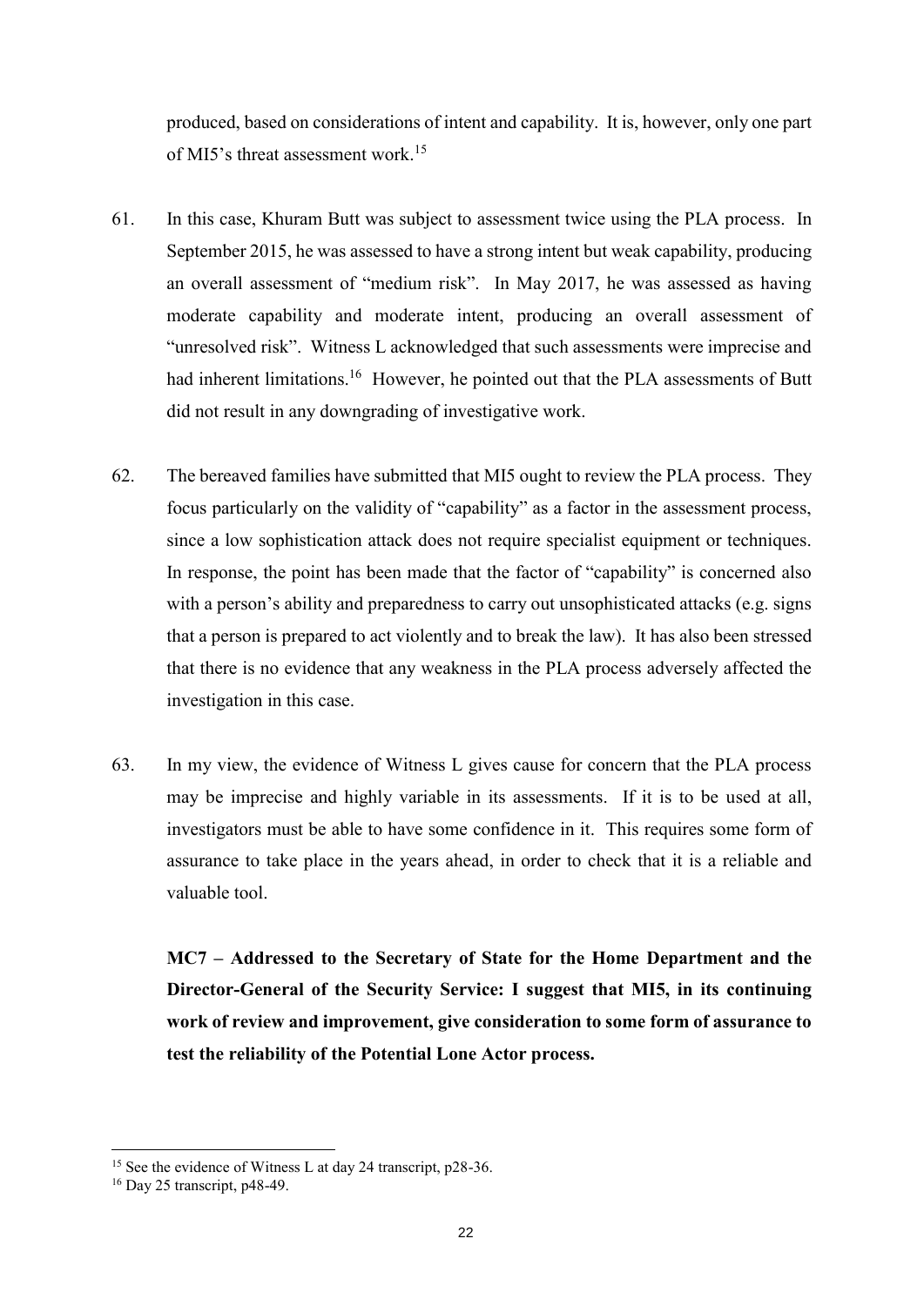produced, based on considerations of intent and capability. It is, however, only one part of MI5's threat assessment work.[15]

61. In this case, Khuram Butt was subject to assessment twice using the PLA process. In September 2015, he was assessed to have a strong intent but weak capability, producing an overall assessment of "medium risk". In May 2017, he was assessed as having moderate capability and moderate intent, producing an overall assessment of "unresolved risk". Witness L acknowledged that such assessments were imprecise and had inherent limitations.[16] However, he pointed out that the PLA assessments of Butt did not result in any downgrading of investigative work.

62. The bereaved families have submitted that MI5 ought to review the PLA process. They focus particularly on the validity of "capability" as a factor in the assessment process, since a low sophistication attack does not require specialist equipment or techniques. In response, the point has been made that the factor of "capability" is concerned also with a person's ability and preparedness to carry out unsophisticated attacks (e.g. signs that a person is prepared to act violently and to break the law). It has also been stressed that there is no evidence that any weakness in the PLA process adversely affected the investigation in this case.

63. In my view, the evidence of Witness L gives cause for concern that the PLA process may be imprecise and highly variable in its assessments. If it is to be used at all, investigators must be able to have some confidence in it. This requires some form of assurance to take place in the years ahead, in order to check that it is a reliable and valuable tool.

**MC7 – Addressed to the Secretary of State for the Home Department and the Director-General of the Security Service: I suggest that MI5, in its continuing work of review and improvement, give consideration to some form of assurance to test the reliability of the Potential Lone Actor process.**

---

[15] See the evidence of Witness L at day 24 transcript, p28-36.

[16] Day 25 transcript, p48-49.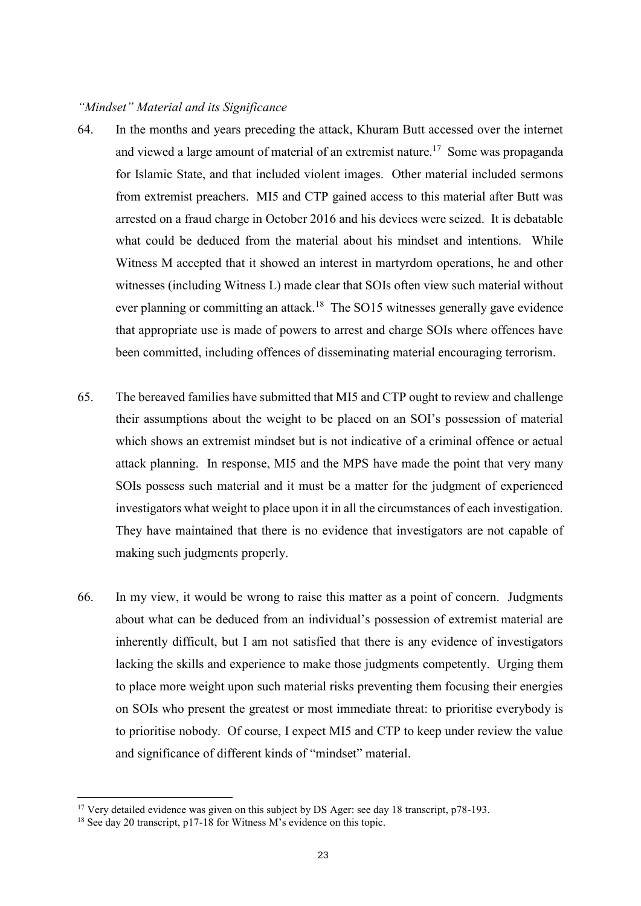*"Mindset" Material and its Significance*

64. In the months and years preceding the attack, Khuram Butt accessed over the internet and viewed a large amount of material of an extremist nature.[17] Some was propaganda for Islamic State, and that included violent images. Other material included sermons from extremist preachers. MI5 and CTP gained access to this material after Butt was arrested on a fraud charge in October 2016 and his devices were seized. It is debatable what could be deduced from the material about his mindset and intentions. While Witness M accepted that it showed an interest in martyrdom operations, he and other witnesses (including Witness L) made clear that SOIs often view such material without ever planning or committing an attack.[18] The SO15 witnesses generally gave evidence that appropriate use is made of powers to arrest and charge SOIs where offences have been committed, including offences of disseminating material encouraging terrorism.

65. The bereaved families have submitted that MI5 and CTP ought to review and challenge their assumptions about the weight to be placed on an SOI's possession of material which shows an extremist mindset but is not indicative of a criminal offence or actual attack planning. In response, MI5 and the MPS have made the point that very many SOIs possess such material and it must be a matter for the judgment of experienced investigators what weight to place upon it in all the circumstances of each investigation. They have maintained that there is no evidence that investigators are not capable of making such judgments properly.

66. In my view, it would be wrong to raise this matter as a point of concern. Judgments about what can be deduced from an individual's possession of extremist material are inherently difficult, but I am not satisfied that there is any evidence of investigators lacking the skills and experience to make those judgments competently. Urging them to place more weight upon such material risks preventing them focusing their energies on SOIs who present the greatest or most immediate threat: to prioritise everybody is to prioritise nobody. Of course, I expect MI5 and CTP to keep under review the value and significance of different kinds of "mindset" material.

[17] Very detailed evidence was given on this subject by DS Ager: see day 18 transcript, p78-193.

[18] See day 20 transcript, p17-18 for Witness M's evidence on this topic.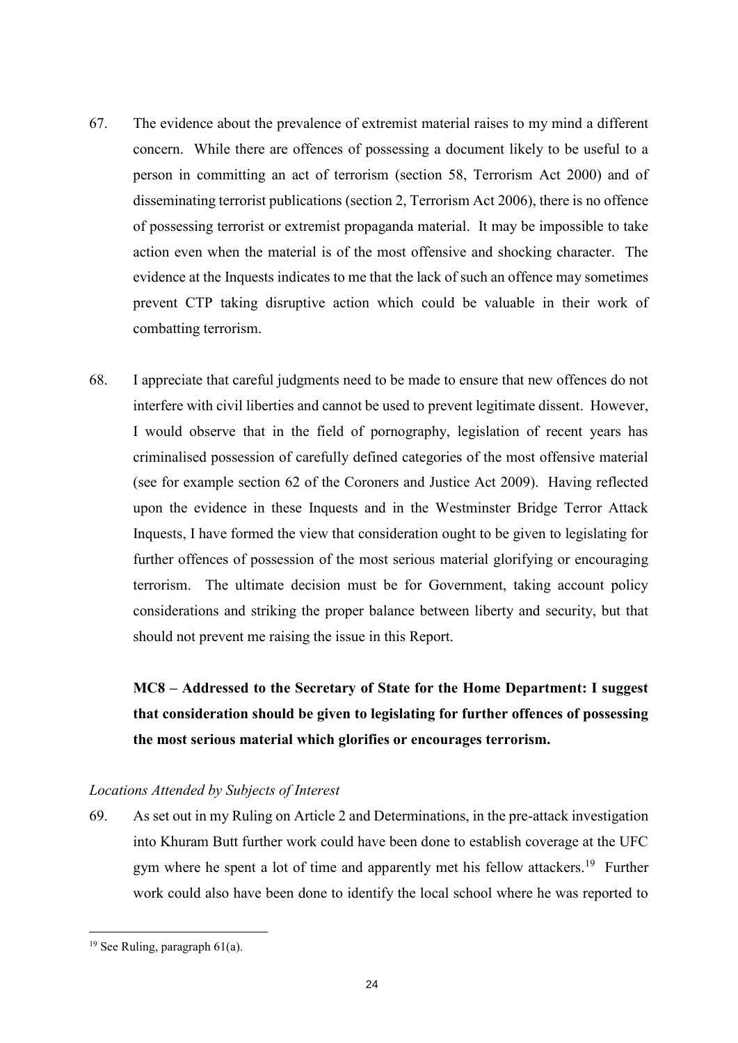67. The evidence about the prevalence of extremist material raises to my mind a different concern. While there are offences of possessing a document likely to be useful to a person in committing an act of terrorism (section 58, Terrorism Act 2000) and of disseminating terrorist publications (section 2, Terrorism Act 2006), there is no offence of possessing terrorist or extremist propaganda material. It may be impossible to take action even when the material is of the most offensive and shocking character. The evidence at the Inquests indicates to me that the lack of such an offence may sometimes prevent CTP taking disruptive action which could be valuable in their work of combatting terrorism.

68. I appreciate that careful judgments need to be made to ensure that new offences do not interfere with civil liberties and cannot be used to prevent legitimate dissent. However, I would observe that in the field of pornography, legislation of recent years has criminalised possession of carefully defined categories of the most offensive material (see for example section 62 of the Coroners and Justice Act 2009). Having reflected upon the evidence in these Inquests and in the Westminster Bridge Terror Attack Inquests, I have formed the view that consideration ought to be given to legislating for further offences of possession of the most serious material glorifying or encouraging terrorism. The ultimate decision must be for Government, taking account policy considerations and striking the proper balance between liberty and security, but that should not prevent me raising the issue in this Report.

**MC8 – Addressed to the Secretary of State for the Home Department: I suggest that consideration should be given to legislating for further offences of possessing the most serious material which glorifies or encourages terrorism.**

*Locations Attended by Subjects of Interest*

69. As set out in my Ruling on Article 2 and Determinations, in the pre-attack investigation into Khuram Butt further work could have been done to establish coverage at the UFC gym where he spent a lot of time and apparently met his fellow attackers.[19] Further work could also have been done to identify the local school where he was reported to

[19] See Ruling, paragraph 61(a).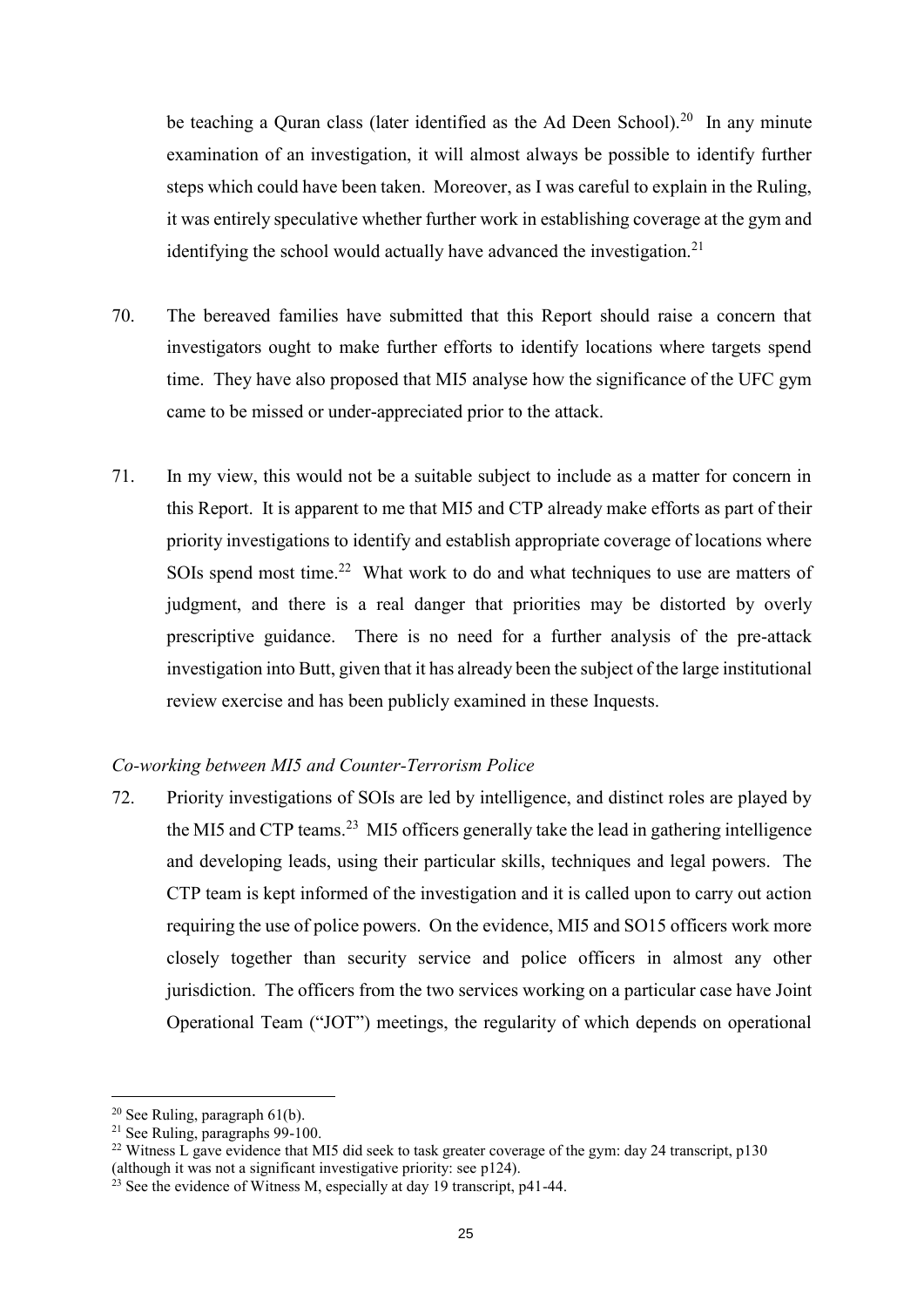be teaching a Quran class (later identified as the Ad Deen School).[20] In any minute examination of an investigation, it will almost always be possible to identify further steps which could have been taken. Moreover, as I was careful to explain in the Ruling, it was entirely speculative whether further work in establishing coverage at the gym and identifying the school would actually have advanced the investigation.[21]

70. The bereaved families have submitted that this Report should raise a concern that investigators ought to make further efforts to identify locations where targets spend time. They have also proposed that MI5 analyse how the significance of the UFC gym came to be missed or under-appreciated prior to the attack.

71. In my view, this would not be a suitable subject to include as a matter for concern in this Report. It is apparent to me that MI5 and CTP already make efforts as part of their priority investigations to identify and establish appropriate coverage of locations where SOIs spend most time.[22] What work to do and what techniques to use are matters of judgment, and there is a real danger that priorities may be distorted by overly prescriptive guidance. There is no need for a further analysis of the pre-attack investigation into Butt, given that it has already been the subject of the large institutional review exercise and has been publicly examined in these Inquests.

*Co-working between MI5 and Counter-Terrorism Police*

72. Priority investigations of SOIs are led by intelligence, and distinct roles are played by the MI5 and CTP teams.[23] MI5 officers generally take the lead in gathering intelligence and developing leads, using their particular skills, techniques and legal powers. The CTP team is kept informed of the investigation and it is called upon to carry out action requiring the use of police powers. On the evidence, MI5 and SO15 officers work more closely together than security service and police officers in almost any other jurisdiction. The officers from the two services working on a particular case have Joint Operational Team ("JOT") meetings, the regularity of which depends on operational

---

[20] See Ruling, paragraph 61(b).

[21] See Ruling, paragraphs 99-100.

[22] Witness L gave evidence that MI5 did seek to task greater coverage of the gym: day 24 transcript, p130 (although it was not a significant investigative priority: see p124).

[23] See the evidence of Witness M, especially at day 19 transcript, p41-44.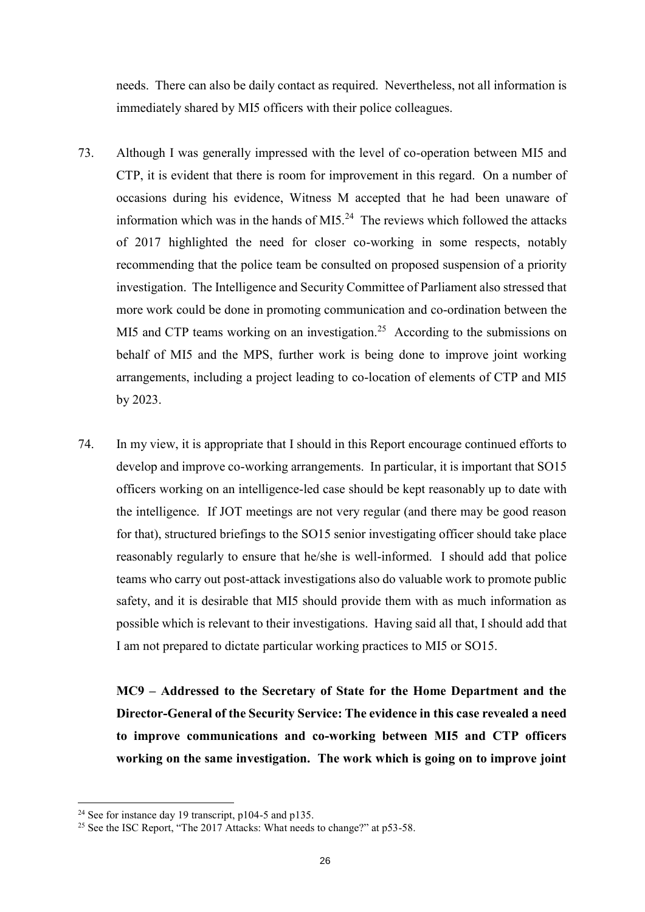needs. There can also be daily contact as required. Nevertheless, not all information is immediately shared by MI5 officers with their police colleagues.

73. Although I was generally impressed with the level of co-operation between MI5 and CTP, it is evident that there is room for improvement in this regard. On a number of occasions during his evidence, Witness M accepted that he had been unaware of information which was in the hands of MI5.[24] The reviews which followed the attacks of 2017 highlighted the need for closer co-working in some respects, notably recommending that the police team be consulted on proposed suspension of a priority investigation. The Intelligence and Security Committee of Parliament also stressed that more work could be done in promoting communication and co-ordination between the MI5 and CTP teams working on an investigation.[25] According to the submissions on behalf of MI5 and the MPS, further work is being done to improve joint working arrangements, including a project leading to co-location of elements of CTP and MI5 by 2023.

74. In my view, it is appropriate that I should in this Report encourage continued efforts to develop and improve co-working arrangements. In particular, it is important that SO15 officers working on an intelligence-led case should be kept reasonably up to date with the intelligence. If JOT meetings are not very regular (and there may be good reason for that), structured briefings to the SO15 senior investigating officer should take place reasonably regularly to ensure that he/she is well-informed. I should add that police teams who carry out post-attack investigations also do valuable work to promote public safety, and it is desirable that MI5 should provide them with as much information as possible which is relevant to their investigations. Having said all that, I should add that I am not prepared to dictate particular working practices to MI5 or SO15.

**MC9 – Addressed to the Secretary of State for the Home Department and the Director-General of the Security Service: The evidence in this case revealed a need to improve communications and co-working between MI5 and CTP officers working on the same investigation. The work which is going on to improve joint**

[24] See for instance day 19 transcript, p104-5 and p135.

[25] See the ISC Report, "The 2017 Attacks: What needs to change?" at p53-58.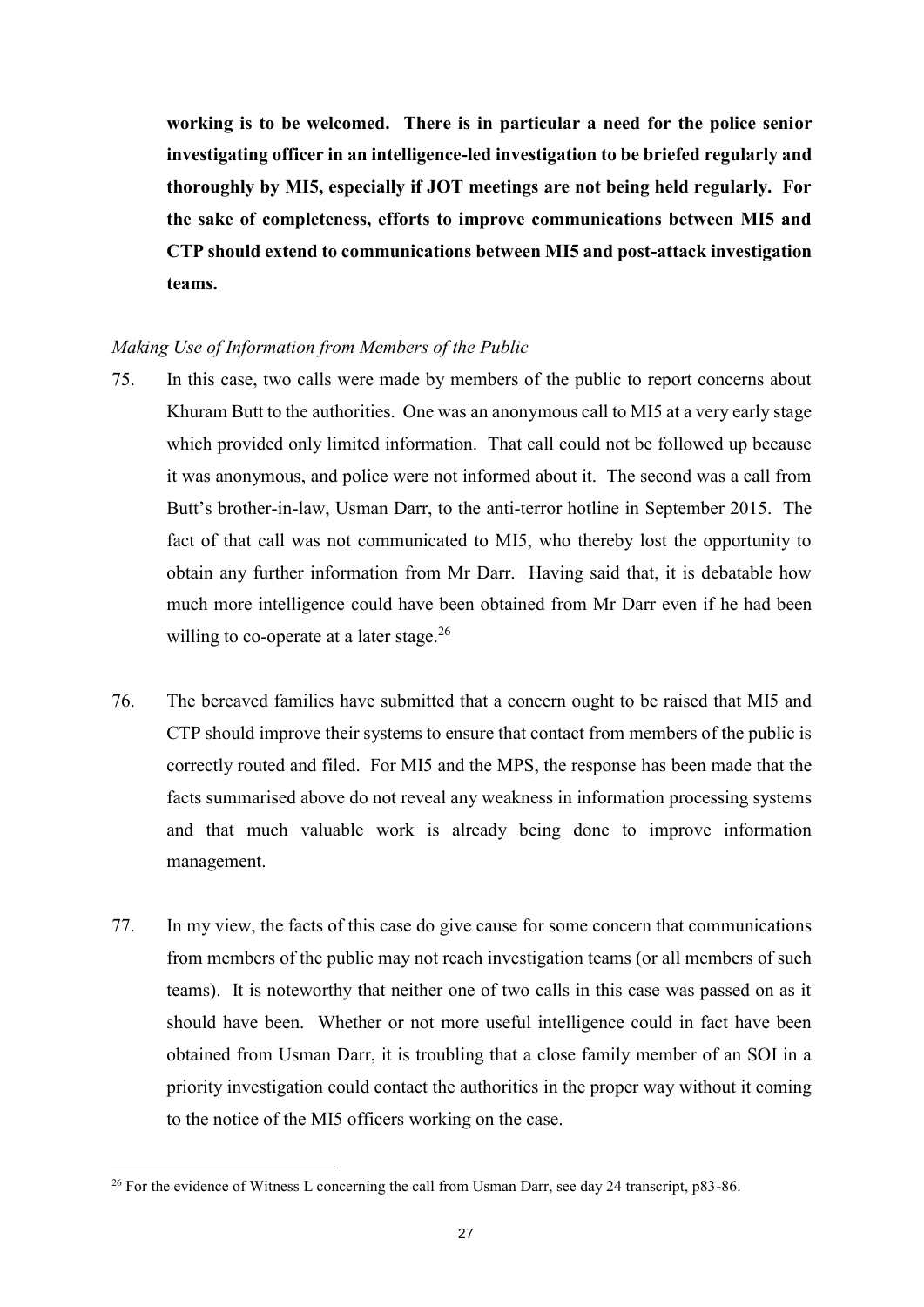**working is to be welcomed. There is in particular a need for the police senior investigating officer in an intelligence-led investigation to be briefed regularly and thoroughly by MI5, especially if JOT meetings are not being held regularly. For the sake of completeness, efforts to improve communications between MI5 and CTP should extend to communications between MI5 and post-attack investigation teams.**

*Making Use of Information from Members of the Public*

75. In this case, two calls were made by members of the public to report concerns about Khuram Butt to the authorities. One was an anonymous call to MI5 at a very early stage which provided only limited information. That call could not be followed up because it was anonymous, and police were not informed about it. The second was a call from Butt's brother-in-law, Usman Darr, to the anti-terror hotline in September 2015. The fact of that call was not communicated to MI5, who thereby lost the opportunity to obtain any further information from Mr Darr. Having said that, it is debatable how much more intelligence could have been obtained from Mr Darr even if he had been willing to co-operate at a later stage.[26]

76. The bereaved families have submitted that a concern ought to be raised that MI5 and CTP should improve their systems to ensure that contact from members of the public is correctly routed and filed. For MI5 and the MPS, the response has been made that the facts summarised above do not reveal any weakness in information processing systems and that much valuable work is already being done to improve information management.

77. In my view, the facts of this case do give cause for some concern that communications from members of the public may not reach investigation teams (or all members of such teams). It is noteworthy that neither one of two calls in this case was passed on as it should have been. Whether or not more useful intelligence could in fact have been obtained from Usman Darr, it is troubling that a close family member of an SOI in a priority investigation could contact the authorities in the proper way without it coming to the notice of the MI5 officers working on the case.

[26] For the evidence of Witness L concerning the call from Usman Darr, see day 24 transcript, p83-86.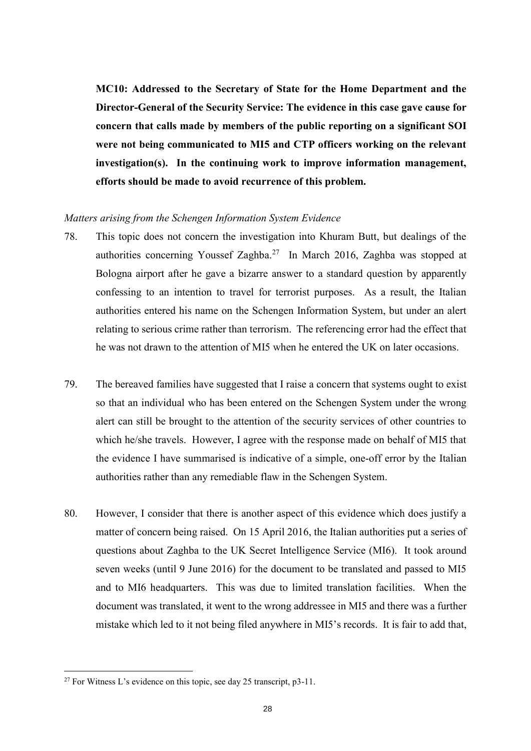**MC10: Addressed to the Secretary of State for the Home Department and the Director-General of the Security Service: The evidence in this case gave cause for concern that calls made by members of the public reporting on a significant SOI were not being communicated to MI5 and CTP officers working on the relevant investigation(s). In the continuing work to improve information management, efforts should be made to avoid recurrence of this problem.**

*Matters arising from the Schengen Information System Evidence*

78. This topic does not concern the investigation into Khuram Butt, but dealings of the authorities concerning Youssef Zaghba.[27] In March 2016, Zaghba was stopped at Bologna airport after he gave a bizarre answer to a standard question by apparently confessing to an intention to travel for terrorist purposes. As a result, the Italian authorities entered his name on the Schengen Information System, but under an alert relating to serious crime rather than terrorism. The referencing error had the effect that he was not drawn to the attention of MI5 when he entered the UK on later occasions.

79. The bereaved families have suggested that I raise a concern that systems ought to exist so that an individual who has been entered on the Schengen System under the wrong alert can still be brought to the attention of the security services of other countries to which he/she travels. However, I agree with the response made on behalf of MI5 that the evidence I have summarised is indicative of a simple, one-off error by the Italian authorities rather than any remediable flaw in the Schengen System.

80. However, I consider that there is another aspect of this evidence which does justify a matter of concern being raised. On 15 April 2016, the Italian authorities put a series of questions about Zaghba to the UK Secret Intelligence Service (MI6). It took around seven weeks (until 9 June 2016) for the document to be translated and passed to MI5 and to MI6 headquarters. This was due to limited translation facilities. When the document was translated, it went to the wrong addressee in MI5 and there was a further mistake which led to it not being filed anywhere in MI5's records. It is fair to add that,

[27] For Witness L's evidence on this topic, see day 25 transcript, p3-11.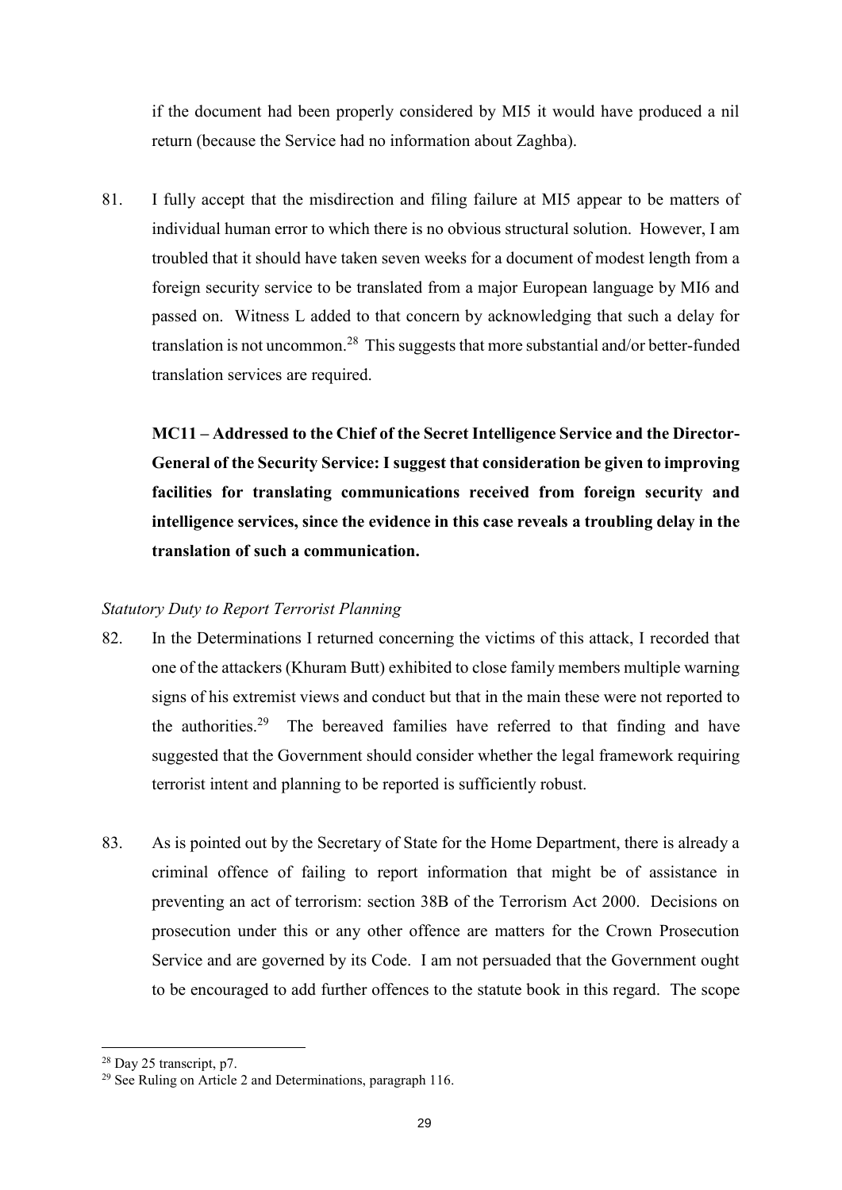if the document had been properly considered by MI5 it would have produced a nil return (because the Service had no information about Zaghba).

81. I fully accept that the misdirection and filing failure at MI5 appear to be matters of individual human error to which there is no obvious structural solution. However, I am troubled that it should have taken seven weeks for a document of modest length from a foreign security service to be translated from a major European language by MI6 and passed on. Witness L added to that concern by acknowledging that such a delay for translation is not uncommon.[28] This suggests that more substantial and/or better-funded translation services are required.

**MC11 – Addressed to the Chief of the Secret Intelligence Service and the Director-General of the Security Service: I suggest that consideration be given to improving facilities for translating communications received from foreign security and intelligence services, since the evidence in this case reveals a troubling delay in the translation of such a communication.**

*Statutory Duty to Report Terrorist Planning*

82. In the Determinations I returned concerning the victims of this attack, I recorded that one of the attackers (Khuram Butt) exhibited to close family members multiple warning signs of his extremist views and conduct but that in the main these were not reported to the authorities.[29] The bereaved families have referred to that finding and have suggested that the Government should consider whether the legal framework requiring terrorist intent and planning to be reported is sufficiently robust.

83. As is pointed out by the Secretary of State for the Home Department, there is already a criminal offence of failing to report information that might be of assistance in preventing an act of terrorism: section 38B of the Terrorism Act 2000. Decisions on prosecution under this or any other offence are matters for the Crown Prosecution Service and are governed by its Code. I am not persuaded that the Government ought to be encouraged to add further offences to the statute book in this regard. The scope

[28] Day 25 transcript, p7.

[29] See Ruling on Article 2 and Determinations, paragraph 116.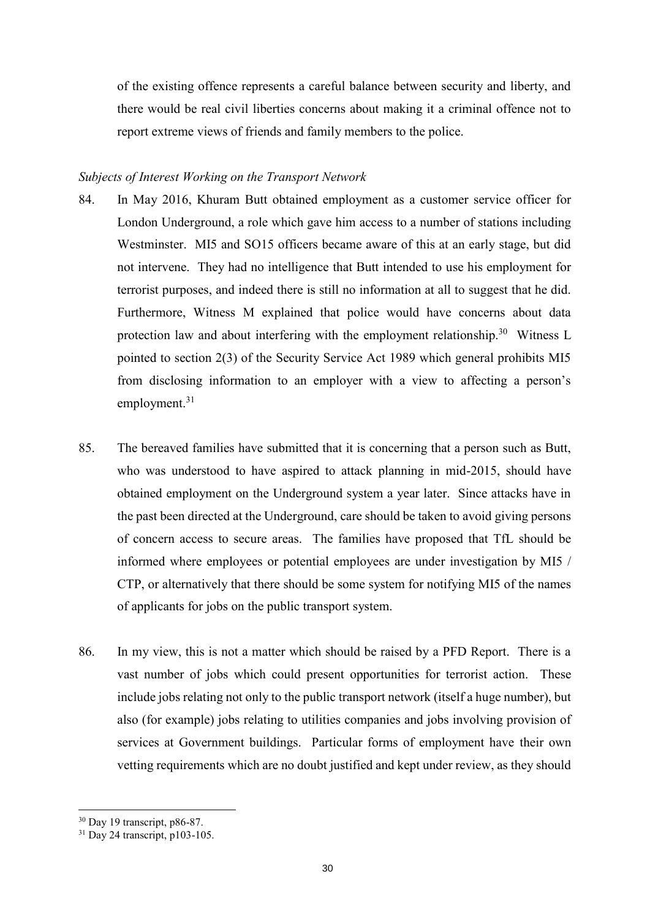of the existing offence represents a careful balance between security and liberty, and there would be real civil liberties concerns about making it a criminal offence not to report extreme views of friends and family members to the police.

*Subjects of Interest Working on the Transport Network*

84. In May 2016, Khuram Butt obtained employment as a customer service officer for London Underground, a role which gave him access to a number of stations including Westminster. MI5 and SO15 officers became aware of this at an early stage, but did not intervene. They had no intelligence that Butt intended to use his employment for terrorist purposes, and indeed there is still no information at all to suggest that he did. Furthermore, Witness M explained that police would have concerns about data protection law and about interfering with the employment relationship.[30] Witness L pointed to section 2(3) of the Security Service Act 1989 which general prohibits MI5 from disclosing information to an employer with a view to affecting a person's employment.[31]

85. The bereaved families have submitted that it is concerning that a person such as Butt, who was understood to have aspired to attack planning in mid-2015, should have obtained employment on the Underground system a year later. Since attacks have in the past been directed at the Underground, care should be taken to avoid giving persons of concern access to secure areas. The families have proposed that TfL should be informed where employees or potential employees are under investigation by MI5 / CTP, or alternatively that there should be some system for notifying MI5 of the names of applicants for jobs on the public transport system.

86. In my view, this is not a matter which should be raised by a PFD Report. There is a vast number of jobs which could present opportunities for terrorist action. These include jobs relating not only to the public transport network (itself a huge number), but also (for example) jobs relating to utilities companies and jobs involving provision of services at Government buildings. Particular forms of employment have their own vetting requirements which are no doubt justified and kept under review, as they should

[30] Day 19 transcript, p86-87.

[31] Day 24 transcript, p103-105.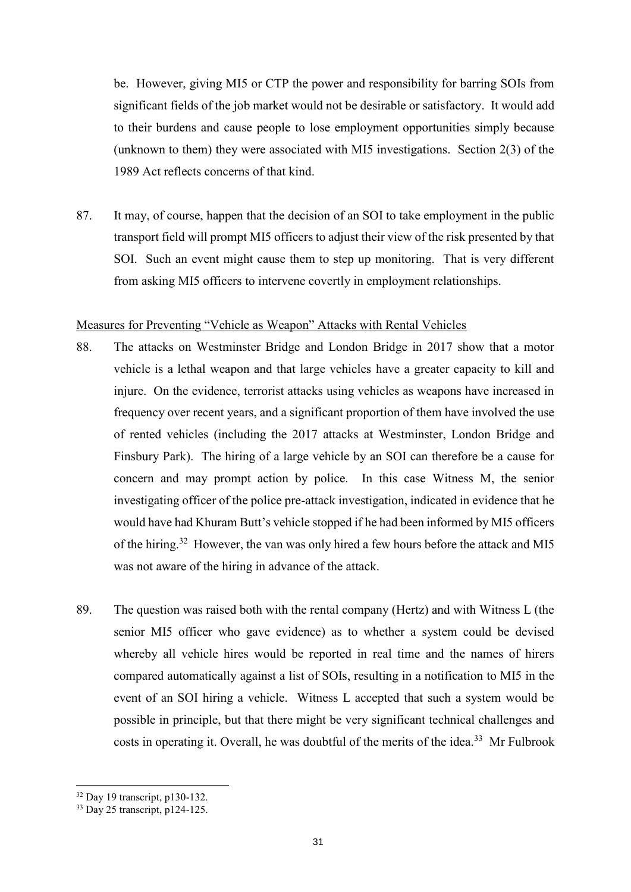be. However, giving MI5 or CTP the power and responsibility for barring SOIs from significant fields of the job market would not be desirable or satisfactory. It would add to their burdens and cause people to lose employment opportunities simply because (unknown to them) they were associated with MI5 investigations. Section 2(3) of the 1989 Act reflects concerns of that kind.

87. It may, of course, happen that the decision of an SOI to take employment in the public transport field will prompt MI5 officers to adjust their view of the risk presented by that SOI. Such an event might cause them to step up monitoring. That is very different from asking MI5 officers to intervene covertly in employment relationships.

Measures for Preventing "Vehicle as Weapon" Attacks with Rental Vehicles

88. The attacks on Westminster Bridge and London Bridge in 2017 show that a motor vehicle is a lethal weapon and that large vehicles have a greater capacity to kill and injure. On the evidence, terrorist attacks using vehicles as weapons have increased in frequency over recent years, and a significant proportion of them have involved the use of rented vehicles (including the 2017 attacks at Westminster, London Bridge and Finsbury Park). The hiring of a large vehicle by an SOI can therefore be a cause for concern and may prompt action by police. In this case Witness M, the senior investigating officer of the police pre-attack investigation, indicated in evidence that he would have had Khuram Butt's vehicle stopped if he had been informed by MI5 officers of the hiring.[32] However, the van was only hired a few hours before the attack and MI5 was not aware of the hiring in advance of the attack.

89. The question was raised both with the rental company (Hertz) and with Witness L (the senior MI5 officer who gave evidence) as to whether a system could be devised whereby all vehicle hires would be reported in real time and the names of hirers compared automatically against a list of SOIs, resulting in a notification to MI5 in the event of an SOI hiring a vehicle. Witness L accepted that such a system would be possible in principle, but that there might be very significant technical challenges and costs in operating it. Overall, he was doubtful of the merits of the idea.[33] Mr Fulbrook

[32] Day 19 transcript, p130-132.

[33] Day 25 transcript, p124-125.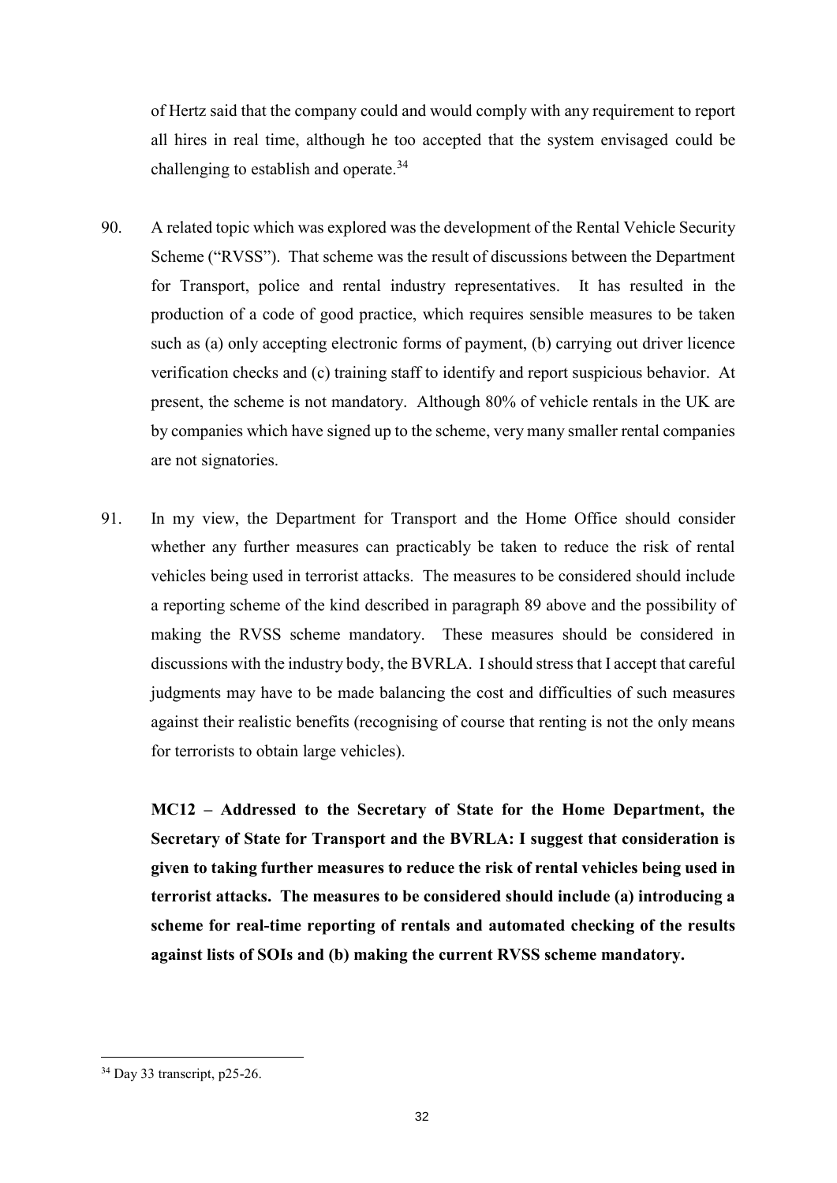of Hertz said that the company could and would comply with any requirement to report all hires in real time, although he too accepted that the system envisaged could be challenging to establish and operate.[34]

90. A related topic which was explored was the development of the Rental Vehicle Security Scheme ("RVSS"). That scheme was the result of discussions between the Department for Transport, police and rental industry representatives. It has resulted in the production of a code of good practice, which requires sensible measures to be taken such as (a) only accepting electronic forms of payment, (b) carrying out driver licence verification checks and (c) training staff to identify and report suspicious behavior. At present, the scheme is not mandatory. Although 80% of vehicle rentals in the UK are by companies which have signed up to the scheme, very many smaller rental companies are not signatories.

91. In my view, the Department for Transport and the Home Office should consider whether any further measures can practicably be taken to reduce the risk of rental vehicles being used in terrorist attacks. The measures to be considered should include a reporting scheme of the kind described in paragraph 89 above and the possibility of making the RVSS scheme mandatory. These measures should be considered in discussions with the industry body, the BVRLA. I should stress that I accept that careful judgments may have to be made balancing the cost and difficulties of such measures against their realistic benefits (recognising of course that renting is not the only means for terrorists to obtain large vehicles).

**MC12 – Addressed to the Secretary of State for the Home Department, the Secretary of State for Transport and the BVRLA: I suggest that consideration is given to taking further measures to reduce the risk of rental vehicles being used in terrorist attacks. The measures to be considered should include (a) introducing a scheme for real-time reporting of rentals and automated checking of the results against lists of SOIs and (b) making the current RVSS scheme mandatory.**

---

[34] Day 33 transcript, p25-26.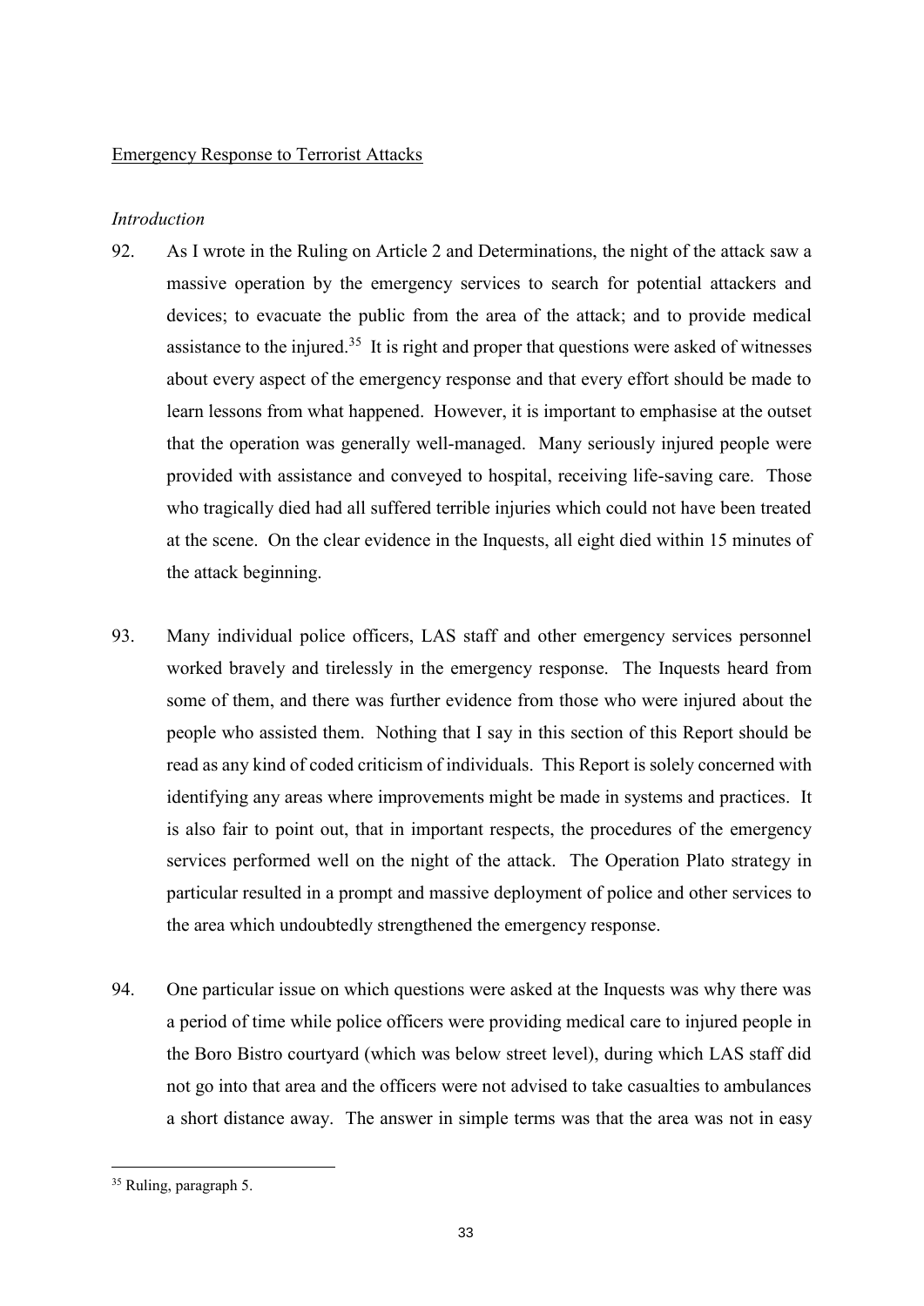<u>Emergency Response to Terrorist Attacks</u>

*Introduction*

92. As I wrote in the Ruling on Article 2 and Determinations, the night of the attack saw a massive operation by the emergency services to search for potential attackers and devices; to evacuate the public from the area of the attack; and to provide medical assistance to the injured.[35] It is right and proper that questions were asked of witnesses about every aspect of the emergency response and that every effort should be made to learn lessons from what happened. However, it is important to emphasise at the outset that the operation was generally well-managed. Many seriously injured people were provided with assistance and conveyed to hospital, receiving life-saving care. Those who tragically died had all suffered terrible injuries which could not have been treated at the scene. On the clear evidence in the Inquests, all eight died within 15 minutes of the attack beginning.

93. Many individual police officers, LAS staff and other emergency services personnel worked bravely and tirelessly in the emergency response. The Inquests heard from some of them, and there was further evidence from those who were injured about the people who assisted them. Nothing that I say in this section of this Report should be read as any kind of coded criticism of individuals. This Report is solely concerned with identifying any areas where improvements might be made in systems and practices. It is also fair to point out, that in important respects, the procedures of the emergency services performed well on the night of the attack. The Operation Plato strategy in particular resulted in a prompt and massive deployment of police and other services to the area which undoubtedly strengthened the emergency response.

94. One particular issue on which questions were asked at the Inquests was why there was a period of time while police officers were providing medical care to injured people in the Boro Bistro courtyard (which was below street level), during which LAS staff did not go into that area and the officers were not advised to take casualties to ambulances a short distance away. The answer in simple terms was that the area was not in easy

---

[35] Ruling, paragraph 5.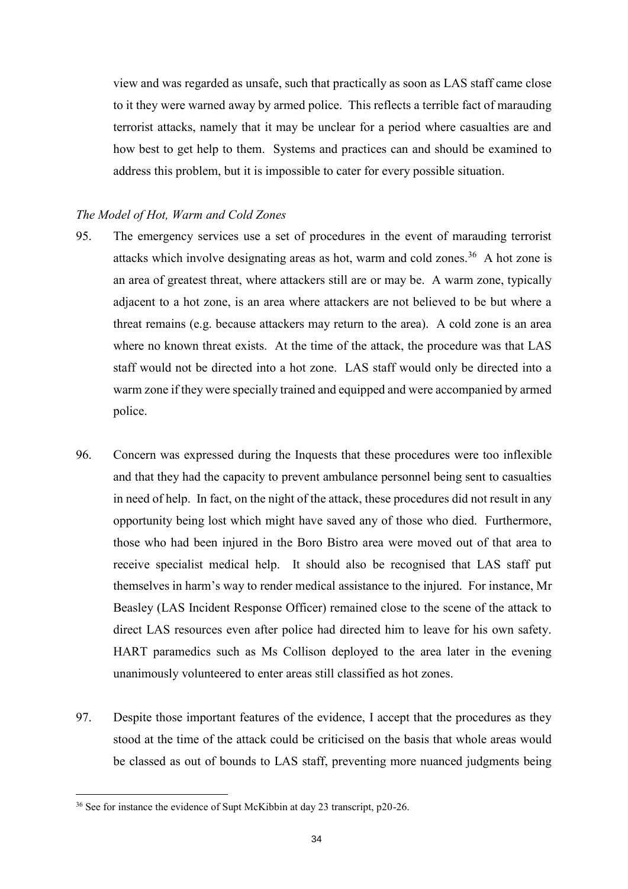view and was regarded as unsafe, such that practically as soon as LAS staff came close to it they were warned away by armed police. This reflects a terrible fact of marauding terrorist attacks, namely that it may be unclear for a period where casualties are and how best to get help to them. Systems and practices can and should be examined to address this problem, but it is impossible to cater for every possible situation.

*The Model of Hot, Warm and Cold Zones*

95. The emergency services use a set of procedures in the event of marauding terrorist attacks which involve designating areas as hot, warm and cold zones.[36] A hot zone is an area of greatest threat, where attackers still are or may be. A warm zone, typically adjacent to a hot zone, is an area where attackers are not believed to be but where a threat remains (e.g. because attackers may return to the area). A cold zone is an area where no known threat exists. At the time of the attack, the procedure was that LAS staff would not be directed into a hot zone. LAS staff would only be directed into a warm zone if they were specially trained and equipped and were accompanied by armed police.

96. Concern was expressed during the Inquests that these procedures were too inflexible and that they had the capacity to prevent ambulance personnel being sent to casualties in need of help. In fact, on the night of the attack, these procedures did not result in any opportunity being lost which might have saved any of those who died. Furthermore, those who had been injured in the Boro Bistro area were moved out of that area to receive specialist medical help. It should also be recognised that LAS staff put themselves in harm's way to render medical assistance to the injured. For instance, Mr Beasley (LAS Incident Response Officer) remained close to the scene of the attack to direct LAS resources even after police had directed him to leave for his own safety. HART paramedics such as Ms Collison deployed to the area later in the evening unanimously volunteered to enter areas still classified as hot zones.

97. Despite those important features of the evidence, I accept that the procedures as they stood at the time of the attack could be criticised on the basis that whole areas would be classed as out of bounds to LAS staff, preventing more nuanced judgments being

[36] See for instance the evidence of Supt McKibbin at day 23 transcript, p20-26.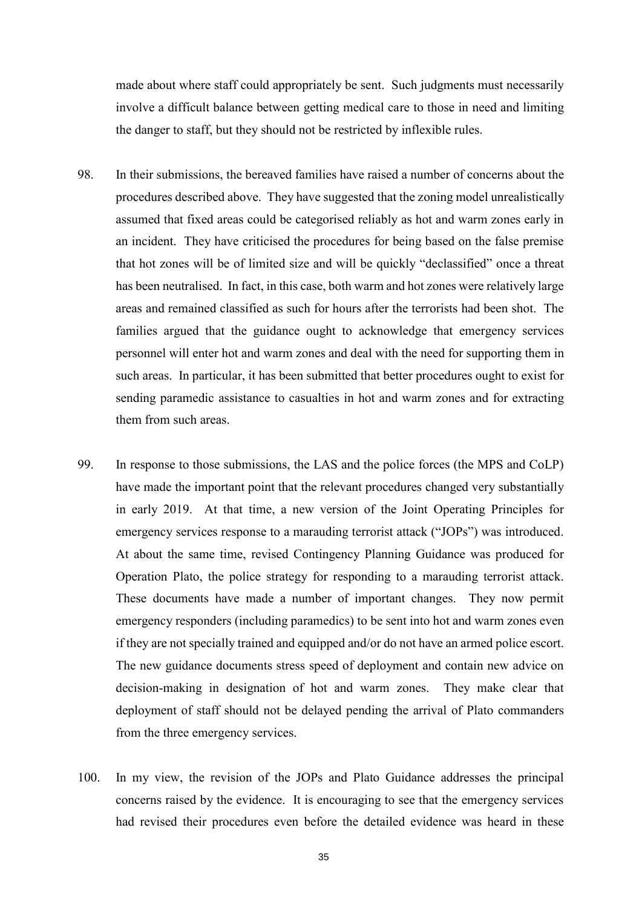made about where staff could appropriately be sent. Such judgments must necessarily involve a difficult balance between getting medical care to those in need and limiting the danger to staff, but they should not be restricted by inflexible rules.

98. In their submissions, the bereaved families have raised a number of concerns about the procedures described above. They have suggested that the zoning model unrealistically assumed that fixed areas could be categorised reliably as hot and warm zones early in an incident. They have criticised the procedures for being based on the false premise that hot zones will be of limited size and will be quickly "declassified" once a threat has been neutralised. In fact, in this case, both warm and hot zones were relatively large areas and remained classified as such for hours after the terrorists had been shot. The families argued that the guidance ought to acknowledge that emergency services personnel will enter hot and warm zones and deal with the need for supporting them in such areas. In particular, it has been submitted that better procedures ought to exist for sending paramedic assistance to casualties in hot and warm zones and for extracting them from such areas.

99. In response to those submissions, the LAS and the police forces (the MPS and CoLP) have made the important point that the relevant procedures changed very substantially in early 2019. At that time, a new version of the Joint Operating Principles for emergency services response to a marauding terrorist attack ("JOPs") was introduced. At about the same time, revised Contingency Planning Guidance was produced for Operation Plato, the police strategy for responding to a marauding terrorist attack. These documents have made a number of important changes. They now permit emergency responders (including paramedics) to be sent into hot and warm zones even if they are not specially trained and equipped and/or do not have an armed police escort. The new guidance documents stress speed of deployment and contain new advice on decision-making in designation of hot and warm zones. They make clear that deployment of staff should not be delayed pending the arrival of Plato commanders from the three emergency services.

100. In my view, the revision of the JOPs and Plato Guidance addresses the principal concerns raised by the evidence. It is encouraging to see that the emergency services had revised their procedures even before the detailed evidence was heard in these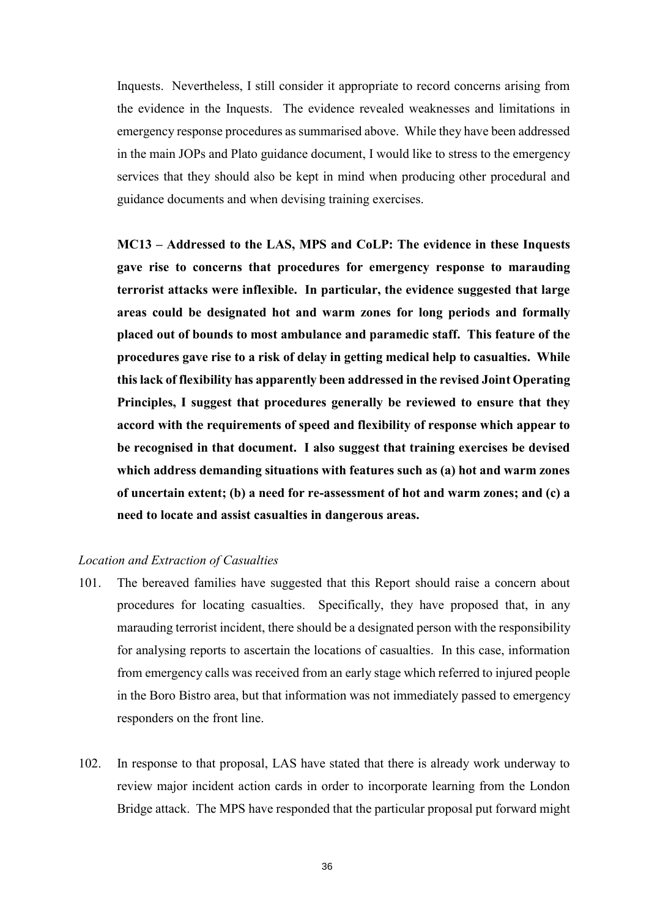Inquests. Nevertheless, I still consider it appropriate to record concerns arising from the evidence in the Inquests. The evidence revealed weaknesses and limitations in emergency response procedures as summarised above. While they have been addressed in the main JOPs and Plato guidance document, I would like to stress to the emergency services that they should also be kept in mind when producing other procedural and guidance documents and when devising training exercises.

**MC13 – Addressed to the LAS, MPS and CoLP: The evidence in these Inquests gave rise to concerns that procedures for emergency response to marauding terrorist attacks were inflexible. In particular, the evidence suggested that large areas could be designated hot and warm zones for long periods and formally placed out of bounds to most ambulance and paramedic staff. This feature of the procedures gave rise to a risk of delay in getting medical help to casualties. While this lack of flexibility has apparently been addressed in the revised Joint Operating Principles, I suggest that procedures generally be reviewed to ensure that they accord with the requirements of speed and flexibility of response which appear to be recognised in that document. I also suggest that training exercises be devised which address demanding situations with features such as (a) hot and warm zones of uncertain extent; (b) a need for re-assessment of hot and warm zones; and (c) a need to locate and assist casualties in dangerous areas.**

*Location and Extraction of Casualties*

101. The bereaved families have suggested that this Report should raise a concern about procedures for locating casualties. Specifically, they have proposed that, in any marauding terrorist incident, there should be a designated person with the responsibility for analysing reports to ascertain the locations of casualties. In this case, information from emergency calls was received from an early stage which referred to injured people in the Boro Bistro area, but that information was not immediately passed to emergency responders on the front line.

102. In response to that proposal, LAS have stated that there is already work underway to review major incident action cards in order to incorporate learning from the London Bridge attack. The MPS have responded that the particular proposal put forward might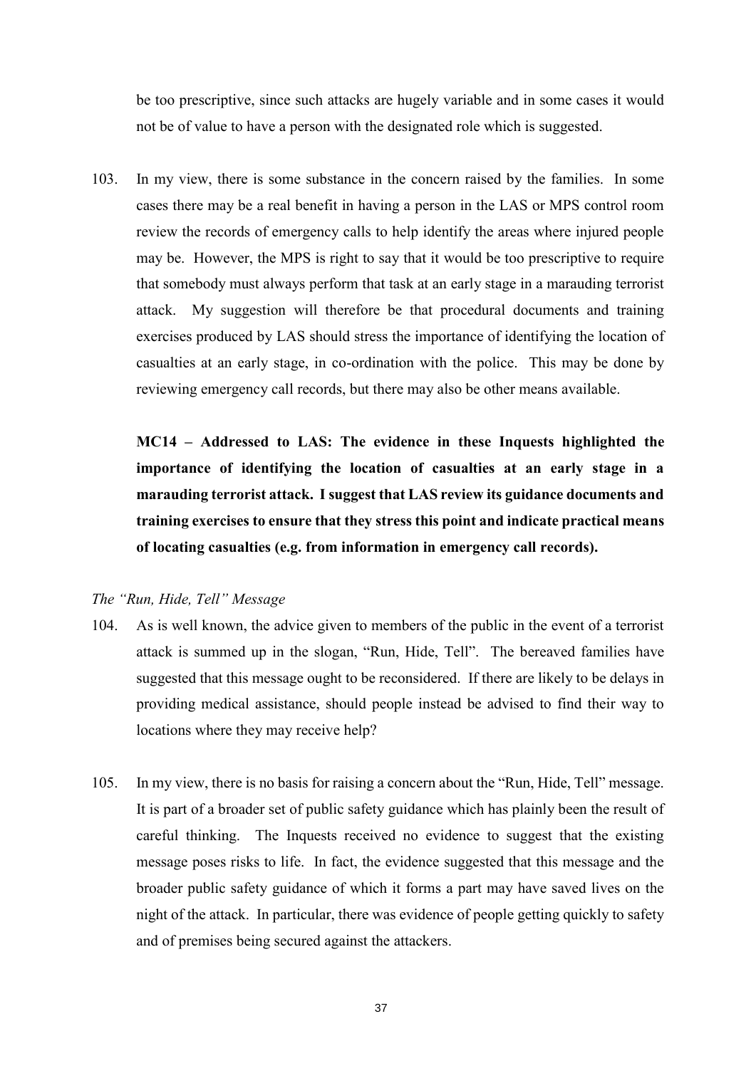be too prescriptive, since such attacks are hugely variable and in some cases it would not be of value to have a person with the designated role which is suggested.

103. In my view, there is some substance in the concern raised by the families. In some cases there may be a real benefit in having a person in the LAS or MPS control room review the records of emergency calls to help identify the areas where injured people may be. However, the MPS is right to say that it would be too prescriptive to require that somebody must always perform that task at an early stage in a marauding terrorist attack. My suggestion will therefore be that procedural documents and training exercises produced by LAS should stress the importance of identifying the location of casualties at an early stage, in co-ordination with the police. This may be done by reviewing emergency call records, but there may also be other means available.

**MC14 – Addressed to LAS: The evidence in these Inquests highlighted the importance of identifying the location of casualties at an early stage in a marauding terrorist attack. I suggest that LAS review its guidance documents and training exercises to ensure that they stress this point and indicate practical means of locating casualties (e.g. from information in emergency call records).**

*The "Run, Hide, Tell" Message*

104. As is well known, the advice given to members of the public in the event of a terrorist attack is summed up in the slogan, "Run, Hide, Tell". The bereaved families have suggested that this message ought to be reconsidered. If there are likely to be delays in providing medical assistance, should people instead be advised to find their way to locations where they may receive help?

105. In my view, there is no basis for raising a concern about the "Run, Hide, Tell" message. It is part of a broader set of public safety guidance which has plainly been the result of careful thinking. The Inquests received no evidence to suggest that the existing message poses risks to life. In fact, the evidence suggested that this message and the broader public safety guidance of which it forms a part may have saved lives on the night of the attack. In particular, there was evidence of people getting quickly to safety and of premises being secured against the attackers.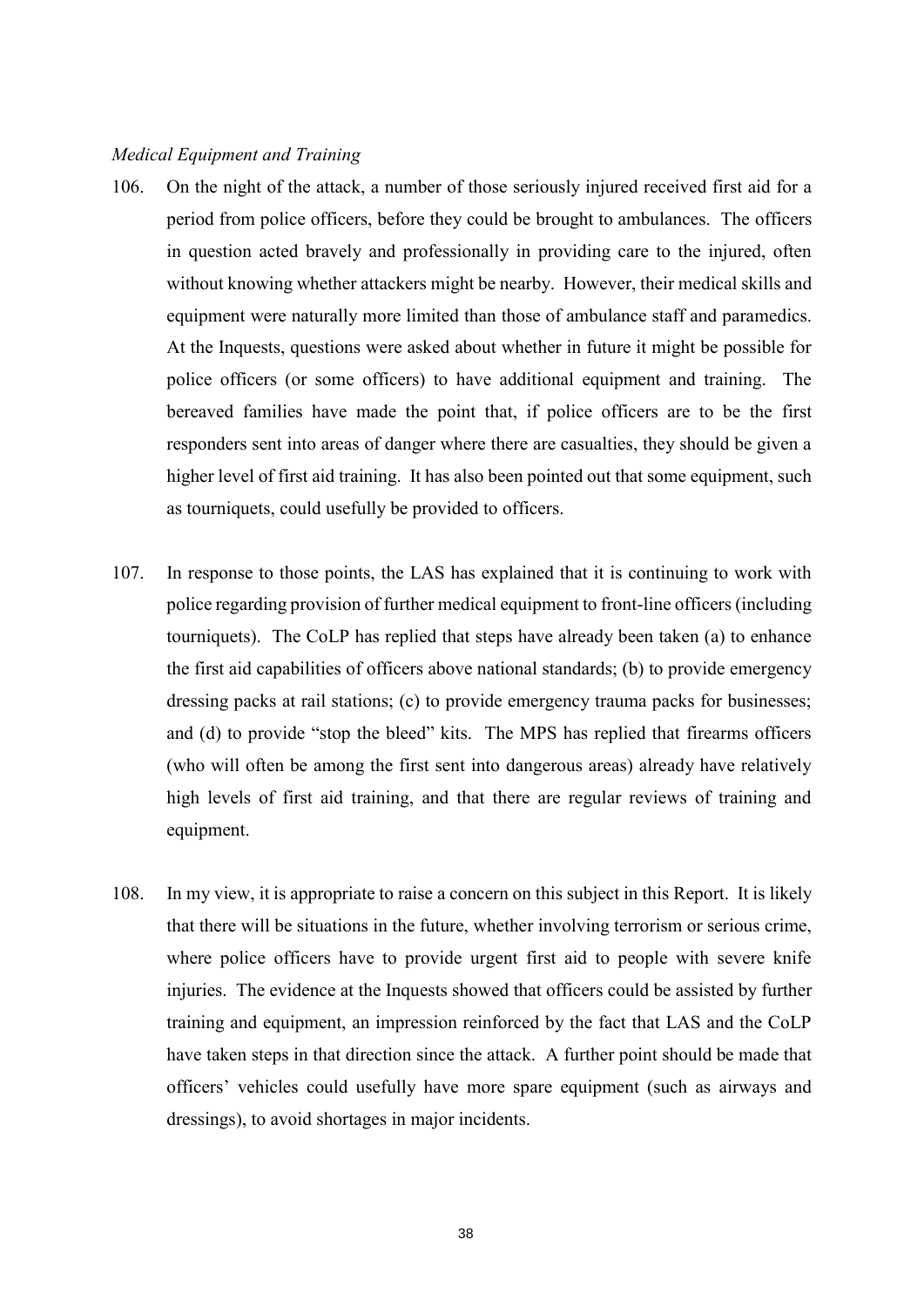*Medical Equipment and Training*

106. On the night of the attack, a number of those seriously injured received first aid for a period from police officers, before they could be brought to ambulances. The officers in question acted bravely and professionally in providing care to the injured, often without knowing whether attackers might be nearby. However, their medical skills and equipment were naturally more limited than those of ambulance staff and paramedics. At the Inquests, questions were asked about whether in future it might be possible for police officers (or some officers) to have additional equipment and training. The bereaved families have made the point that, if police officers are to be the first responders sent into areas of danger where there are casualties, they should be given a higher level of first aid training. It has also been pointed out that some equipment, such as tourniquets, could usefully be provided to officers.

107. In response to those points, the LAS has explained that it is continuing to work with police regarding provision of further medical equipment to front-line officers (including tourniquets). The CoLP has replied that steps have already been taken (a) to enhance the first aid capabilities of officers above national standards; (b) to provide emergency dressing packs at rail stations; (c) to provide emergency trauma packs for businesses; and (d) to provide "stop the bleed" kits. The MPS has replied that firearms officers (who will often be among the first sent into dangerous areas) already have relatively high levels of first aid training, and that there are regular reviews of training and equipment.

108. In my view, it is appropriate to raise a concern on this subject in this Report. It is likely that there will be situations in the future, whether involving terrorism or serious crime, where police officers have to provide urgent first aid to people with severe knife injuries. The evidence at the Inquests showed that officers could be assisted by further training and equipment, an impression reinforced by the fact that LAS and the CoLP have taken steps in that direction since the attack. A further point should be made that officers' vehicles could usefully have more spare equipment (such as airways and dressings), to avoid shortages in major incidents.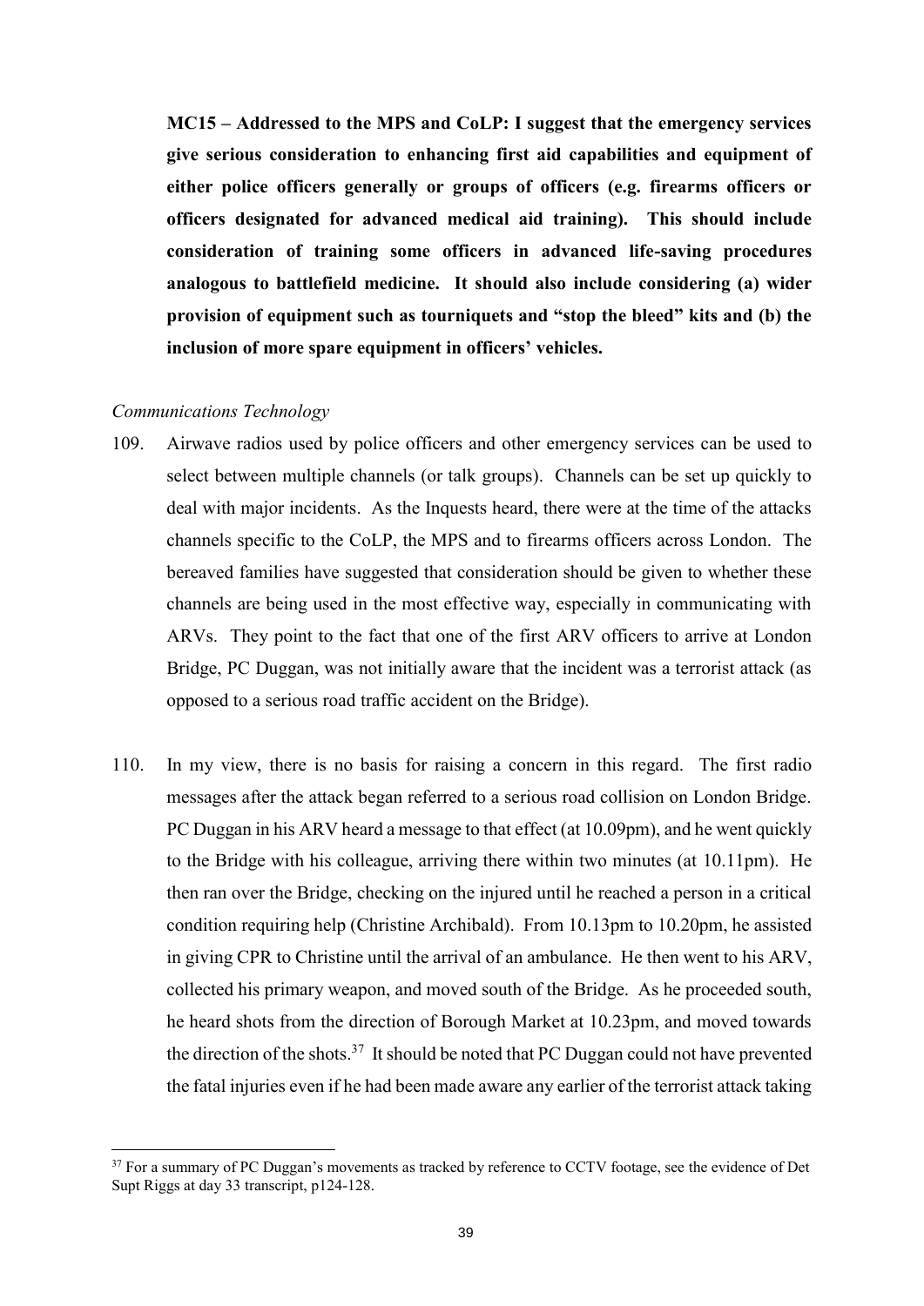**MC15 – Addressed to the MPS and CoLP: I suggest that the emergency services give serious consideration to enhancing first aid capabilities and equipment of either police officers generally or groups of officers (e.g. firearms officers or officers designated for advanced medical aid training). This should include consideration of training some officers in advanced life-saving procedures analogous to battlefield medicine. It should also include considering (a) wider provision of equipment such as tourniquets and "stop the bleed" kits and (b) the inclusion of more spare equipment in officers' vehicles.**

*Communications Technology*

109. Airwave radios used by police officers and other emergency services can be used to select between multiple channels (or talk groups). Channels can be set up quickly to deal with major incidents. As the Inquests heard, there were at the time of the attacks channels specific to the CoLP, the MPS and to firearms officers across London. The bereaved families have suggested that consideration should be given to whether these channels are being used in the most effective way, especially in communicating with ARVs. They point to the fact that one of the first ARV officers to arrive at London Bridge, PC Duggan, was not initially aware that the incident was a terrorist attack (as opposed to a serious road traffic accident on the Bridge).

110. In my view, there is no basis for raising a concern in this regard. The first radio messages after the attack began referred to a serious road collision on London Bridge. PC Duggan in his ARV heard a message to that effect (at 10.09pm), and he went quickly to the Bridge with his colleague, arriving there within two minutes (at 10.11pm). He then ran over the Bridge, checking on the injured until he reached a person in a critical condition requiring help (Christine Archibald). From 10.13pm to 10.20pm, he assisted in giving CPR to Christine until the arrival of an ambulance. He then went to his ARV, collected his primary weapon, and moved south of the Bridge. As he proceeded south, he heard shots from the direction of Borough Market at 10.23pm, and moved towards the direction of the shots.[37] It should be noted that PC Duggan could not have prevented the fatal injuries even if he had been made aware any earlier of the terrorist attack taking

[37] For a summary of PC Duggan's movements as tracked by reference to CCTV footage, see the evidence of Det Supt Riggs at day 33 transcript, p124-128.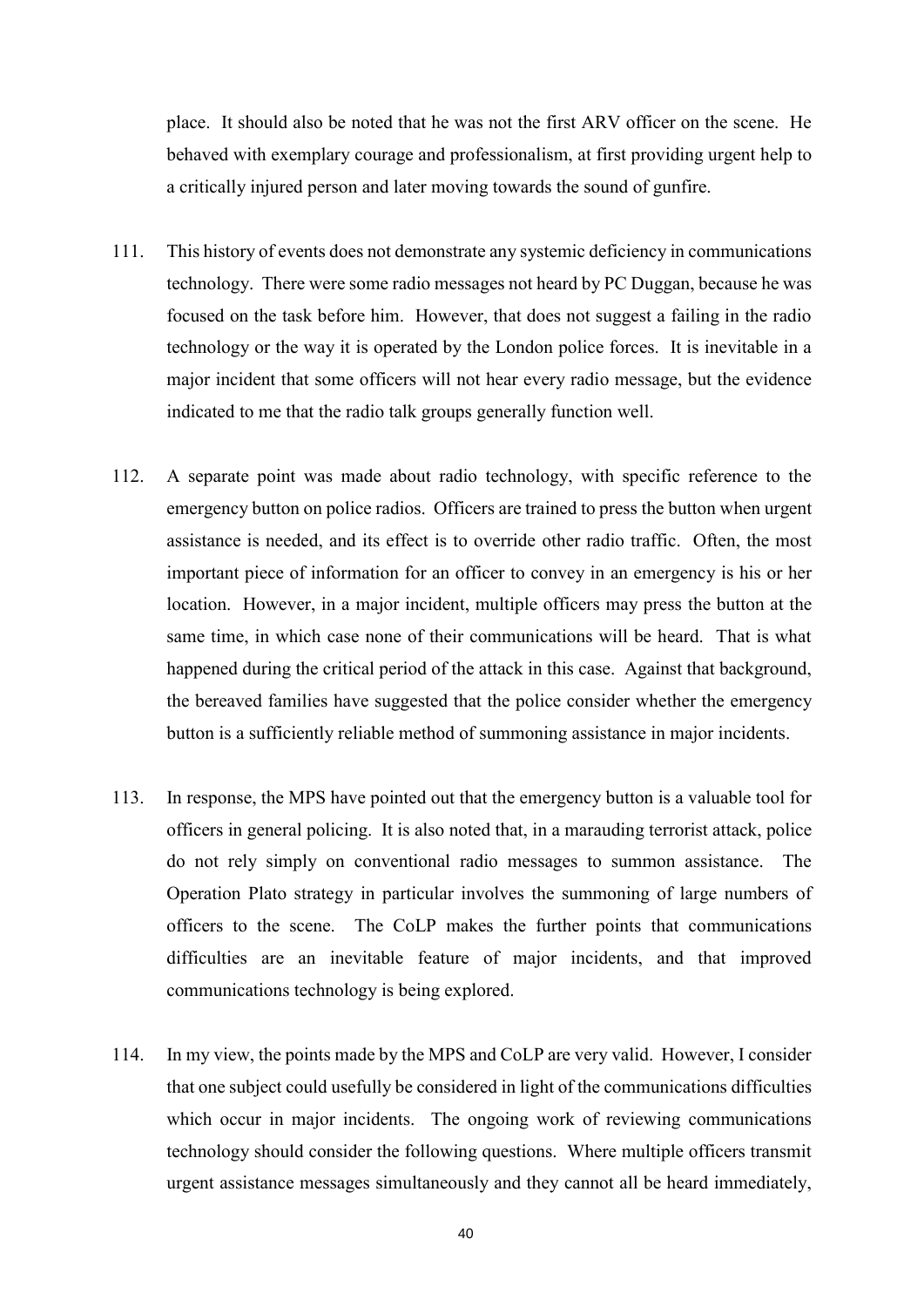place. It should also be noted that he was not the first ARV officer on the scene. He behaved with exemplary courage and professionalism, at first providing urgent help to a critically injured person and later moving towards the sound of gunfire.

111. This history of events does not demonstrate any systemic deficiency in communications technology. There were some radio messages not heard by PC Duggan, because he was focused on the task before him. However, that does not suggest a failing in the radio technology or the way it is operated by the London police forces. It is inevitable in a major incident that some officers will not hear every radio message, but the evidence indicated to me that the radio talk groups generally function well.

112. A separate point was made about radio technology, with specific reference to the emergency button on police radios. Officers are trained to press the button when urgent assistance is needed, and its effect is to override other radio traffic. Often, the most important piece of information for an officer to convey in an emergency is his or her location. However, in a major incident, multiple officers may press the button at the same time, in which case none of their communications will be heard. That is what happened during the critical period of the attack in this case. Against that background, the bereaved families have suggested that the police consider whether the emergency button is a sufficiently reliable method of summoning assistance in major incidents.

113. In response, the MPS have pointed out that the emergency button is a valuable tool for officers in general policing. It is also noted that, in a marauding terrorist attack, police do not rely simply on conventional radio messages to summon assistance. The Operation Plato strategy in particular involves the summoning of large numbers of officers to the scene. The CoLP makes the further points that communications difficulties are an inevitable feature of major incidents, and that improved communications technology is being explored.

114. In my view, the points made by the MPS and CoLP are very valid. However, I consider that one subject could usefully be considered in light of the communications difficulties which occur in major incidents. The ongoing work of reviewing communications technology should consider the following questions. Where multiple officers transmit urgent assistance messages simultaneously and they cannot all be heard immediately,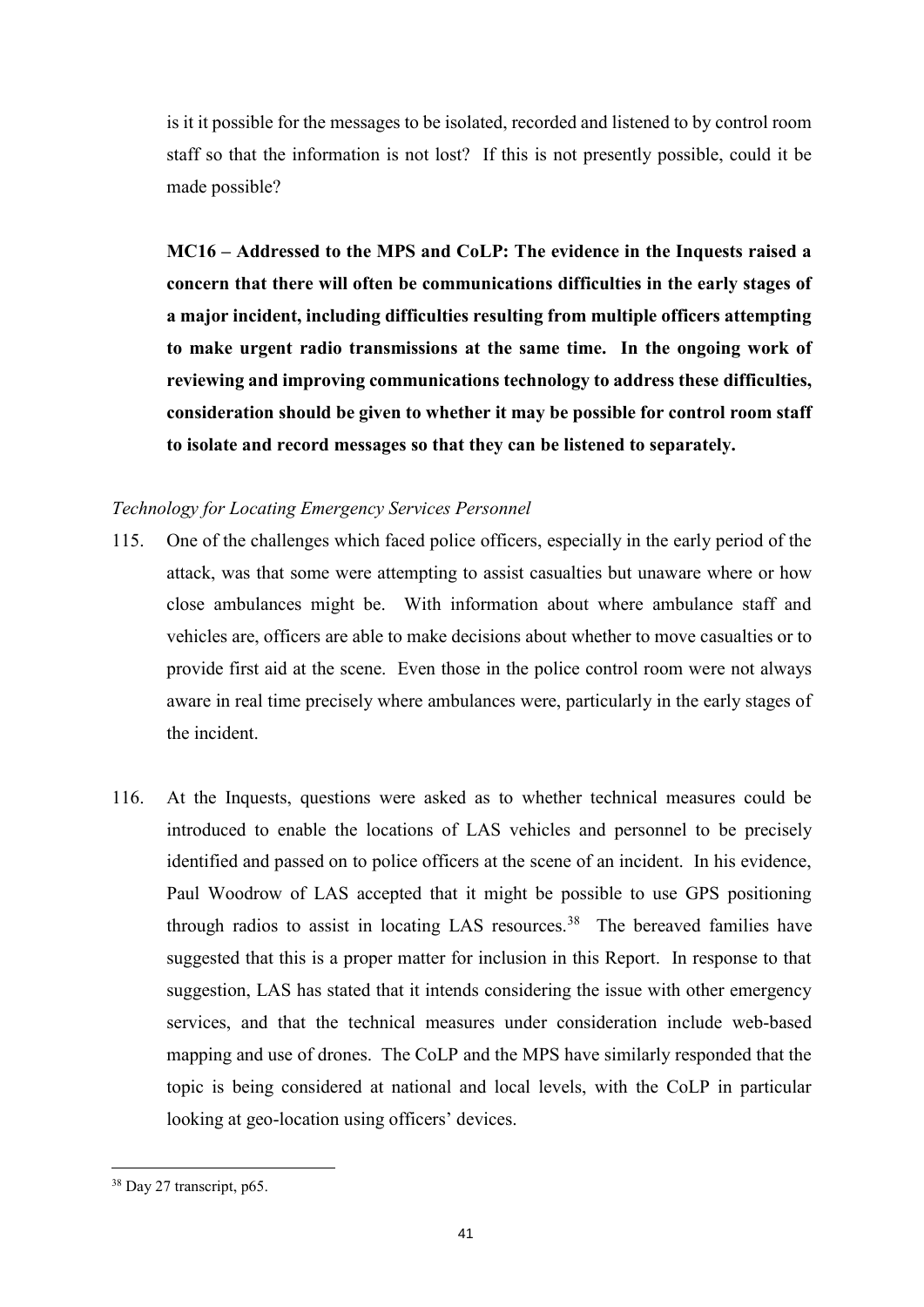is it it possible for the messages to be isolated, recorded and listened to by control room staff so that the information is not lost? If this is not presently possible, could it be made possible?

**MC16 – Addressed to the MPS and CoLP: The evidence in the Inquests raised a concern that there will often be communications difficulties in the early stages of a major incident, including difficulties resulting from multiple officers attempting to make urgent radio transmissions at the same time. In the ongoing work of reviewing and improving communications technology to address these difficulties, consideration should be given to whether it may be possible for control room staff to isolate and record messages so that they can be listened to separately.**

*Technology for Locating Emergency Services Personnel*

115. One of the challenges which faced police officers, especially in the early period of the attack, was that some were attempting to assist casualties but unaware where or how close ambulances might be. With information about where ambulance staff and vehicles are, officers are able to make decisions about whether to move casualties or to provide first aid at the scene. Even those in the police control room were not always aware in real time precisely where ambulances were, particularly in the early stages of the incident.

116. At the Inquests, questions were asked as to whether technical measures could be introduced to enable the locations of LAS vehicles and personnel to be precisely identified and passed on to police officers at the scene of an incident. In his evidence, Paul Woodrow of LAS accepted that it might be possible to use GPS positioning through radios to assist in locating LAS resources.[38] The bereaved families have suggested that this is a proper matter for inclusion in this Report. In response to that suggestion, LAS has stated that it intends considering the issue with other emergency services, and that the technical measures under consideration include web-based mapping and use of drones. The CoLP and the MPS have similarly responded that the topic is being considered at national and local levels, with the CoLP in particular looking at geo-location using officers' devices.

[38] Day 27 transcript, p65.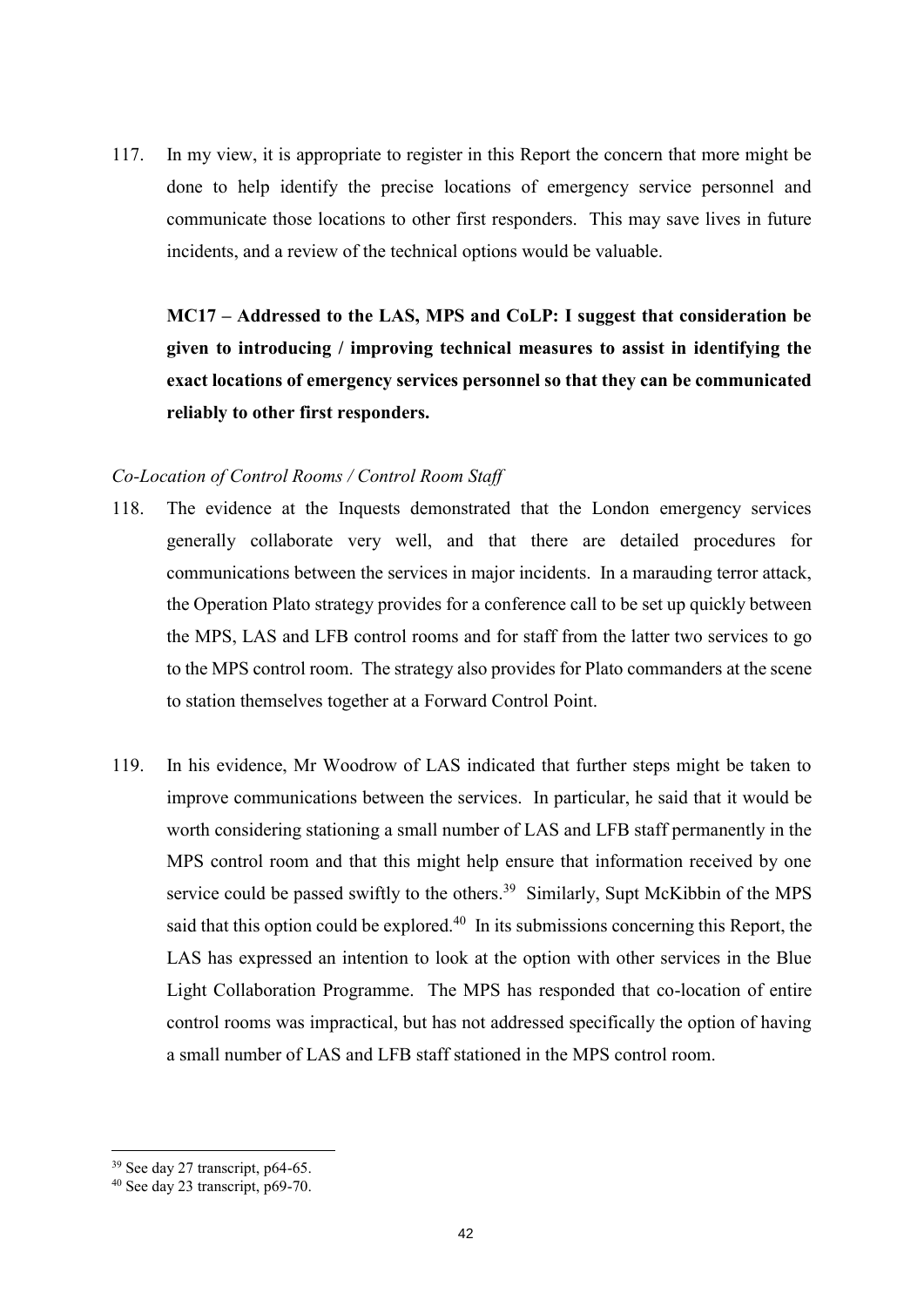117. In my view, it is appropriate to register in this Report the concern that more might be done to help identify the precise locations of emergency service personnel and communicate those locations to other first responders. This may save lives in future incidents, and a review of the technical options would be valuable.

**MC17 – Addressed to the LAS, MPS and CoLP: I suggest that consideration be given to introducing / improving technical measures to assist in identifying the exact locations of emergency services personnel so that they can be communicated reliably to other first responders.**

*Co-Location of Control Rooms / Control Room Staff*

118. The evidence at the Inquests demonstrated that the London emergency services generally collaborate very well, and that there are detailed procedures for communications between the services in major incidents. In a marauding terror attack, the Operation Plato strategy provides for a conference call to be set up quickly between the MPS, LAS and LFB control rooms and for staff from the latter two services to go to the MPS control room. The strategy also provides for Plato commanders at the scene to station themselves together at a Forward Control Point.

119. In his evidence, Mr Woodrow of LAS indicated that further steps might be taken to improve communications between the services. In particular, he said that it would be worth considering stationing a small number of LAS and LFB staff permanently in the MPS control room and that this might help ensure that information received by one service could be passed swiftly to the others.[39] Similarly, Supt McKibbin of the MPS said that this option could be explored.[40] In its submissions concerning this Report, the LAS has expressed an intention to look at the option with other services in the Blue Light Collaboration Programme. The MPS has responded that co-location of entire control rooms was impractical, but has not addressed specifically the option of having a small number of LAS and LFB staff stationed in the MPS control room.

[39] See day 27 transcript, p64-65.

[40] See day 23 transcript, p69-70.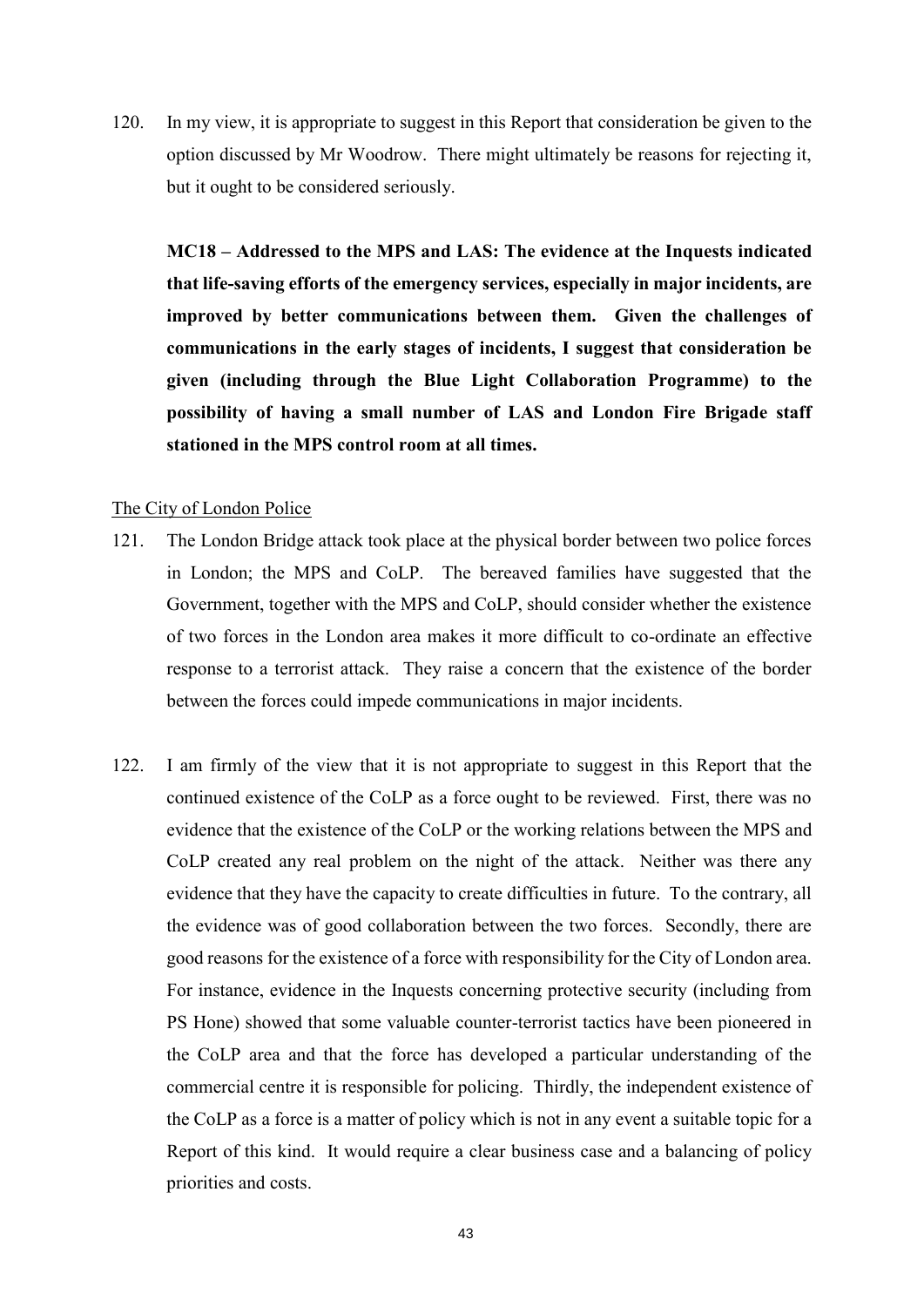120. In my view, it is appropriate to suggest in this Report that consideration be given to the option discussed by Mr Woodrow. There might ultimately be reasons for rejecting it, but it ought to be considered seriously.

**MC18 – Addressed to the MPS and LAS: The evidence at the Inquests indicated that life-saving efforts of the emergency services, especially in major incidents, are improved by better communications between them. Given the challenges of communications in the early stages of incidents, I suggest that consideration be given (including through the Blue Light Collaboration Programme) to the possibility of having a small number of LAS and London Fire Brigade staff stationed in the MPS control room at all times.**

The City of London Police

121. The London Bridge attack took place at the physical border between two police forces in London; the MPS and CoLP. The bereaved families have suggested that the Government, together with the MPS and CoLP, should consider whether the existence of two forces in the London area makes it more difficult to co-ordinate an effective response to a terrorist attack. They raise a concern that the existence of the border between the forces could impede communications in major incidents.

122. I am firmly of the view that it is not appropriate to suggest in this Report that the continued existence of the CoLP as a force ought to be reviewed. First, there was no evidence that the existence of the CoLP or the working relations between the MPS and CoLP created any real problem on the night of the attack. Neither was there any evidence that they have the capacity to create difficulties in future. To the contrary, all the evidence was of good collaboration between the two forces. Secondly, there are good reasons for the existence of a force with responsibility for the City of London area. For instance, evidence in the Inquests concerning protective security (including from PS Hone) showed that some valuable counter-terrorist tactics have been pioneered in the CoLP area and that the force has developed a particular understanding of the commercial centre it is responsible for policing. Thirdly, the independent existence of the CoLP as a force is a matter of policy which is not in any event a suitable topic for a Report of this kind. It would require a clear business case and a balancing of policy priorities and costs.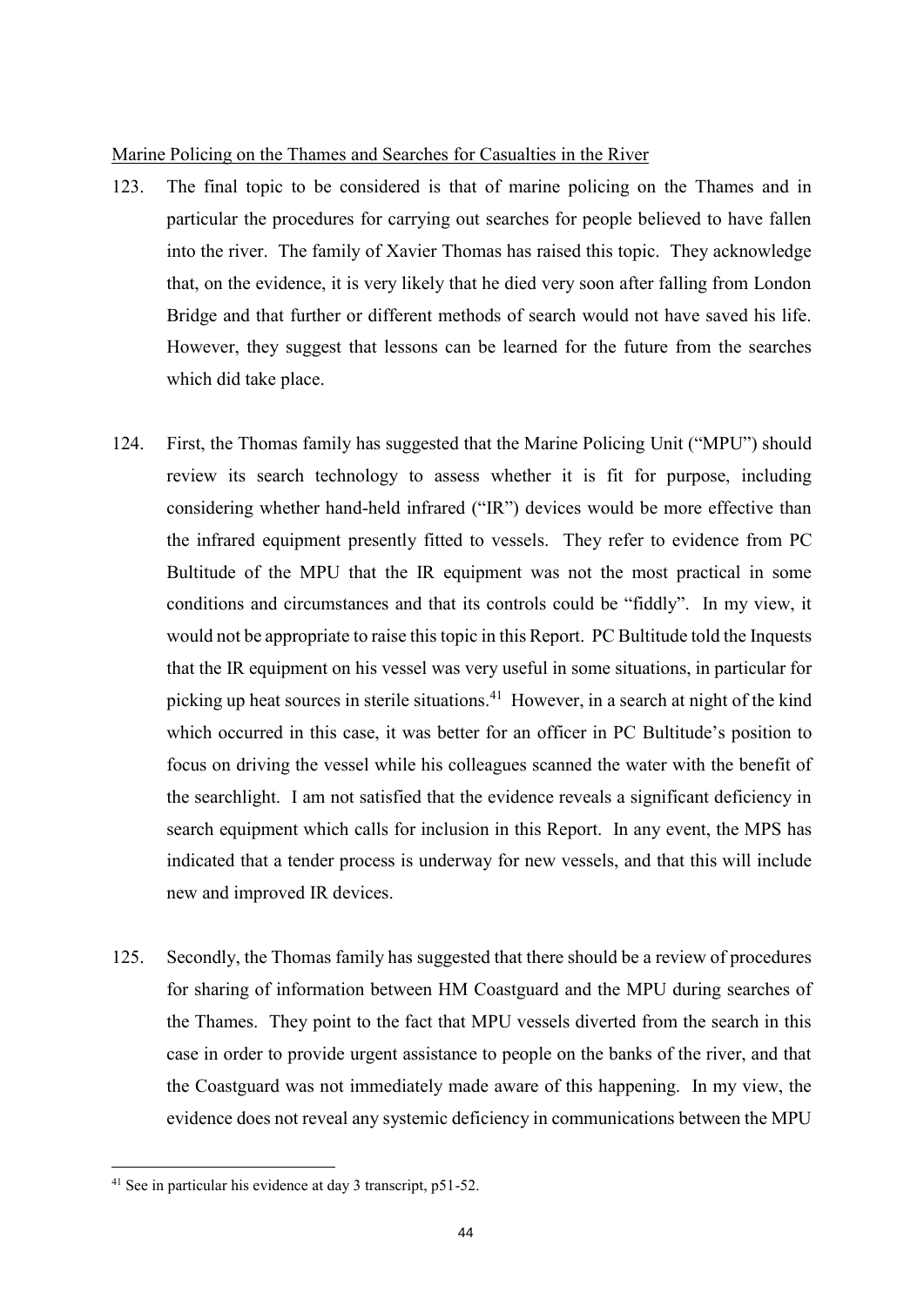Marine Policing on the Thames and Searches for Casualties in the River

123. The final topic to be considered is that of marine policing on the Thames and in particular the procedures for carrying out searches for people believed to have fallen into the river. The family of Xavier Thomas has raised this topic. They acknowledge that, on the evidence, it is very likely that he died very soon after falling from London Bridge and that further or different methods of search would not have saved his life. However, they suggest that lessons can be learned for the future from the searches which did take place.

124. First, the Thomas family has suggested that the Marine Policing Unit ("MPU") should review its search technology to assess whether it is fit for purpose, including considering whether hand-held infrared ("IR") devices would be more effective than the infrared equipment presently fitted to vessels. They refer to evidence from PC Bultitude of the MPU that the IR equipment was not the most practical in some conditions and circumstances and that its controls could be "fiddly". In my view, it would not be appropriate to raise this topic in this Report. PC Bultitude told the Inquests that the IR equipment on his vessel was very useful in some situations, in particular for picking up heat sources in sterile situations.[41] However, in a search at night of the kind which occurred in this case, it was better for an officer in PC Bultitude's position to focus on driving the vessel while his colleagues scanned the water with the benefit of the searchlight. I am not satisfied that the evidence reveals a significant deficiency in search equipment which calls for inclusion in this Report. In any event, the MPS has indicated that a tender process is underway for new vessels, and that this will include new and improved IR devices.

125. Secondly, the Thomas family has suggested that there should be a review of procedures for sharing of information between HM Coastguard and the MPU during searches of the Thames. They point to the fact that MPU vessels diverted from the search in this case in order to provide urgent assistance to people on the banks of the river, and that the Coastguard was not immediately made aware of this happening. In my view, the evidence does not reveal any systemic deficiency in communications between the MPU

[41] See in particular his evidence at day 3 transcript, p51-52.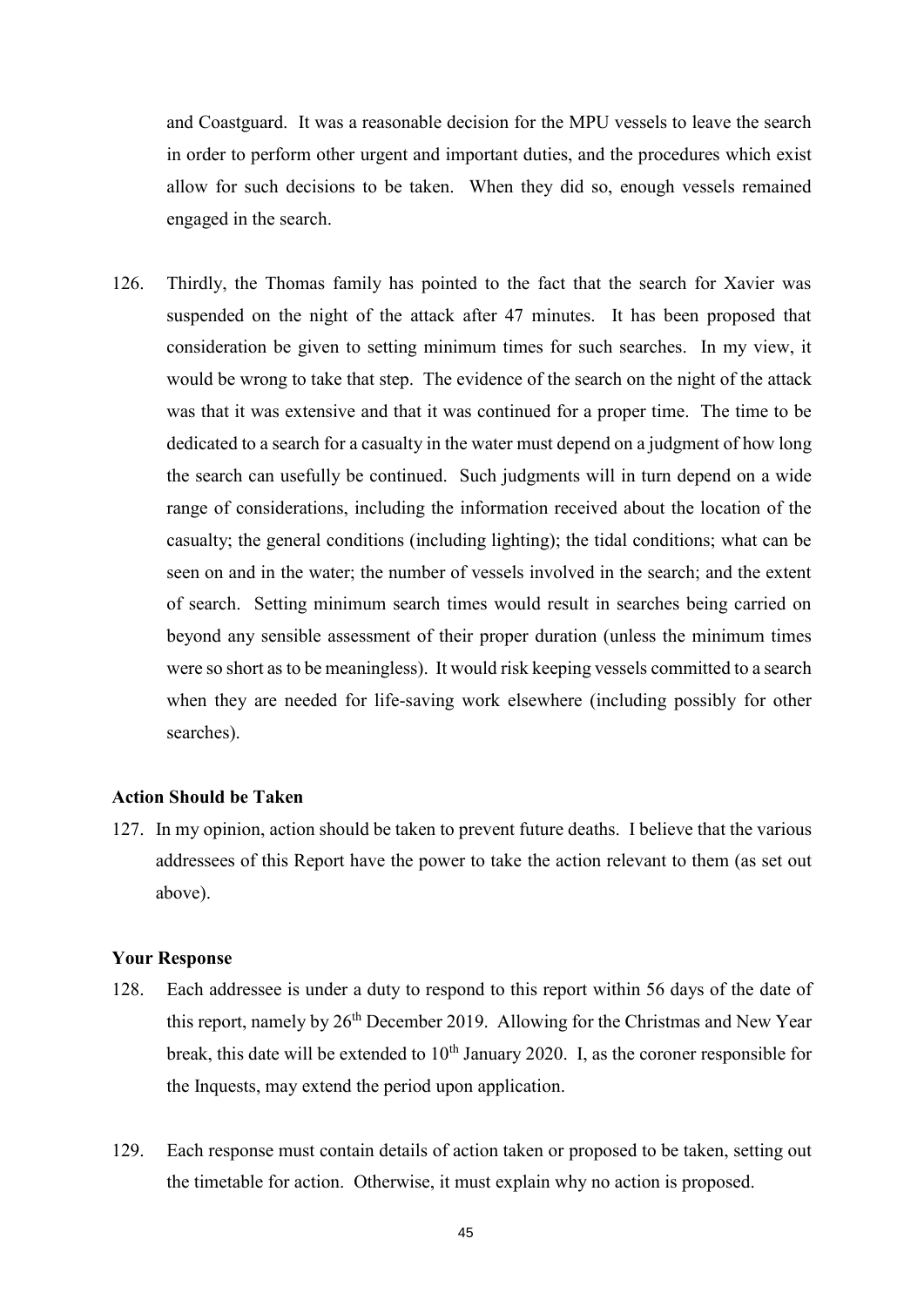and Coastguard. It was a reasonable decision for the MPU vessels to leave the search in order to perform other urgent and important duties, and the procedures which exist allow for such decisions to be taken. When they did so, enough vessels remained engaged in the search.

126. Thirdly, the Thomas family has pointed to the fact that the search for Xavier was suspended on the night of the attack after 47 minutes. It has been proposed that consideration be given to setting minimum times for such searches. In my view, it would be wrong to take that step. The evidence of the search on the night of the attack was that it was extensive and that it was continued for a proper time. The time to be dedicated to a search for a casualty in the water must depend on a judgment of how long the search can usefully be continued. Such judgments will in turn depend on a wide range of considerations, including the information received about the location of the casualty; the general conditions (including lighting); the tidal conditions; what can be seen on and in the water; the number of vessels involved in the search; and the extent of search. Setting minimum search times would result in searches being carried on beyond any sensible assessment of their proper duration (unless the minimum times were so short as to be meaningless). It would risk keeping vessels committed to a search when they are needed for life-saving work elsewhere (including possibly for other searches).

**Action Should be Taken**

127. In my opinion, action should be taken to prevent future deaths. I believe that the various addressees of this Report have the power to take the action relevant to them (as set out above).

**Your Response**

128. Each addressee is under a duty to respond to this report within 56 days of the date of this report, namely by 26th December 2019. Allowing for the Christmas and New Year break, this date will be extended to 10th January 2020. I, as the coroner responsible for the Inquests, may extend the period upon application.

129. Each response must contain details of action taken or proposed to be taken, setting out the timetable for action. Otherwise, it must explain why no action is proposed.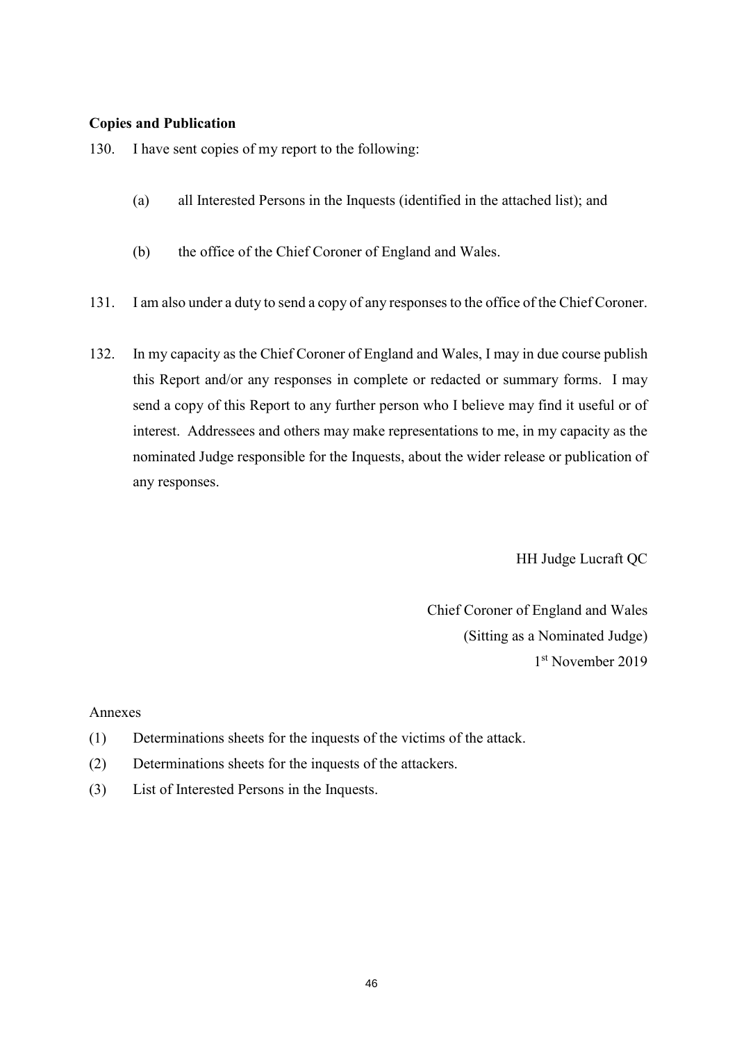**Copies and Publication**

130. I have sent copies of my report to the following:

   (a) all Interested Persons in the Inquests (identified in the attached list); and

   (b) the office of the Chief Coroner of England and Wales.

131. I am also under a duty to send a copy of any responses to the office of the Chief Coroner.

132. In my capacity as the Chief Coroner of England and Wales, I may in due course publish this Report and/or any responses in complete or redacted or summary forms. I may send a copy of this Report to any further person who I believe may find it useful or of interest. Addressees and others may make representations to me, in my capacity as the nominated Judge responsible for the Inquests, about the wider release or publication of any responses.

HH Judge Lucraft QC

Chief Coroner of England and Wales
(Sitting as a Nominated Judge)
1st November 2019

Annexes

(1) Determinations sheets for the inquests of the victims of the attack.
(2) Determinations sheets for the inquests of the attackers.
(3) List of Interested Persons in the Inquests.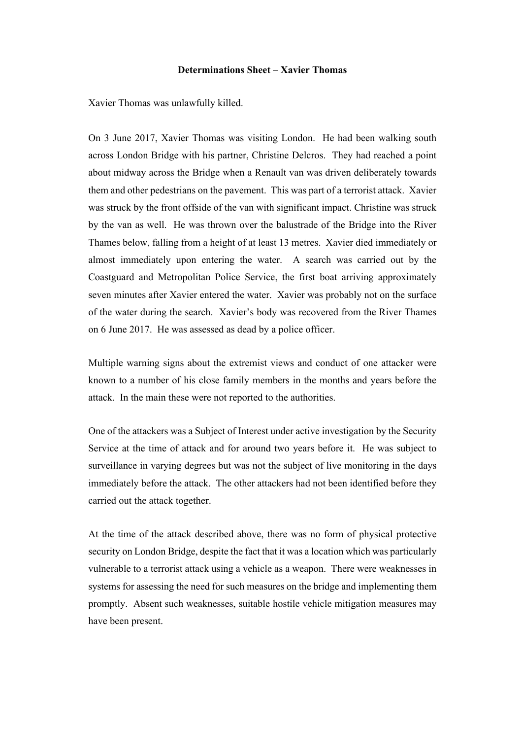**Determinations Sheet – Xavier Thomas**

Xavier Thomas was unlawfully killed.

On 3 June 2017, Xavier Thomas was visiting London. He had been walking south across London Bridge with his partner, Christine Delcros. They had reached a point about midway across the Bridge when a Renault van was driven deliberately towards them and other pedestrians on the pavement. This was part of a terrorist attack. Xavier was struck by the front offside of the van with significant impact. Christine was struck by the van as well. He was thrown over the balustrade of the Bridge into the River Thames below, falling from a height of at least 13 metres. Xavier died immediately or almost immediately upon entering the water. A search was carried out by the Coastguard and Metropolitan Police Service, the first boat arriving approximately seven minutes after Xavier entered the water. Xavier was probably not on the surface of the water during the search. Xavier's body was recovered from the River Thames on 6 June 2017. He was assessed as dead by a police officer.

Multiple warning signs about the extremist views and conduct of one attacker were known to a number of his close family members in the months and years before the attack. In the main these were not reported to the authorities.

One of the attackers was a Subject of Interest under active investigation by the Security Service at the time of attack and for around two years before it. He was subject to surveillance in varying degrees but was not the subject of live monitoring in the days immediately before the attack. The other attackers had not been identified before they carried out the attack together.

At the time of the attack described above, there was no form of physical protective security on London Bridge, despite the fact that it was a location which was particularly vulnerable to a terrorist attack using a vehicle as a weapon. There were weaknesses in systems for assessing the need for such measures on the bridge and implementing them promptly. Absent such weaknesses, suitable hostile vehicle mitigation measures may have been present.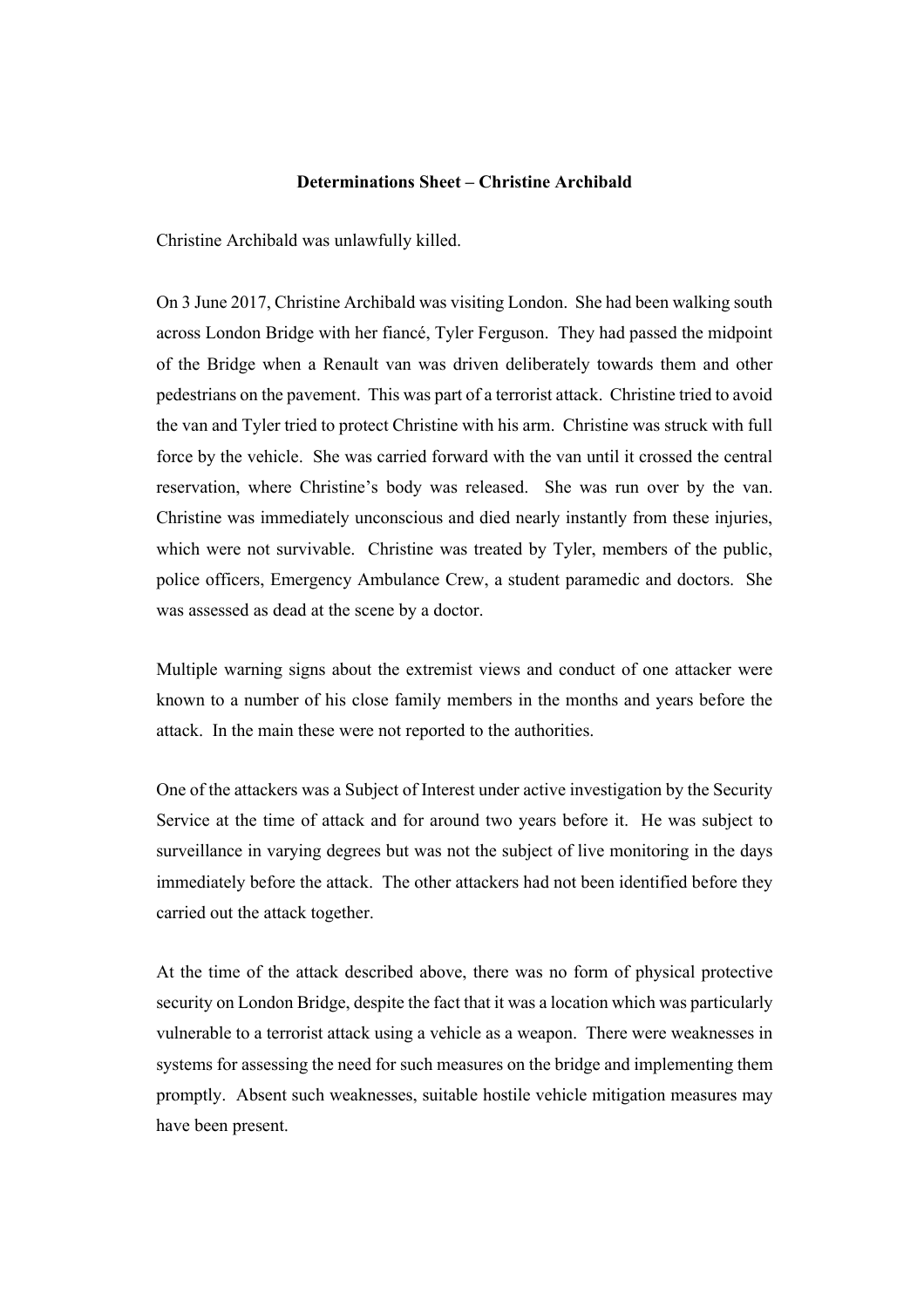**Determinations Sheet – Christine Archibald**

Christine Archibald was unlawfully killed.

On 3 June 2017, Christine Archibald was visiting London. She had been walking south across London Bridge with her fiancé, Tyler Ferguson. They had passed the midpoint of the Bridge when a Renault van was driven deliberately towards them and other pedestrians on the pavement. This was part of a terrorist attack. Christine tried to avoid the van and Tyler tried to protect Christine with his arm. Christine was struck with full force by the vehicle. She was carried forward with the van until it crossed the central reservation, where Christine's body was released. She was run over by the van. Christine was immediately unconscious and died nearly instantly from these injuries, which were not survivable. Christine was treated by Tyler, members of the public, police officers, Emergency Ambulance Crew, a student paramedic and doctors. She was assessed as dead at the scene by a doctor.

Multiple warning signs about the extremist views and conduct of one attacker were known to a number of his close family members in the months and years before the attack. In the main these were not reported to the authorities.

One of the attackers was a Subject of Interest under active investigation by the Security Service at the time of attack and for around two years before it. He was subject to surveillance in varying degrees but was not the subject of live monitoring in the days immediately before the attack. The other attackers had not been identified before they carried out the attack together.

At the time of the attack described above, there was no form of physical protective security on London Bridge, despite the fact that it was a location which was particularly vulnerable to a terrorist attack using a vehicle as a weapon. There were weaknesses in systems for assessing the need for such measures on the bridge and implementing them promptly. Absent such weaknesses, suitable hostile vehicle mitigation measures may have been present.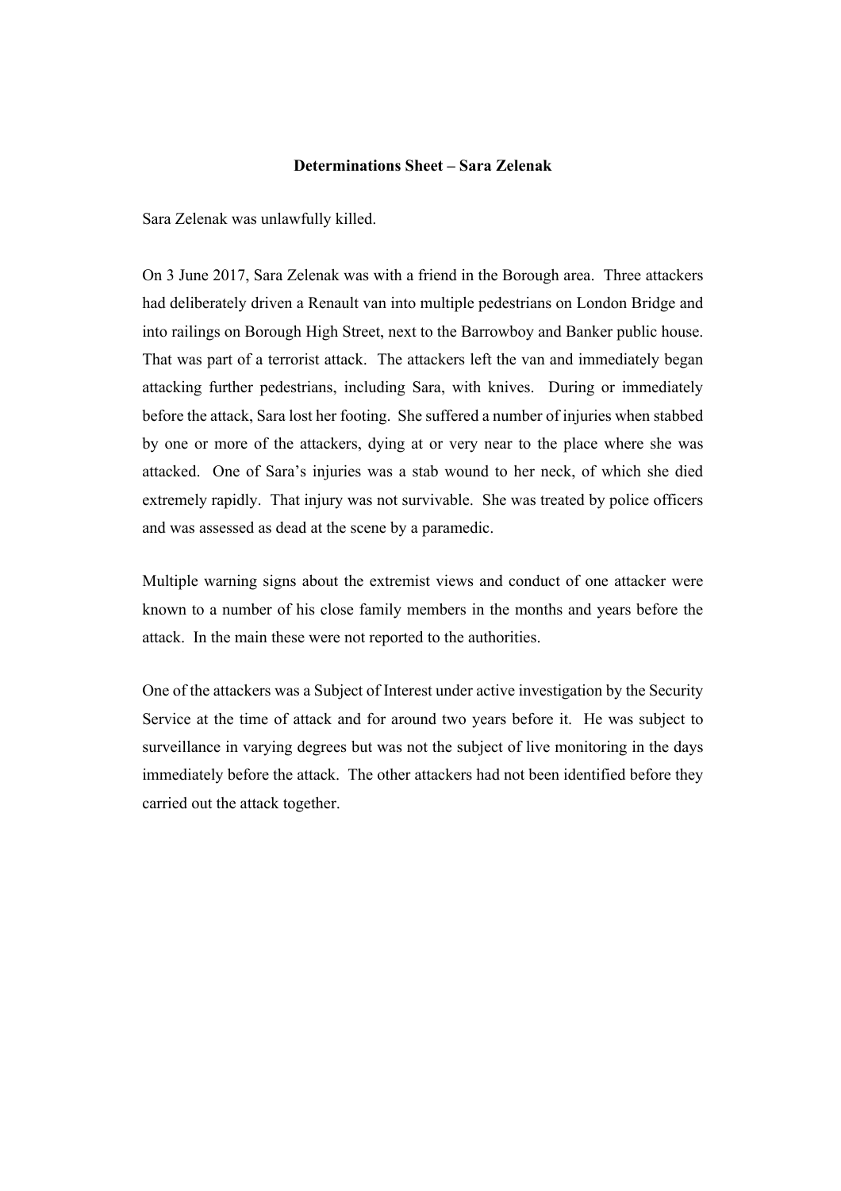**Determinations Sheet – Sara Zelenak**

Sara Zelenak was unlawfully killed.

On 3 June 2017, Sara Zelenak was with a friend in the Borough area. Three attackers had deliberately driven a Renault van into multiple pedestrians on London Bridge and into railings on Borough High Street, next to the Barrowboy and Banker public house. That was part of a terrorist attack. The attackers left the van and immediately began attacking further pedestrians, including Sara, with knives. During or immediately before the attack, Sara lost her footing. She suffered a number of injuries when stabbed by one or more of the attackers, dying at or very near to the place where she was attacked. One of Sara's injuries was a stab wound to her neck, of which she died extremely rapidly. That injury was not survivable. She was treated by police officers and was assessed as dead at the scene by a paramedic.

Multiple warning signs about the extremist views and conduct of one attacker were known to a number of his close family members in the months and years before the attack. In the main these were not reported to the authorities.

One of the attackers was a Subject of Interest under active investigation by the Security Service at the time of attack and for around two years before it. He was subject to surveillance in varying degrees but was not the subject of live monitoring in the days immediately before the attack. The other attackers had not been identified before they carried out the attack together.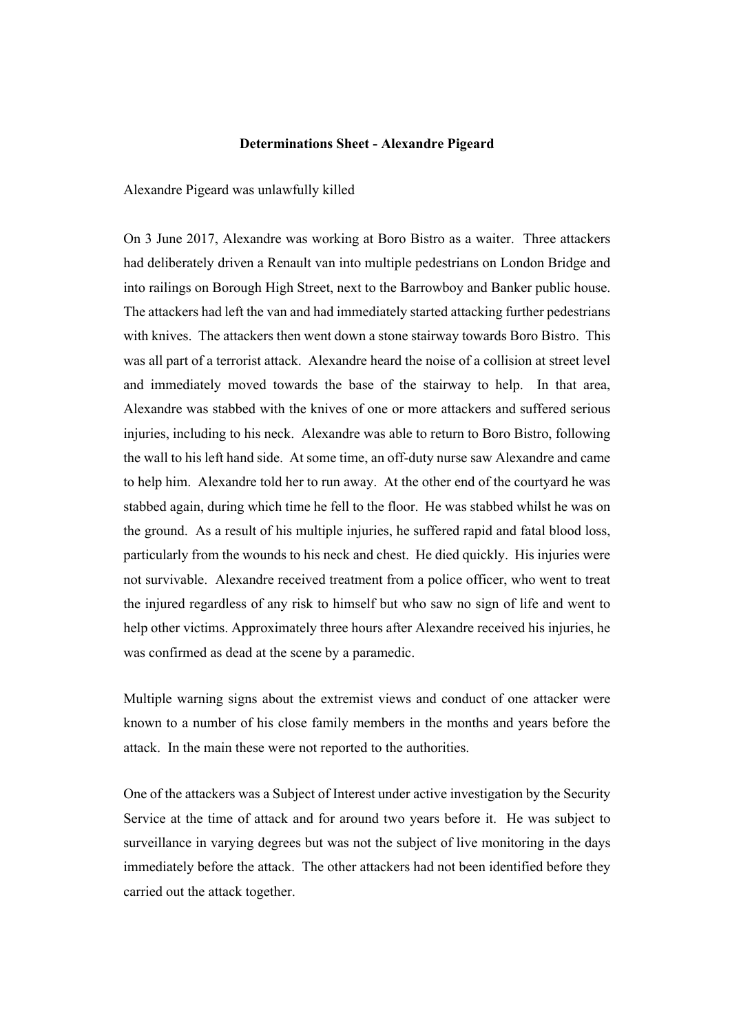**Determinations Sheet - Alexandre Pigeard**

Alexandre Pigeard was unlawfully killed

On 3 June 2017, Alexandre was working at Boro Bistro as a waiter. Three attackers had deliberately driven a Renault van into multiple pedestrians on London Bridge and into railings on Borough High Street, next to the Barrowboy and Banker public house. The attackers had left the van and had immediately started attacking further pedestrians with knives. The attackers then went down a stone stairway towards Boro Bistro. This was all part of a terrorist attack. Alexandre heard the noise of a collision at street level and immediately moved towards the base of the stairway to help. In that area, Alexandre was stabbed with the knives of one or more attackers and suffered serious injuries, including to his neck. Alexandre was able to return to Boro Bistro, following the wall to his left hand side. At some time, an off-duty nurse saw Alexandre and came to help him. Alexandre told her to run away. At the other end of the courtyard he was stabbed again, during which time he fell to the floor. He was stabbed whilst he was on the ground. As a result of his multiple injuries, he suffered rapid and fatal blood loss, particularly from the wounds to his neck and chest. He died quickly. His injuries were not survivable. Alexandre received treatment from a police officer, who went to treat the injured regardless of any risk to himself but who saw no sign of life and went to help other victims. Approximately three hours after Alexandre received his injuries, he was confirmed as dead at the scene by a paramedic.

Multiple warning signs about the extremist views and conduct of one attacker were known to a number of his close family members in the months and years before the attack. In the main these were not reported to the authorities.

One of the attackers was a Subject of Interest under active investigation by the Security Service at the time of attack and for around two years before it. He was subject to surveillance in varying degrees but was not the subject of live monitoring in the days immediately before the attack. The other attackers had not been identified before they carried out the attack together.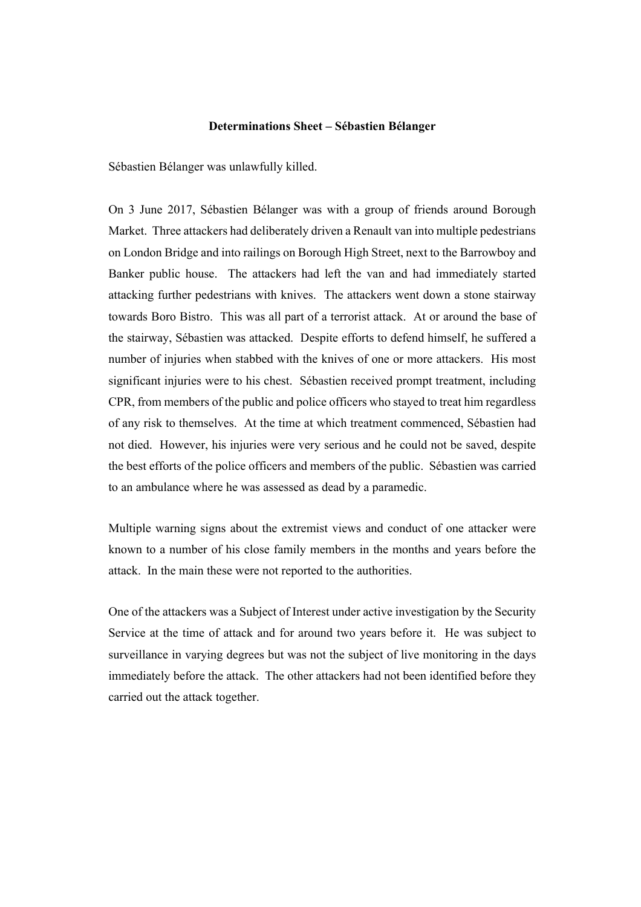**Determinations Sheet – Sébastien Bélanger**

Sébastien Bélanger was unlawfully killed.

On 3 June 2017, Sébastien Bélanger was with a group of friends around Borough Market. Three attackers had deliberately driven a Renault van into multiple pedestrians on London Bridge and into railings on Borough High Street, next to the Barrowboy and Banker public house. The attackers had left the van and had immediately started attacking further pedestrians with knives. The attackers went down a stone stairway towards Boro Bistro. This was all part of a terrorist attack. At or around the base of the stairway, Sébastien was attacked. Despite efforts to defend himself, he suffered a number of injuries when stabbed with the knives of one or more attackers. His most significant injuries were to his chest. Sébastien received prompt treatment, including CPR, from members of the public and police officers who stayed to treat him regardless of any risk to themselves. At the time at which treatment commenced, Sébastien had not died. However, his injuries were very serious and he could not be saved, despite the best efforts of the police officers and members of the public. Sébastien was carried to an ambulance where he was assessed as dead by a paramedic.

Multiple warning signs about the extremist views and conduct of one attacker were known to a number of his close family members in the months and years before the attack. In the main these were not reported to the authorities.

One of the attackers was a Subject of Interest under active investigation by the Security Service at the time of attack and for around two years before it. He was subject to surveillance in varying degrees but was not the subject of live monitoring in the days immediately before the attack. The other attackers had not been identified before they carried out the attack together.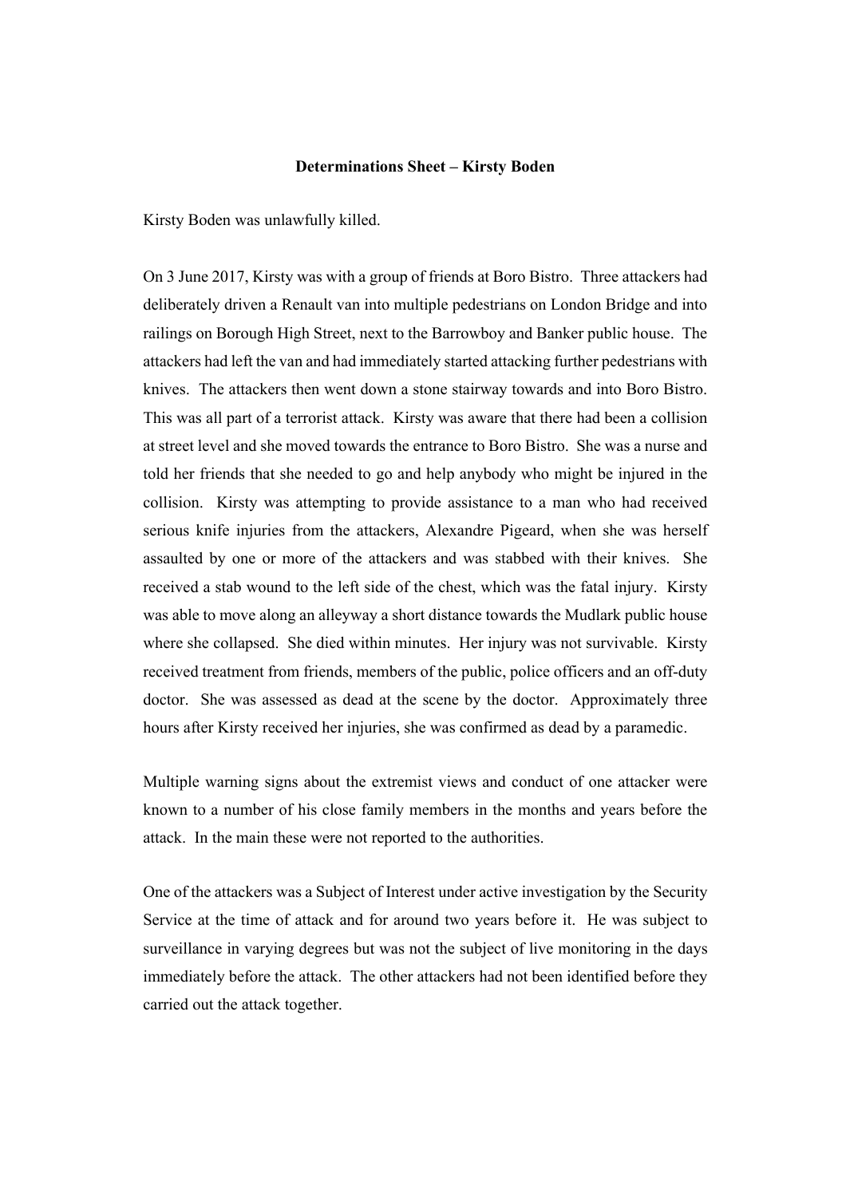**Determinations Sheet – Kirsty Boden**

Kirsty Boden was unlawfully killed.

On 3 June 2017, Kirsty was with a group of friends at Boro Bistro. Three attackers had deliberately driven a Renault van into multiple pedestrians on London Bridge and into railings on Borough High Street, next to the Barrowboy and Banker public house. The attackers had left the van and had immediately started attacking further pedestrians with knives. The attackers then went down a stone stairway towards and into Boro Bistro. This was all part of a terrorist attack. Kirsty was aware that there had been a collision at street level and she moved towards the entrance to Boro Bistro. She was a nurse and told her friends that she needed to go and help anybody who might be injured in the collision. Kirsty was attempting to provide assistance to a man who had received serious knife injuries from the attackers, Alexandre Pigeard, when she was herself assaulted by one or more of the attackers and was stabbed with their knives. She received a stab wound to the left side of the chest, which was the fatal injury. Kirsty was able to move along an alleyway a short distance towards the Mudlark public house where she collapsed. She died within minutes. Her injury was not survivable. Kirsty received treatment from friends, members of the public, police officers and an off-duty doctor. She was assessed as dead at the scene by the doctor. Approximately three hours after Kirsty received her injuries, she was confirmed as dead by a paramedic.

Multiple warning signs about the extremist views and conduct of one attacker were known to a number of his close family members in the months and years before the attack. In the main these were not reported to the authorities.

One of the attackers was a Subject of Interest under active investigation by the Security Service at the time of attack and for around two years before it. He was subject to surveillance in varying degrees but was not the subject of live monitoring in the days immediately before the attack. The other attackers had not been identified before they carried out the attack together.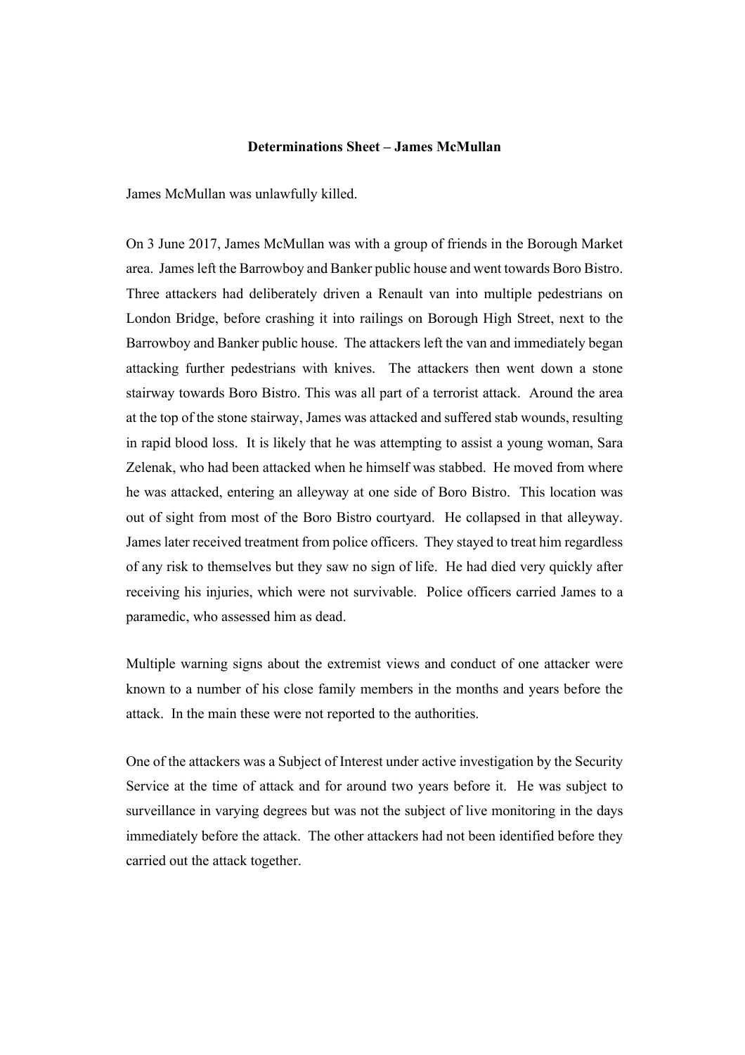**Determinations Sheet – James McMullan**

James McMullan was unlawfully killed.

On 3 June 2017, James McMullan was with a group of friends in the Borough Market area. James left the Barrowboy and Banker public house and went towards Boro Bistro. Three attackers had deliberately driven a Renault van into multiple pedestrians on London Bridge, before crashing it into railings on Borough High Street, next to the Barrowboy and Banker public house. The attackers left the van and immediately began attacking further pedestrians with knives. The attackers then went down a stone stairway towards Boro Bistro. This was all part of a terrorist attack. Around the area at the top of the stone stairway, James was attacked and suffered stab wounds, resulting in rapid blood loss. It is likely that he was attempting to assist a young woman, Sara Zelenak, who had been attacked when he himself was stabbed. He moved from where he was attacked, entering an alleyway at one side of Boro Bistro. This location was out of sight from most of the Boro Bistro courtyard. He collapsed in that alleyway. James later received treatment from police officers. They stayed to treat him regardless of any risk to themselves but they saw no sign of life. He had died very quickly after receiving his injuries, which were not survivable. Police officers carried James to a paramedic, who assessed him as dead.

Multiple warning signs about the extremist views and conduct of one attacker were known to a number of his close family members in the months and years before the attack. In the main these were not reported to the authorities.

One of the attackers was a Subject of Interest under active investigation by the Security Service at the time of attack and for around two years before it. He was subject to surveillance in varying degrees but was not the subject of live monitoring in the days immediately before the attack. The other attackers had not been identified before they carried out the attack together.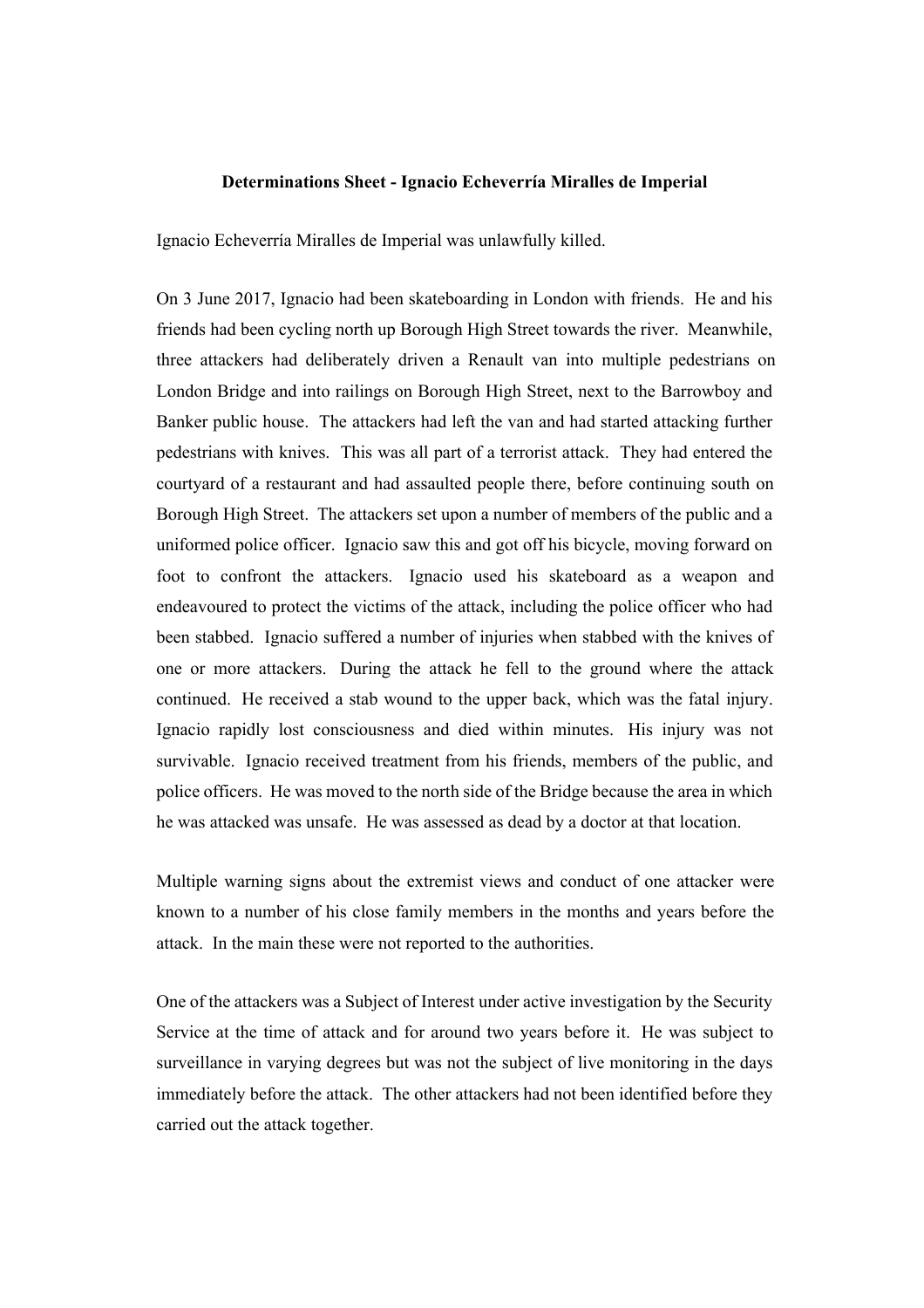**Determinations Sheet - Ignacio Echeverría Miralles de Imperial**

Ignacio Echeverría Miralles de Imperial was unlawfully killed.

On 3 June 2017, Ignacio had been skateboarding in London with friends. He and his friends had been cycling north up Borough High Street towards the river. Meanwhile, three attackers had deliberately driven a Renault van into multiple pedestrians on London Bridge and into railings on Borough High Street, next to the Barrowboy and Banker public house. The attackers had left the van and had started attacking further pedestrians with knives. This was all part of a terrorist attack. They had entered the courtyard of a restaurant and had assaulted people there, before continuing south on Borough High Street. The attackers set upon a number of members of the public and a uniformed police officer. Ignacio saw this and got off his bicycle, moving forward on foot to confront the attackers. Ignacio used his skateboard as a weapon and endeavoured to protect the victims of the attack, including the police officer who had been stabbed. Ignacio suffered a number of injuries when stabbed with the knives of one or more attackers. During the attack he fell to the ground where the attack continued. He received a stab wound to the upper back, which was the fatal injury. Ignacio rapidly lost consciousness and died within minutes. His injury was not survivable. Ignacio received treatment from his friends, members of the public, and police officers. He was moved to the north side of the Bridge because the area in which he was attacked was unsafe. He was assessed as dead by a doctor at that location.

Multiple warning signs about the extremist views and conduct of one attacker were known to a number of his close family members in the months and years before the attack. In the main these were not reported to the authorities.

One of the attackers was a Subject of Interest under active investigation by the Security Service at the time of attack and for around two years before it. He was subject to surveillance in varying degrees but was not the subject of live monitoring in the days immediately before the attack. The other attackers had not been identified before they carried out the attack together.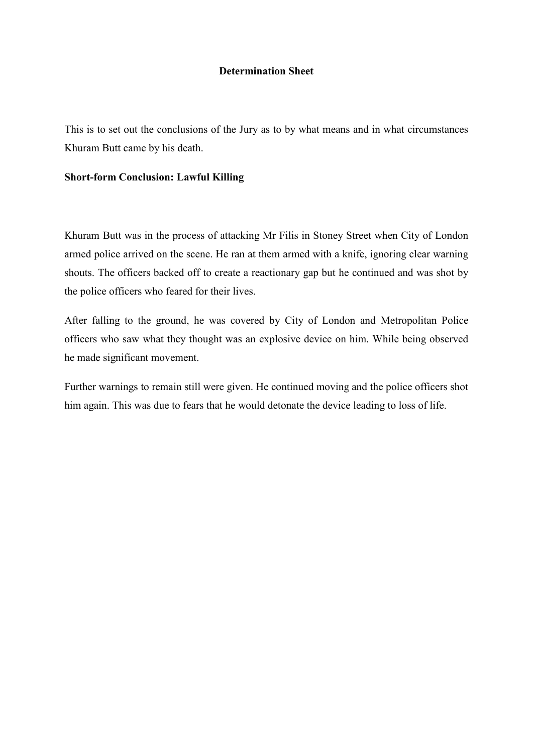**Determination Sheet**

This is to set out the conclusions of the Jury as to by what means and in what circumstances Khuram Butt came by his death.

**Short-form Conclusion: Lawful Killing**

Khuram Butt was in the process of attacking Mr Filis in Stoney Street when City of London armed police arrived on the scene. He ran at them armed with a knife, ignoring clear warning shouts. The officers backed off to create a reactionary gap but he continued and was shot by the police officers who feared for their lives.

After falling to the ground, he was covered by City of London and Metropolitan Police officers who saw what they thought was an explosive device on him. While being observed he made significant movement.

Further warnings to remain still were given. He continued moving and the police officers shot him again. This was due to fears that he would detonate the device leading to loss of life.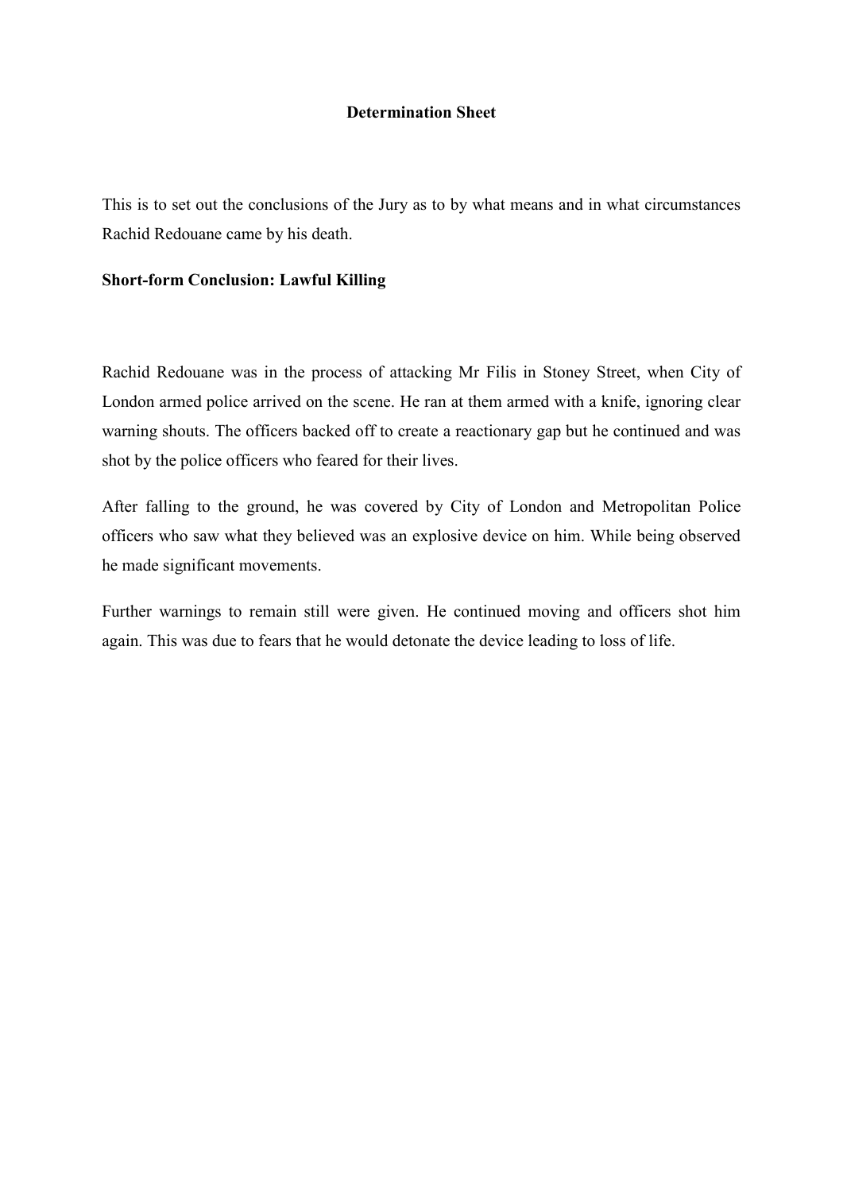# Determination Sheet

This is to set out the conclusions of the Jury as to by what means and in what circumstances Rachid Redouane came by his death.

**Short-form Conclusion: Lawful Killing**

Rachid Redouane was in the process of attacking Mr Filis in Stoney Street, when City of London armed police arrived on the scene. He ran at them armed with a knife, ignoring clear warning shouts. The officers backed off to create a reactionary gap but he continued and was shot by the police officers who feared for their lives.

After falling to the ground, he was covered by City of London and Metropolitan Police officers who saw what they believed was an explosive device on him. While being observed he made significant movements.

Further warnings to remain still were given. He continued moving and officers shot him again. This was due to fears that he would detonate the device leading to loss of life.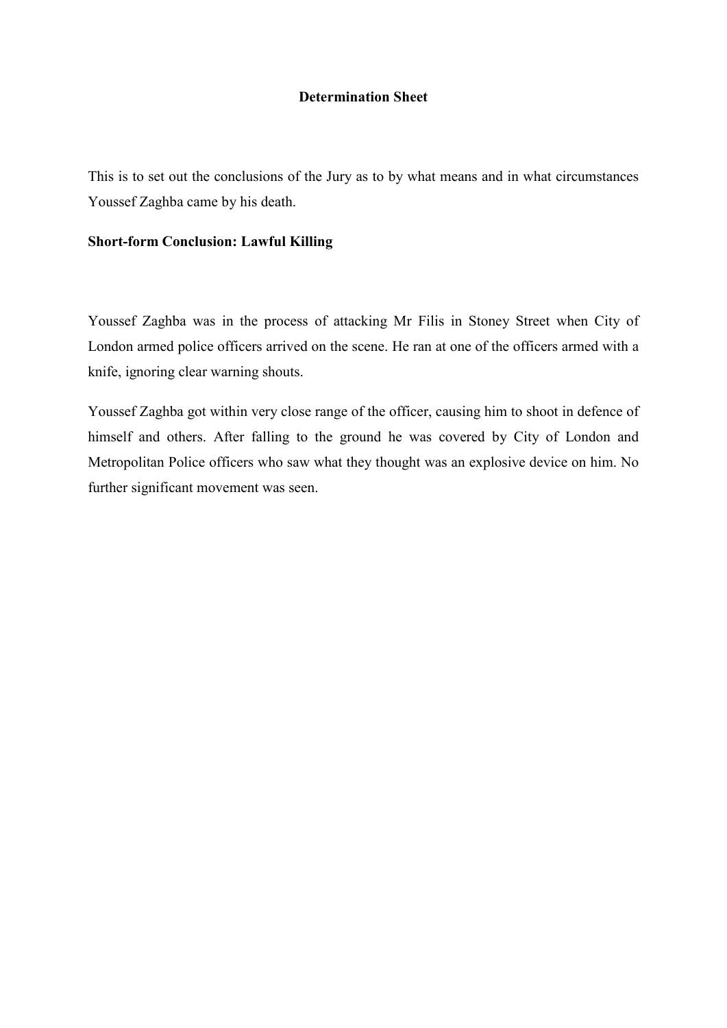**Determination Sheet**

This is to set out the conclusions of the Jury as to by what means and in what circumstances Youssef Zaghba came by his death.

**Short-form Conclusion: Lawful Killing**

Youssef Zaghba was in the process of attacking Mr Filis in Stoney Street when City of London armed police officers arrived on the scene. He ran at one of the officers armed with a knife, ignoring clear warning shouts.

Youssef Zaghba got within very close range of the officer, causing him to shoot in defence of himself and others. After falling to the ground he was covered by City of London and Metropolitan Police officers who saw what they thought was an explosive device on him. No further significant movement was seen.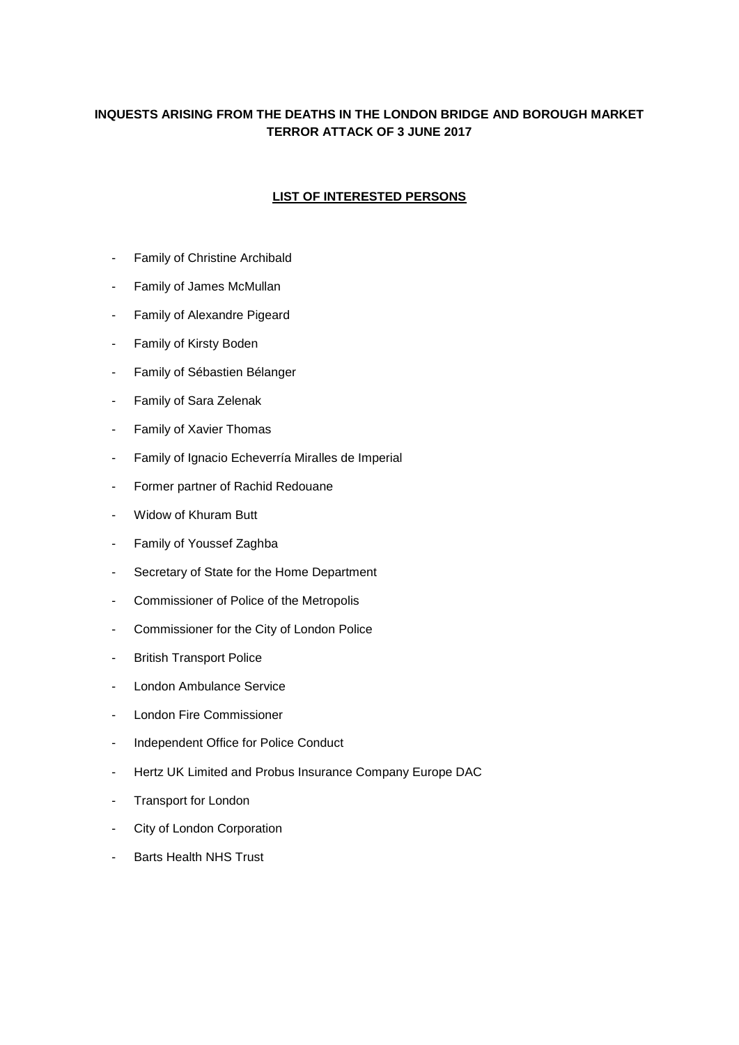**INQUESTS ARISING FROM THE DEATHS IN THE LONDON BRIDGE AND BOROUGH MARKET TERROR ATTACK OF 3 JUNE 2017**

**LIST OF INTERESTED PERSONS**

- Family of Christine Archibald
- Family of James McMullan
- Family of Alexandre Pigeard
- Family of Kirsty Boden
- Family of Sébastien Bélanger
- Family of Sara Zelenak
- Family of Xavier Thomas
- Family of Ignacio Echeverría Miralles de Imperial
- Former partner of Rachid Redouane
- Widow of Khuram Butt
- Family of Youssef Zaghba
- Secretary of State for the Home Department
- Commissioner of Police of the Metropolis
- Commissioner for the City of London Police
- British Transport Police
- London Ambulance Service
- London Fire Commissioner
- Independent Office for Police Conduct
- Hertz UK Limited and Probus Insurance Company Europe DAC
- Transport for London
- City of London Corporation
- Barts Health NHS Trust